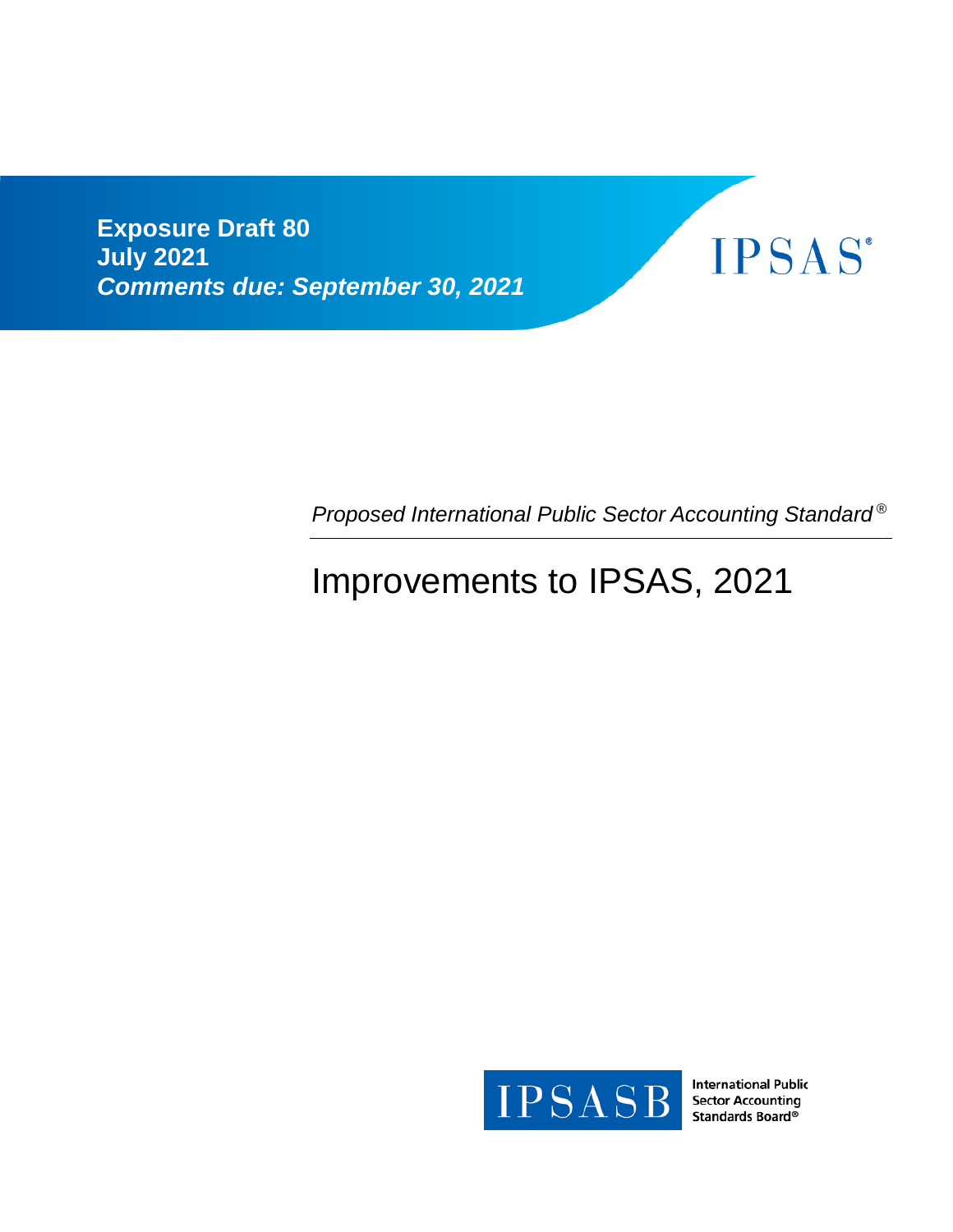**Exposure Draft 80**
**July 2021**
***Comments due: September 30, 2021***

IPSAS®

*Proposed International Public Sector Accounting Standard®*

# Improvements to IPSAS, 2021

IPSASB International Public Sector Accounting Standards Board®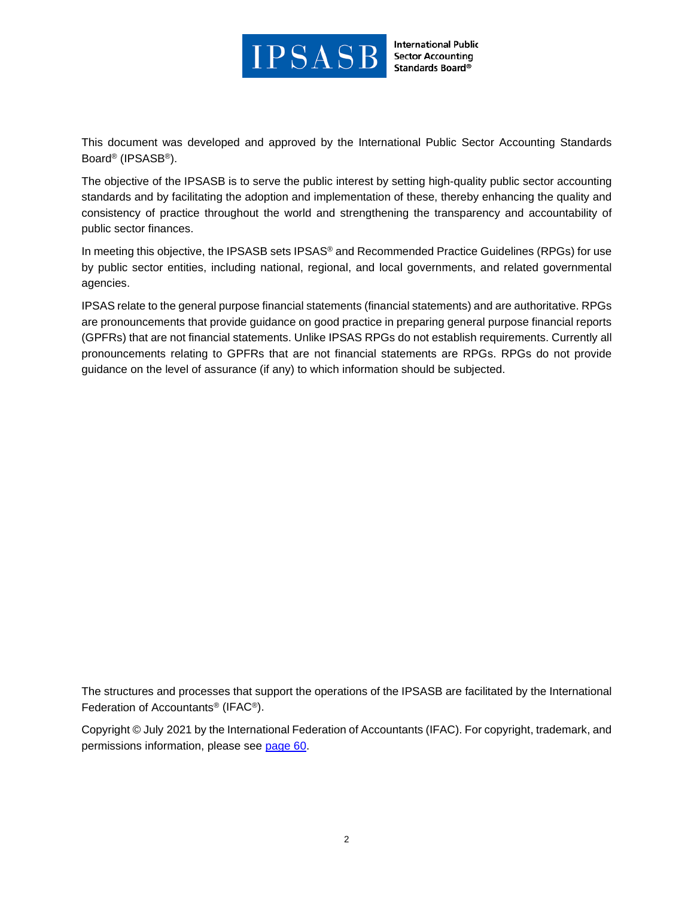This document was developed and approved by the International Public Sector Accounting Standards Board® (IPSASB®).

The objective of the IPSASB is to serve the public interest by setting high-quality public sector accounting standards and by facilitating the adoption and implementation of these, thereby enhancing the quality and consistency of practice throughout the world and strengthening the transparency and accountability of public sector finances.

In meeting this objective, the IPSASB sets IPSAS® and Recommended Practice Guidelines (RPGs) for use by public sector entities, including national, regional, and local governments, and related governmental agencies.

IPSAS relate to the general purpose financial statements (financial statements) and are authoritative. RPGs are pronouncements that provide guidance on good practice in preparing general purpose financial reports (GPFRs) that are not financial statements. Unlike IPSAS RPGs do not establish requirements. Currently all pronouncements relating to GPFRs that are not financial statements are RPGs. RPGs do not provide guidance on the level of assurance (if any) to which information should be subjected.

The structures and processes that support the operations of the IPSASB are facilitated by the International Federation of Accountants® (IFAC®).

Copyright © July 2021 by the International Federation of Accountants (IFAC). For copyright, trademark, and permissions information, please see page 60.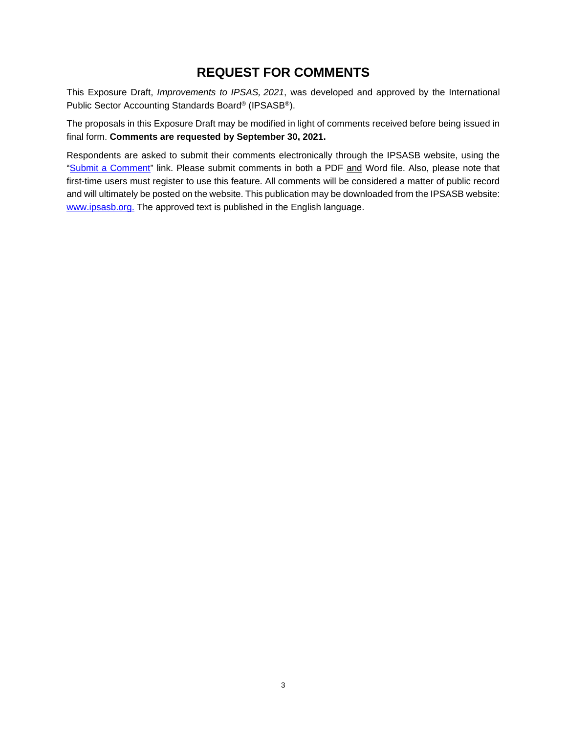# REQUEST FOR COMMENTS

This Exposure Draft, *Improvements to IPSAS, 2021*, was developed and approved by the International Public Sector Accounting Standards Board® (IPSASB®).

The proposals in this Exposure Draft may be modified in light of comments received before being issued in final form. **Comments are requested by September 30, 2021.**

Respondents are asked to submit their comments electronically through the IPSASB website, using the "Submit a Comment" link. Please submit comments in both a PDF and Word file. Also, please note that first-time users must register to use this feature. All comments will be considered a matter of public record and will ultimately be posted on the website. This publication may be downloaded from the IPSASB website: www.ipsasb.org. The approved text is published in the English language.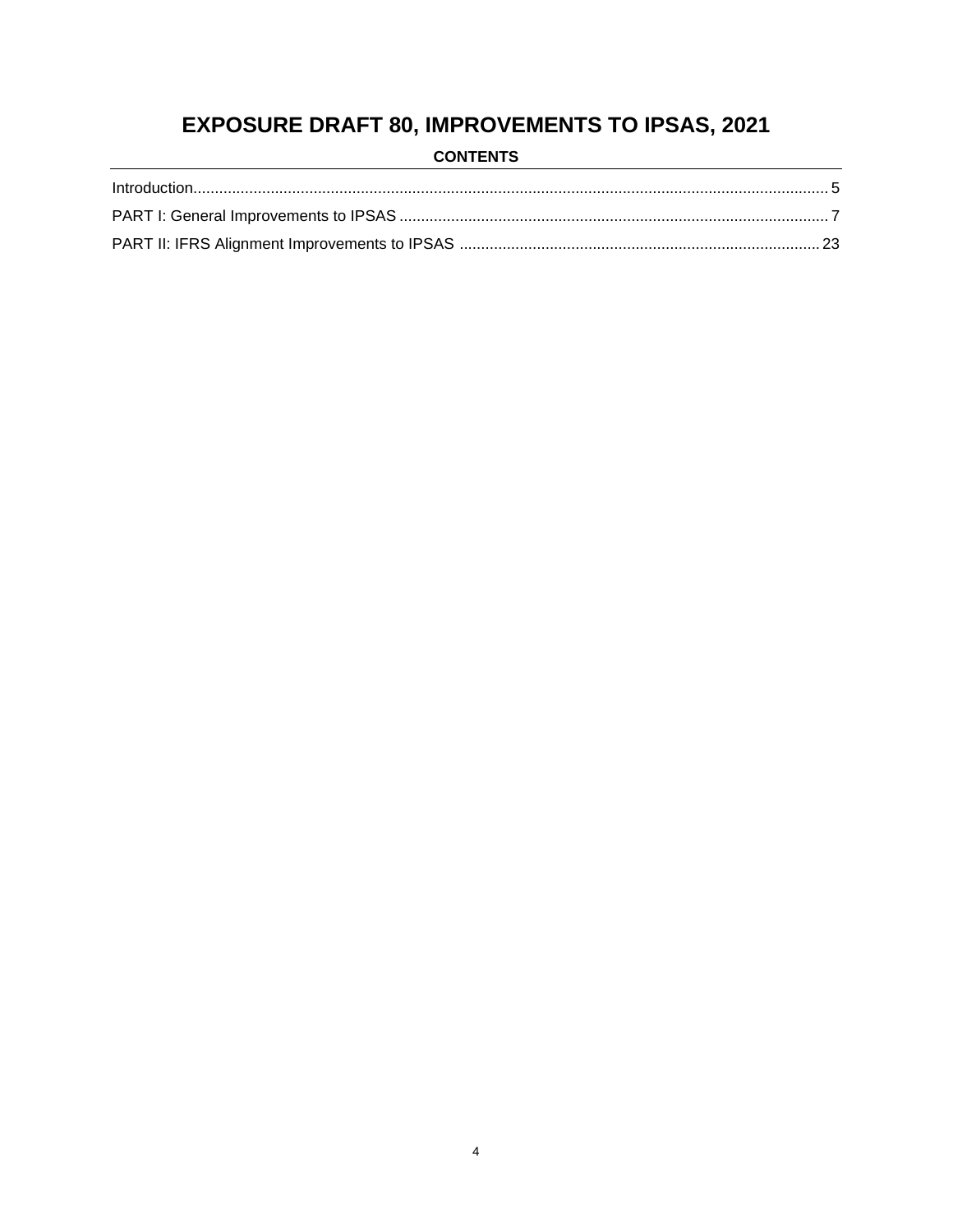# EXPOSURE DRAFT 80, IMPROVEMENTS TO IPSAS, 2021

**CONTENTS**

Introduction.................................................................................................................................................. 5

PART I: General Improvements to IPSAS .................................................................................................. 7

PART II: IFRS Alignment Improvements to IPSAS .................................................................................. 23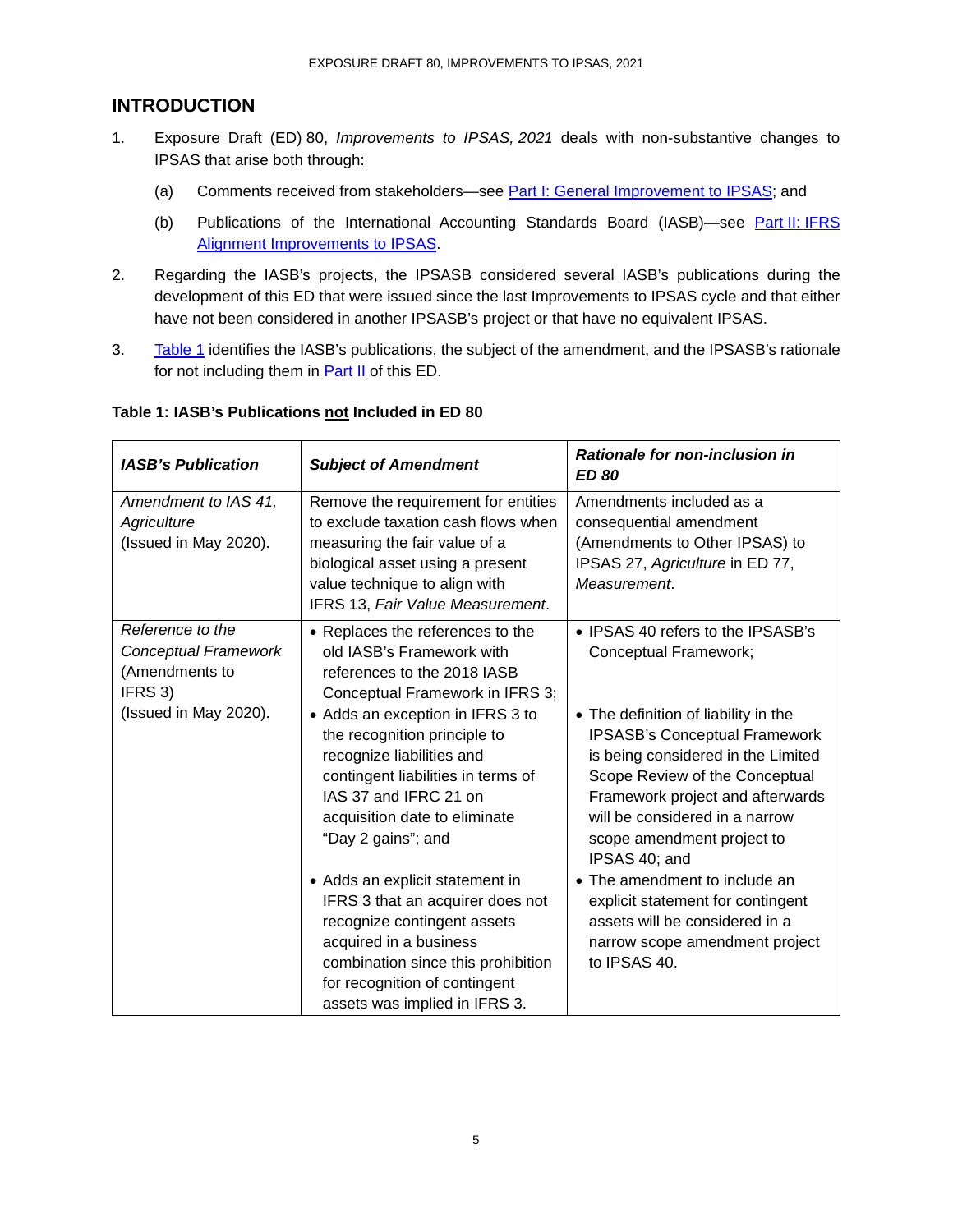## INTRODUCTION

1. Exposure Draft (ED) 80, *Improvements to IPSAS, 2021* deals with non-substantive changes to IPSAS that arise both through:

   (a) Comments received from stakeholders—see Part I: General Improvement to IPSAS; and

   (b) Publications of the International Accounting Standards Board (IASB)—see Part II: IFRS Alignment Improvements to IPSAS.

2. Regarding the IASB's projects, the IPSASB considered several IASB's publications during the development of this ED that were issued since the last Improvements to IPSAS cycle and that either have not been considered in another IPSASB's project or that have no equivalent IPSAS.

3. Table 1 identifies the IASB's publications, the subject of the amendment, and the IPSASB's rationale for not including them in Part II of this ED.

**Table 1: IASB's Publications <u>not</u> Included in ED 80**

| ***IASB's Publication*** | ***Subject of Amendment*** | ***Rationale for non-inclusion in ED 80*** |
|---|---|---|
| *Amendment to IAS 41, Agriculture* (Issued in May 2020). | Remove the requirement for entities to exclude taxation cash flows when measuring the fair value of a biological asset using a present value technique to align with IFRS 13, *Fair Value Measurement*. | Amendments included as a consequential amendment (Amendments to Other IPSAS) to IPSAS 27, *Agriculture* in ED 77, *Measurement*. |
| *Reference to the Conceptual Framework* (Amendments to IFRS 3) (Issued in May 2020). | • Replaces the references to the old IASB's Framework with references to the 2018 IASB Conceptual Framework in IFRS 3;<br>• Adds an exception in IFRS 3 to the recognition principle to recognize liabilities and contingent liabilities in terms of IAS 37 and IFRC 21 on acquisition date to eliminate "Day 2 gains"; and<br>• Adds an explicit statement in IFRS 3 that an acquirer does not recognize contingent assets acquired in a business combination since this prohibition for recognition of contingent assets was implied in IFRS 3. | • IPSAS 40 refers to the IPSASB's Conceptual Framework;<br>• The definition of liability in the IPSASB's Conceptual Framework is being considered in the Limited Scope Review of the Conceptual Framework project and afterwards will be considered in a narrow scope amendment project to IPSAS 40; and<br>• The amendment to include an explicit statement for contingent assets will be considered in a narrow scope amendment project to IPSAS 40. |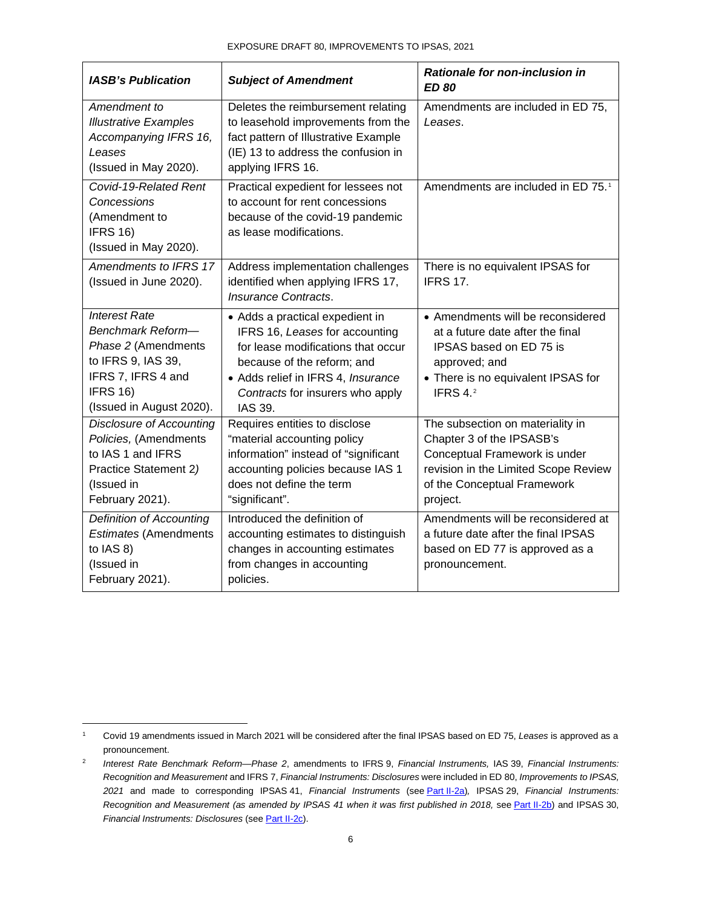| *IASB's Publication* | *Subject of Amendment* | *Rationale for non-inclusion in ED 80* |
|---|---|---|
| *Amendment to Illustrative Examples Accompanying IFRS 16, Leases* (Issued in May 2020). | Deletes the reimbursement relating to leasehold improvements from the fact pattern of Illustrative Example (IE) 13 to address the confusion in applying IFRS 16. | Amendments are included in ED 75, *Leases*. |
| *Covid-19-Related Rent Concessions* (Amendment to IFRS 16) (Issued in May 2020). | Practical expedient for lessees not to account for rent concessions because of the covid-19 pandemic as lease modifications. | Amendments are included in ED 75.[1] |
| *Amendments to IFRS 17* (Issued in June 2020). | Address implementation challenges identified when applying IFRS 17, *Insurance Contracts*. | There is no equivalent IPSAS for IFRS 17. |
| *Interest Rate Benchmark Reform—Phase 2* (Amendments to IFRS 9, IAS 39, IFRS 7, IFRS 4 and IFRS 16) (Issued in August 2020). | • Adds a practical expedient in IFRS 16, *Leases* for accounting for lease modifications that occur because of the reform; and<br>• Adds relief in IFRS 4, *Insurance Contracts* for insurers who apply IAS 39. | • Amendments will be reconsidered at a future date after the final IPSAS based on ED 75 is approved; and<br>• There is no equivalent IPSAS for IFRS 4.[2] |
| *Disclosure of Accounting Policies,* (Amendments to IAS 1 and IFRS Practice Statement 2*)* (Issued in February 2021). | Requires entities to disclose "material accounting policy information" instead of "significant accounting policies because IAS 1 does not define the term "significant". | The subsection on materiality in Chapter 3 of the IPSASB's Conceptual Framework is under revision in the Limited Scope Review of the Conceptual Framework project. |
| *Definition of Accounting Estimates* (Amendments to IAS 8) (Issued in February 2021). | Introduced the definition of accounting estimates to distinguish changes in accounting estimates from changes in accounting policies. | Amendments will be reconsidered at a future date after the final IPSAS based on ED 77 is approved as a pronouncement. |

[1] Covid 19 amendments issued in March 2021 will be considered after the final IPSAS based on ED 75, *Leases* is approved as a pronouncement.

[2] *Interest Rate Benchmark Reform—Phase 2*, amendments to IFRS 9, *Financial Instruments,* IAS 39, *Financial Instruments: Recognition and Measurement* and IFRS 7, *Financial Instruments: Disclosures* were included in ED 80, *Improvements to IPSAS, 2021* and made to corresponding IPSAS 41, *Financial Instruments* (see Part II-2a)*,* IPSAS 29, *Financial Instruments: Recognition and Measurement (as amended by IPSAS 41 when it was first published in 2018,* see Part II-2b) and IPSAS 30, *Financial Instruments: Disclosures* (see Part II-2c).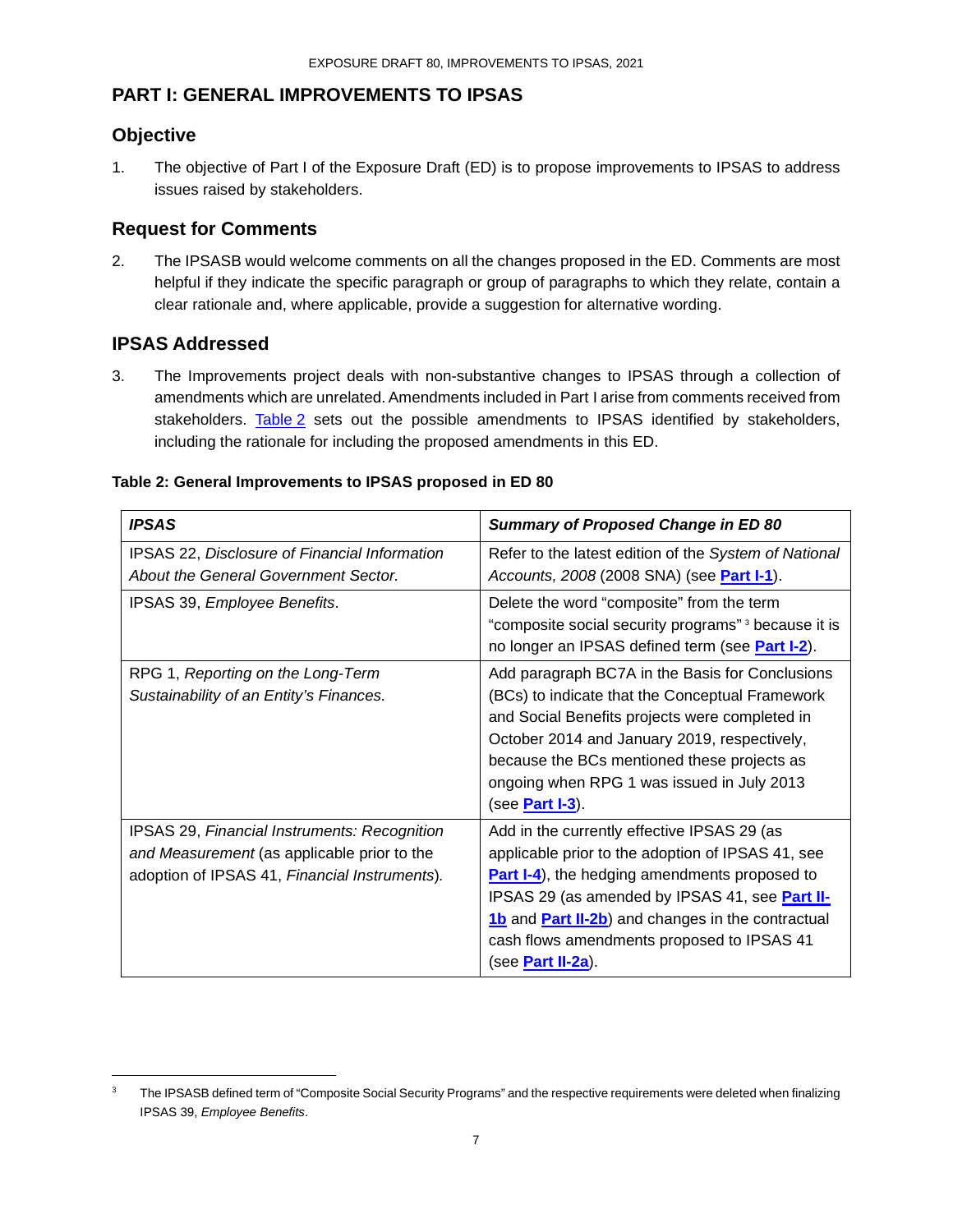# PART I: GENERAL IMPROVEMENTS TO IPSAS

## Objective

1. The objective of Part I of the Exposure Draft (ED) is to propose improvements to IPSAS to address issues raised by stakeholders.

## Request for Comments

2. The IPSASB would welcome comments on all the changes proposed in the ED. Comments are most helpful if they indicate the specific paragraph or group of paragraphs to which they relate, contain a clear rationale and, where applicable, provide a suggestion for alternative wording.

## IPSAS Addressed

3. The Improvements project deals with non-substantive changes to IPSAS through a collection of amendments which are unrelated. Amendments included in Part I arise from comments received from stakeholders. Table 2 sets out the possible amendments to IPSAS identified by stakeholders, including the rationale for including the proposed amendments in this ED.

**Table 2: General Improvements to IPSAS proposed in ED 80**

| ***IPSAS*** | ***Summary of Proposed Change in ED 80*** |
|---|---|
| IPSAS 22, *Disclosure of Financial Information About the General Government Sector.* | Refer to the latest edition of the *System of National Accounts, 2008* (2008 SNA) (see **Part I-1**). |
| IPSAS 39, *Employee Benefits*. | Delete the word "composite" from the term "composite social security programs" [3] because it is no longer an IPSAS defined term (see **Part I-2**). |
| RPG 1, *Reporting on the Long-Term Sustainability of an Entity's Finances.* | Add paragraph BC7A in the Basis for Conclusions (BCs) to indicate that the Conceptual Framework and Social Benefits projects were completed in October 2014 and January 2019, respectively, because the BCs mentioned these projects as ongoing when RPG 1 was issued in July 2013 (see **Part I-3**). |
| IPSAS 29, *Financial Instruments: Recognition and Measurement* (as applicable prior to the adoption of IPSAS 41, *Financial Instruments*). | Add in the currently effective IPSAS 29 (as applicable prior to the adoption of IPSAS 41, see **Part I-4**), the hedging amendments proposed to IPSAS 29 (as amended by IPSAS 41, see **Part II-1b** and **Part II-2b**) and changes in the contractual cash flows amendments proposed to IPSAS 41 (see **Part II-2a**). |

[3] The IPSASB defined term of "Composite Social Security Programs" and the respective requirements were deleted when finalizing IPSAS 39, *Employee Benefits*.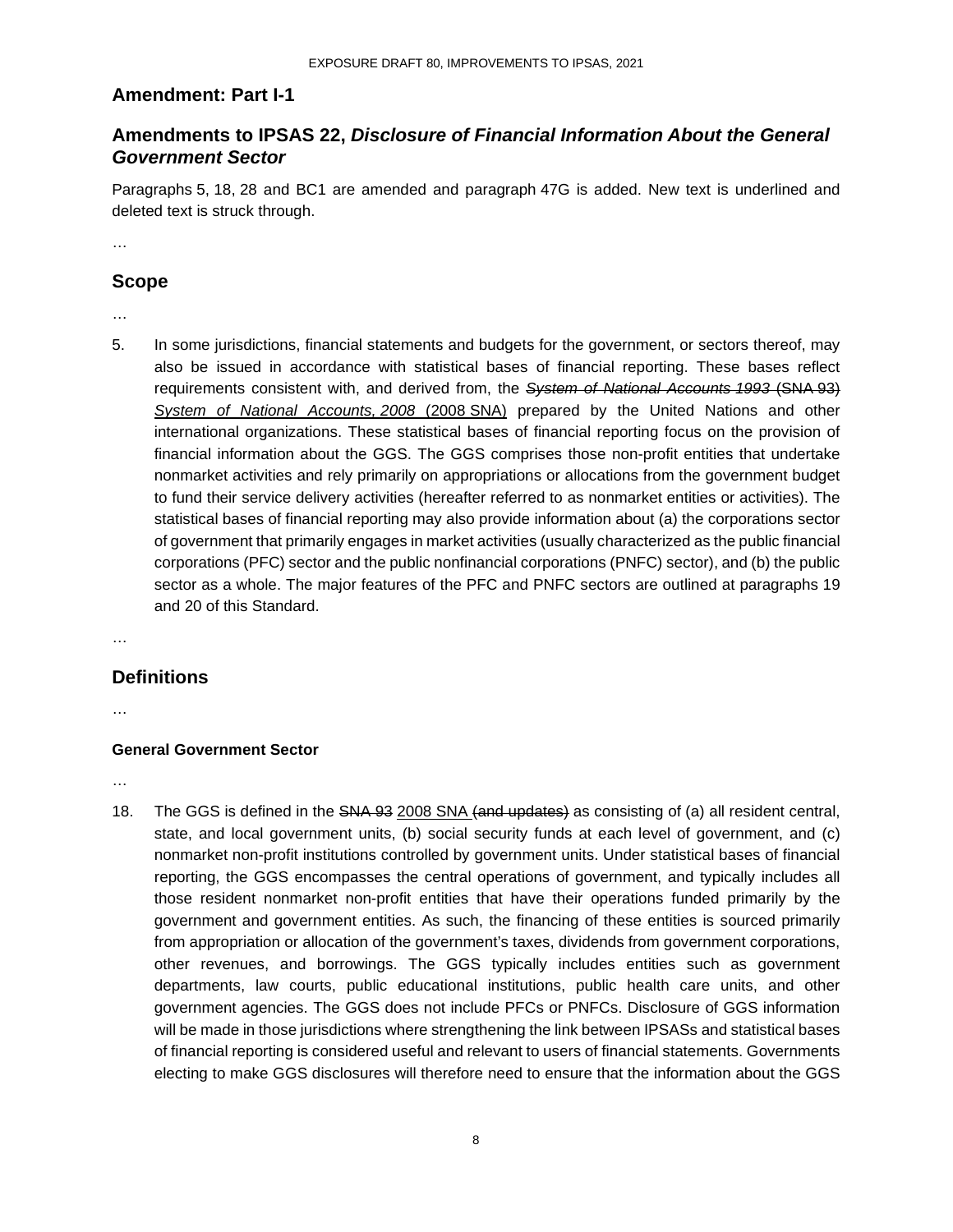## Amendment: Part I-1

## Amendments to IPSAS 22, *Disclosure of Financial Information About the General Government Sector*

Paragraphs 5, 18, 28 and BC1 are amended and paragraph 47G is added. New text is underlined and deleted text is struck through.

…

## Scope

…

5. In some jurisdictions, financial statements and budgets for the government, or sectors thereof, may also be issued in accordance with statistical bases of financial reporting. These bases reflect requirements consistent with, and derived from, the ~~*System of National Accounts 1993* (SNA 93)~~ <u>*System of National Accounts, 2008* (2008 SNA)</u> prepared by the United Nations and other international organizations. These statistical bases of financial reporting focus on the provision of financial information about the GGS. The GGS comprises those non-profit entities that undertake nonmarket activities and rely primarily on appropriations or allocations from the government budget to fund their service delivery activities (hereafter referred to as nonmarket entities or activities). The statistical bases of financial reporting may also provide information about (a) the corporations sector of government that primarily engages in market activities (usually characterized as the public financial corporations (PFC) sector and the public nonfinancial corporations (PNFC) sector), and (b) the public sector as a whole. The major features of the PFC and PNFC sectors are outlined at paragraphs 19 and 20 of this Standard.

…

## Definitions

…

### General Government Sector

…

18. The GGS is defined in the ~~SNA 93~~ <u>2008 SNA</u> ~~(and updates)~~ as consisting of (a) all resident central, state, and local government units, (b) social security funds at each level of government, and (c) nonmarket non-profit institutions controlled by government units. Under statistical bases of financial reporting, the GGS encompasses the central operations of government, and typically includes all those resident nonmarket non-profit entities that have their operations funded primarily by the government and government entities. As such, the financing of these entities is sourced primarily from appropriation or allocation of the government's taxes, dividends from government corporations, other revenues, and borrowings. The GGS typically includes entities such as government departments, law courts, public educational institutions, public health care units, and other government agencies. The GGS does not include PFCs or PNFCs. Disclosure of GGS information will be made in those jurisdictions where strengthening the link between IPSASs and statistical bases of financial reporting is considered useful and relevant to users of financial statements. Governments electing to make GGS disclosures will therefore need to ensure that the information about the GGS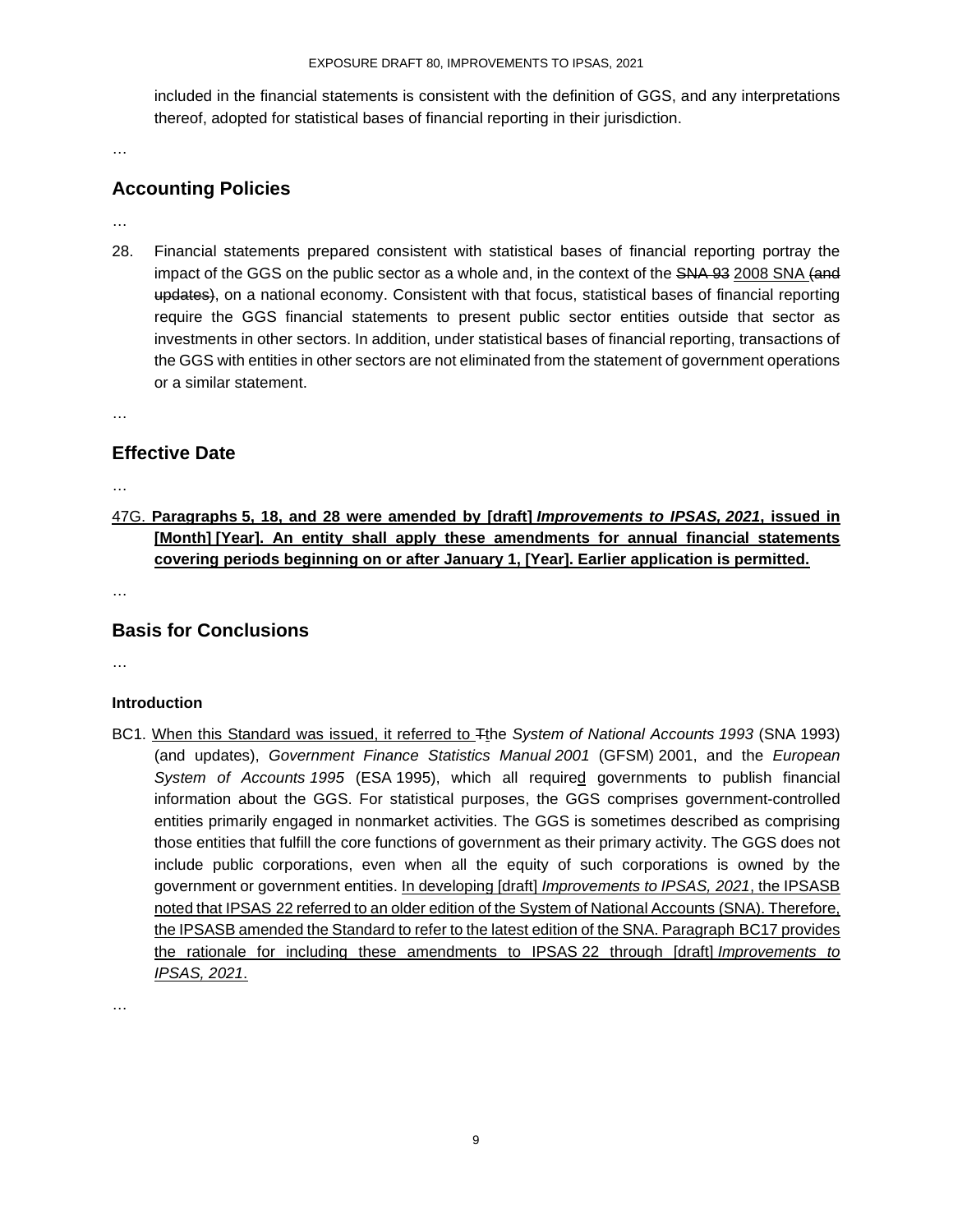included in the financial statements is consistent with the definition of GGS, and any interpretations thereof, adopted for statistical bases of financial reporting in their jurisdiction.

…

## Accounting Policies

…

28. Financial statements prepared consistent with statistical bases of financial reporting portray the impact of the GGS on the public sector as a whole and, in the context of the ~~SNA 93~~ <u>2008 SNA</u> ~~(and updates)~~, on a national economy. Consistent with that focus, statistical bases of financial reporting require the GGS financial statements to present public sector entities outside that sector as investments in other sectors. In addition, under statistical bases of financial reporting, transactions of the GGS with entities in other sectors are not eliminated from the statement of government operations or a similar statement.

…

## Effective Date

…

<u>47G.</u> <u>**Paragraphs 5, 18, and 28 were amended by [draft]** ***Improvements to IPSAS, 2021*****, issued in [Month] [Year]. An entity shall apply these amendments for annual financial statements covering periods beginning on or after January 1, [Year]. Earlier application is permitted.**</u>

…

## Basis for Conclusions

…

### Introduction

BC1. <u>When this Standard was issued, it referred to</u> ~~T~~<u>t</u>he *System of National Accounts 1993* (SNA 1993) (and updates), *Government Finance Statistics Manual 2001* (GFSM) 2001, and the *European System of Accounts 1995* (ESA 1995), which all require<u>d</u> governments to publish financial information about the GGS. For statistical purposes, the GGS comprises government-controlled entities primarily engaged in nonmarket activities. The GGS is sometimes described as comprising those entities that fulfill the core functions of government as their primary activity. The GGS does not include public corporations, even when all the equity of such corporations is owned by the government or government entities. <u>In developing [draft] *Improvements to IPSAS, 2021*, the IPSASB noted that IPSAS 22 referred to an older edition of the System of National Accounts (SNA). Therefore, the IPSASB amended the Standard to refer to the latest edition of the SNA. Paragraph BC17 provides the rationale for including these amendments to IPSAS 22 through [draft] *Improvements to IPSAS, 2021*.</u>

…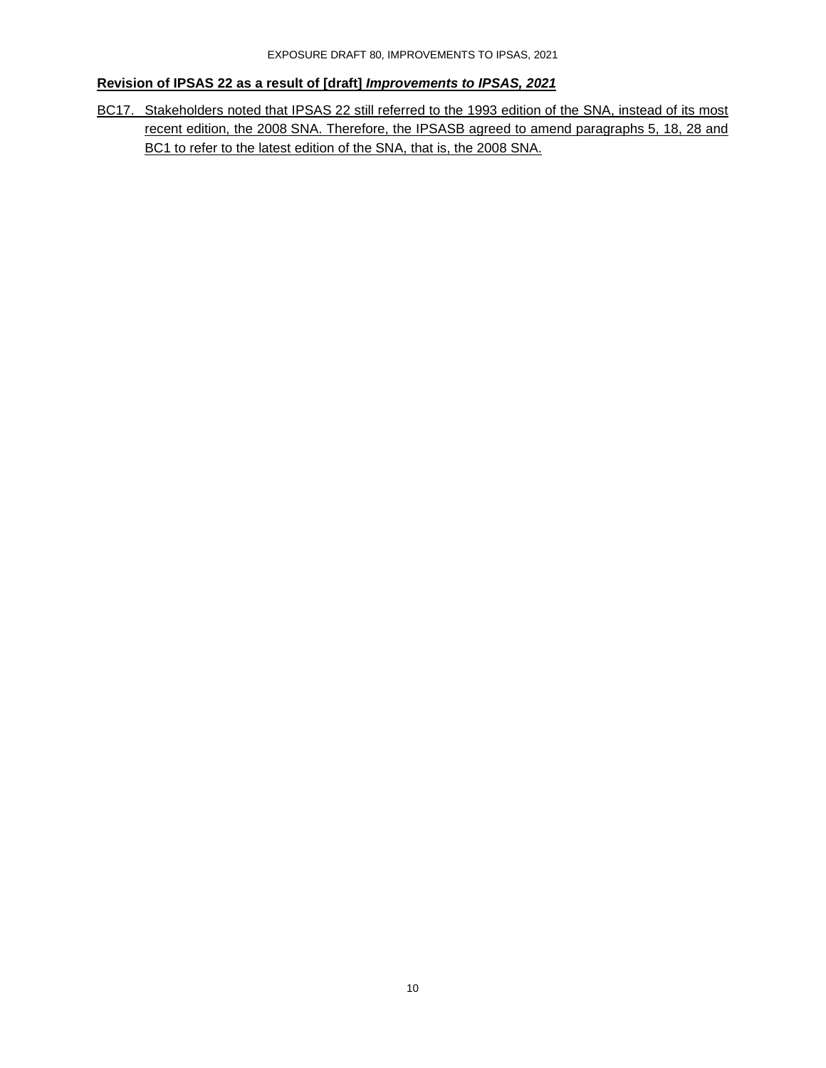**Revision of IPSAS 22 as a result of [draft] *Improvements to IPSAS, 2021***

BC17. Stakeholders noted that IPSAS 22 still referred to the 1993 edition of the SNA, instead of its most recent edition, the 2008 SNA. Therefore, the IPSASB agreed to amend paragraphs 5, 18, 28 and BC1 to refer to the latest edition of the SNA, that is, the 2008 SNA.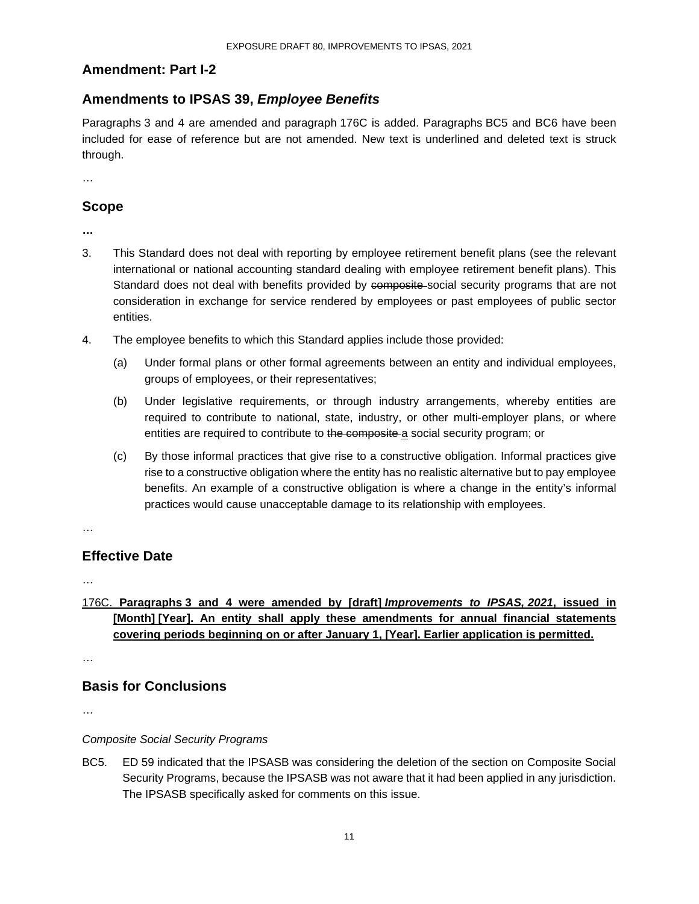## Amendment: Part I-2

## Amendments to IPSAS 39, *Employee Benefits*

Paragraphs 3 and 4 are amended and paragraph 176C is added. Paragraphs BC5 and BC6 have been included for ease of reference but are not amended. New text is underlined and deleted text is struck through.

…

## Scope

…

3. This Standard does not deal with reporting by employee retirement benefit plans (see the relevant international or national accounting standard dealing with employee retirement benefit plans). This Standard does not deal with benefits provided by ~~composite~~ social security programs that are not consideration in exchange for service rendered by employees or past employees of public sector entities.

4. The employee benefits to which this Standard applies include those provided:

   (a) Under formal plans or other formal agreements between an entity and individual employees, groups of employees, or their representatives;

   (b) Under legislative requirements, or through industry arrangements, whereby entities are required to contribute to national, state, industry, or other multi-employer plans, or where entities are required to contribute to ~~the composite~~ <u>a</u> social security program; or

   (c) By those informal practices that give rise to a constructive obligation. Informal practices give rise to a constructive obligation where the entity has no realistic alternative but to pay employee benefits. An example of a constructive obligation is where a change in the entity's informal practices would cause unacceptable damage to its relationship with employees.

…

## Effective Date

…

<u>176C. **Paragraphs 3 and 4 were amended by [draft] *Improvements to IPSAS, 2021*, issued in [Month] [Year]. An entity shall apply these amendments for annual financial statements covering periods beginning on or after January 1, [Year]. Earlier application is permitted.**</u>

…

## Basis for Conclusions

…

*Composite Social Security Programs*

BC5. ED 59 indicated that the IPSASB was considering the deletion of the section on Composite Social Security Programs, because the IPSASB was not aware that it had been applied in any jurisdiction. The IPSASB specifically asked for comments on this issue.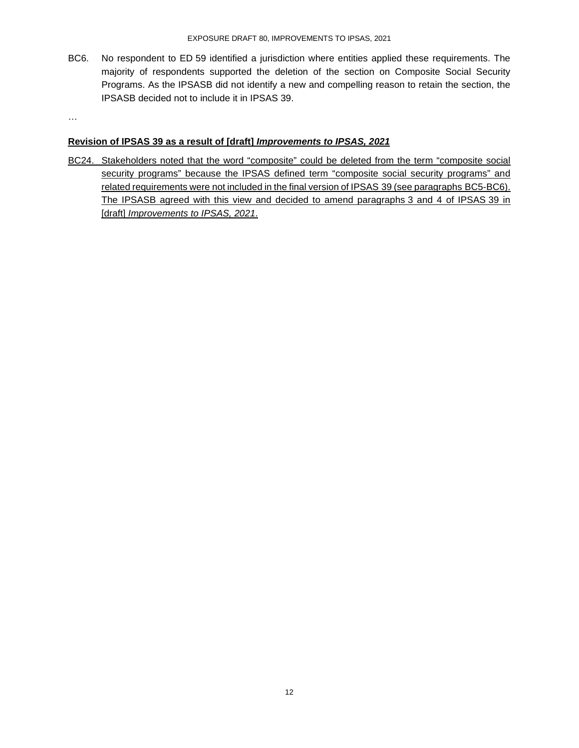BC6. No respondent to ED 59 identified a jurisdiction where entities applied these requirements. The majority of respondents supported the deletion of the section on Composite Social Security Programs. As the IPSASB did not identify a new and compelling reason to retain the section, the IPSASB decided not to include it in IPSAS 39.

…

<u>**Revision of IPSAS 39 as a result of [draft] *Improvements to IPSAS, 2021***</u>

<u>BC24. Stakeholders noted that the word "composite" could be deleted from the term "composite social security programs" because the IPSAS defined term "composite social security programs" and related requirements were not included in the final version of IPSAS 39 (see paragraphs BC5-BC6). The IPSASB agreed with this view and decided to amend paragraphs 3 and 4 of IPSAS 39 in [draft] *Improvements to IPSAS, 2021*.</u>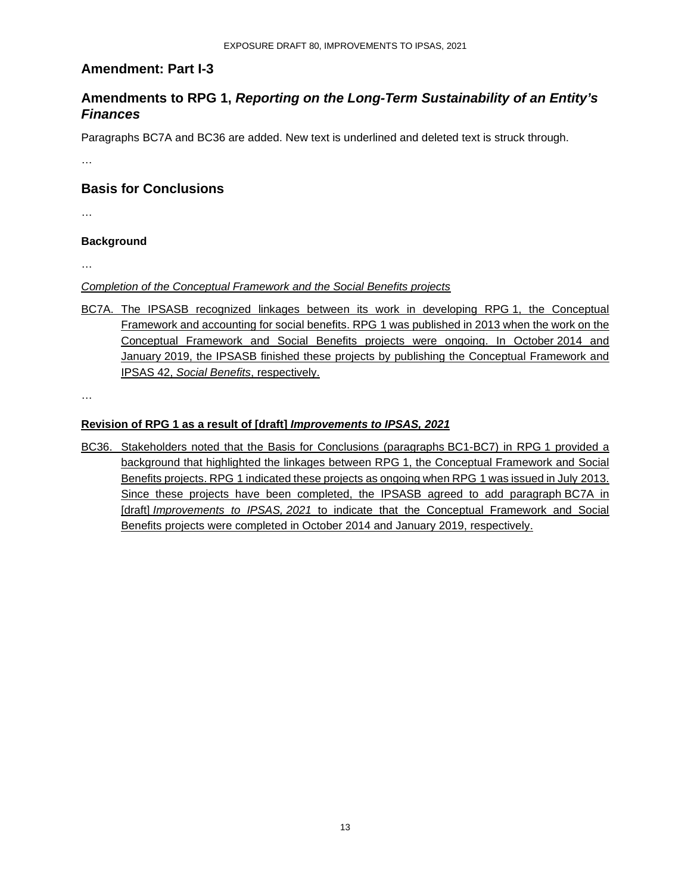## Amendment: Part I-3

## Amendments to RPG 1, *Reporting on the Long-Term Sustainability of an Entity's Finances*

Paragraphs BC7A and BC36 are added. New text is underlined and deleted text is struck through.

…

## Basis for Conclusions

…

### Background

…

<u>*Completion of the Conceptual Framework and the Social Benefits projects*</u>

<u>BC7A. The IPSASB recognized linkages between its work in developing RPG 1, the Conceptual Framework and accounting for social benefits. RPG 1 was published in 2013 when the work on the Conceptual Framework and Social Benefits projects were ongoing. In October 2014 and January 2019, the IPSASB finished these projects by publishing the Conceptual Framework and IPSAS 42, *Social Benefits*, respectively.</u>

…

### <u>Revision of RPG 1 as a result of [draft] *Improvements to IPSAS, 2021*</u>

<u>BC36. Stakeholders noted that the Basis for Conclusions (paragraphs BC1-BC7) in RPG 1 provided a background that highlighted the linkages between RPG 1, the Conceptual Framework and Social Benefits projects. RPG 1 indicated these projects as ongoing when RPG 1 was issued in July 2013. Since these projects have been completed, the IPSASB agreed to add paragraph BC7A in [draft] *Improvements to IPSAS, 2021* to indicate that the Conceptual Framework and Social Benefits projects were completed in October 2014 and January 2019, respectively.</u>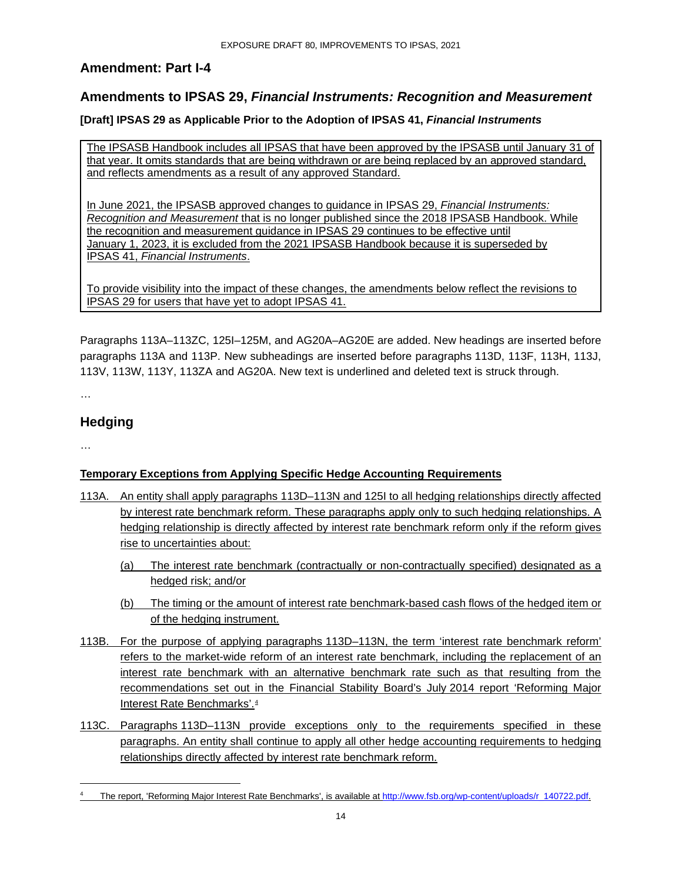## Amendment: Part I-4

## Amendments to IPSAS 29, *Financial Instruments: Recognition and Measurement*

**[Draft] IPSAS 29 as Applicable Prior to the Adoption of IPSAS 41, *Financial Instruments***

> <u>The IPSASB Handbook includes all IPSAS that have been approved by the IPSASB until January 31 of that year. It omits standards that are being withdrawn or are being replaced by an approved standard, and reflects amendments as a result of any approved Standard.</u>
>
> <u>In June 2021, the IPSASB approved changes to guidance in IPSAS 29, *Financial Instruments: Recognition and Measurement* that is no longer published since the 2018 IPSASB Handbook. While the recognition and measurement guidance in IPSAS 29 continues to be effective until January 1, 2023, it is excluded from the 2021 IPSASB Handbook because it is superseded by IPSAS 41, *Financial Instruments*.</u>
>
> <u>To provide visibility into the impact of these changes, the amendments below reflect the revisions to IPSAS 29 for users that have yet to adopt IPSAS 41.</u>

Paragraphs 113A–113ZC, 125I–125M, and AG20A–AG20E are added. New headings are inserted before paragraphs 113A and 113P. New subheadings are inserted before paragraphs 113D, 113F, 113H, 113J, 113V, 113W, 113Y, 113ZA and AG20A. New text is underlined and deleted text is struck through.

…

## Hedging

…

**<u>Temporary Exceptions from Applying Specific Hedge Accounting Requirements</u>**

<u>113A. An entity shall apply paragraphs 113D–113N and 125I to all hedging relationships directly affected by interest rate benchmark reform. These paragraphs apply only to such hedging relationships. A hedging relationship is directly affected by interest rate benchmark reform only if the reform gives rise to uncertainties about:</u>

<u>(a) The interest rate benchmark (contractually or non-contractually specified) designated as a hedged risk; and/or</u>

<u>(b) The timing or the amount of interest rate benchmark-based cash flows of the hedged item or of the hedging instrument.</u>

<u>113B. For the purpose of applying paragraphs 113D–113N, the term 'interest rate benchmark reform' refers to the market-wide reform of an interest rate benchmark, including the replacement of an interest rate benchmark with an alternative benchmark rate such as that resulting from the recommendations set out in the Financial Stability Board's July 2014 report 'Reforming Major Interest Rate Benchmarks'.[4]</u>

<u>113C. Paragraphs 113D–113N provide exceptions only to the requirements specified in these paragraphs. An entity shall continue to apply all other hedge accounting requirements to hedging relationships directly affected by interest rate benchmark reform.</u>

---

[4] <u>The report, 'Reforming Major Interest Rate Benchmarks', is available at http://www.fsb.org/wp-content/uploads/r_140722.pdf.</u>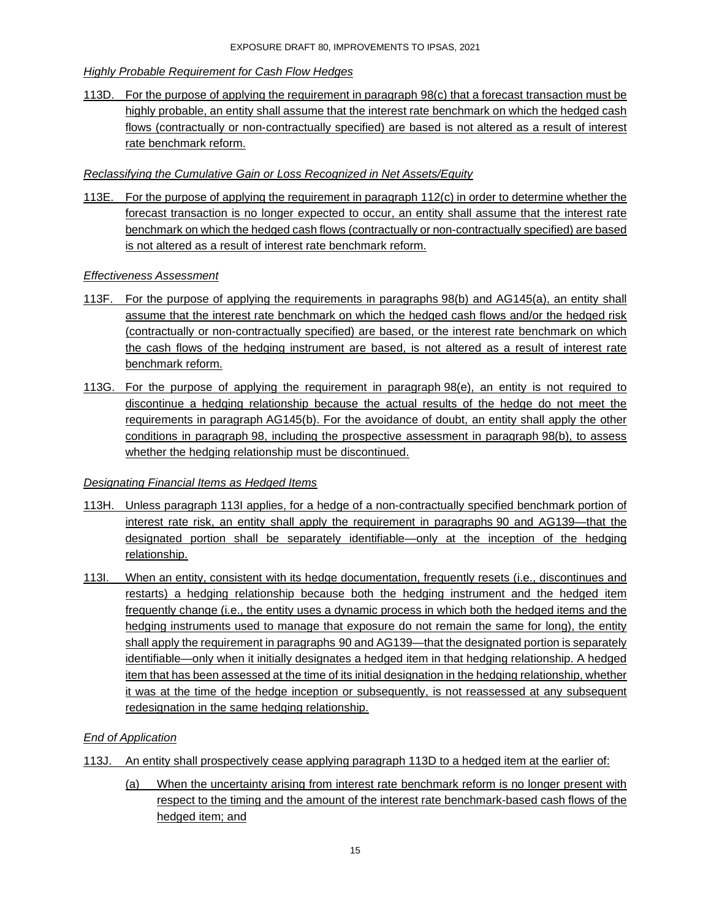*Highly Probable Requirement for Cash Flow Hedges*

113D. For the purpose of applying the requirement in paragraph 98(c) that a forecast transaction must be highly probable, an entity shall assume that the interest rate benchmark on which the hedged cash flows (contractually or non-contractually specified) are based is not altered as a result of interest rate benchmark reform.

*Reclassifying the Cumulative Gain or Loss Recognized in Net Assets/Equity*

113E. For the purpose of applying the requirement in paragraph 112(c) in order to determine whether the forecast transaction is no longer expected to occur, an entity shall assume that the interest rate benchmark on which the hedged cash flows (contractually or non-contractually specified) are based is not altered as a result of interest rate benchmark reform.

*Effectiveness Assessment*

113F. For the purpose of applying the requirements in paragraphs 98(b) and AG145(a), an entity shall assume that the interest rate benchmark on which the hedged cash flows and/or the hedged risk (contractually or non-contractually specified) are based, or the interest rate benchmark on which the cash flows of the hedging instrument are based, is not altered as a result of interest rate benchmark reform.

113G. For the purpose of applying the requirement in paragraph 98(e), an entity is not required to discontinue a hedging relationship because the actual results of the hedge do not meet the requirements in paragraph AG145(b). For the avoidance of doubt, an entity shall apply the other conditions in paragraph 98, including the prospective assessment in paragraph 98(b), to assess whether the hedging relationship must be discontinued.

*Designating Financial Items as Hedged Items*

113H. Unless paragraph 113I applies, for a hedge of a non-contractually specified benchmark portion of interest rate risk, an entity shall apply the requirement in paragraphs 90 and AG139—that the designated portion shall be separately identifiable—only at the inception of the hedging relationship.

113I. When an entity, consistent with its hedge documentation, frequently resets (i.e., discontinues and restarts) a hedging relationship because both the hedging instrument and the hedged item frequently change (i.e., the entity uses a dynamic process in which both the hedged items and the hedging instruments used to manage that exposure do not remain the same for long), the entity shall apply the requirement in paragraphs 90 and AG139—that the designated portion is separately identifiable—only when it initially designates a hedged item in that hedging relationship. A hedged item that has been assessed at the time of its initial designation in the hedging relationship, whether it was at the time of the hedge inception or subsequently, is not reassessed at any subsequent redesignation in the same hedging relationship.

*End of Application*

113J. An entity shall prospectively cease applying paragraph 113D to a hedged item at the earlier of:

(a) When the uncertainty arising from interest rate benchmark reform is no longer present with respect to the timing and the amount of the interest rate benchmark-based cash flows of the hedged item; and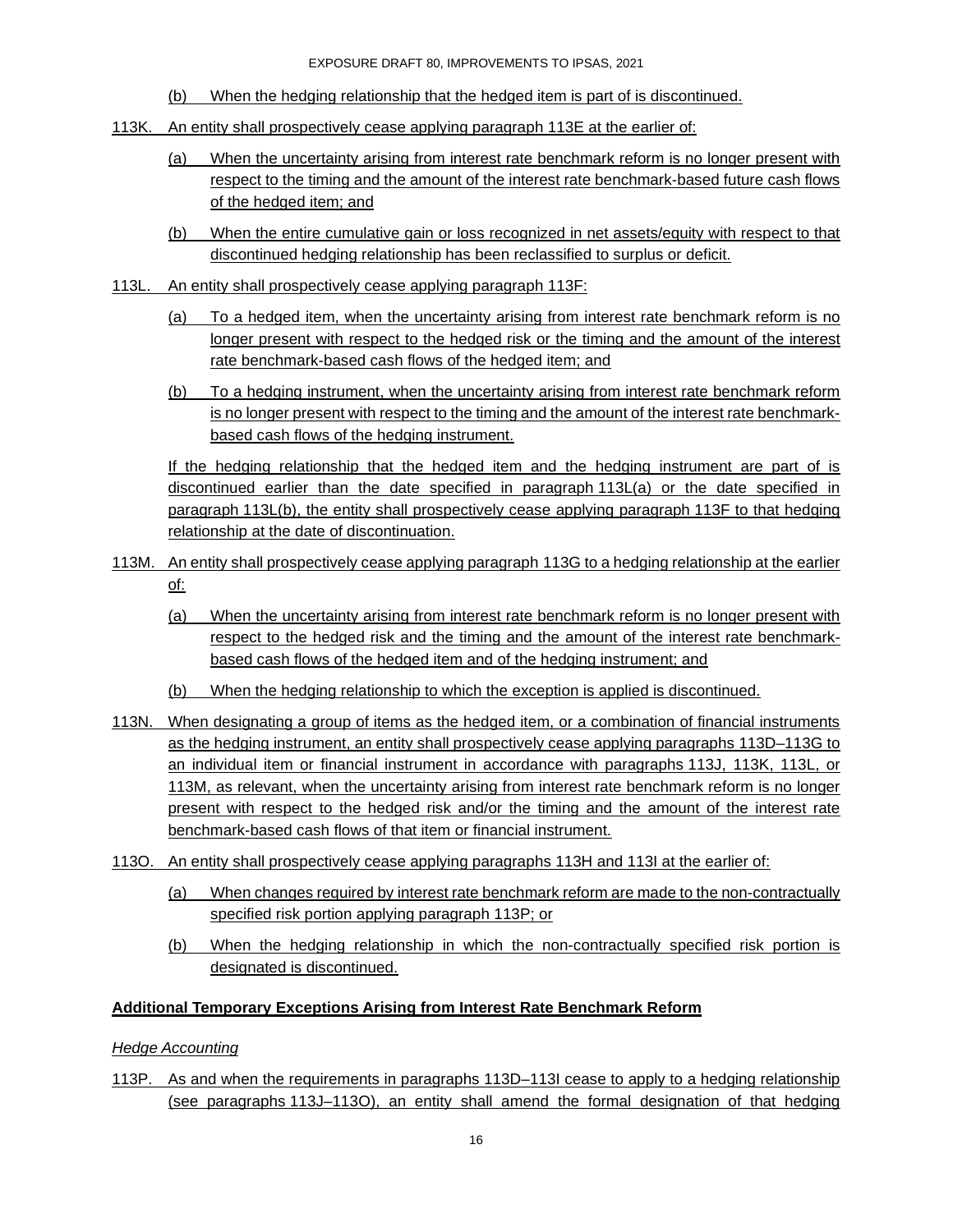(b) When the hedging relationship that the hedged item is part of is discontinued.

113K. An entity shall prospectively cease applying paragraph 113E at the earlier of:

(a) When the uncertainty arising from interest rate benchmark reform is no longer present with respect to the timing and the amount of the interest rate benchmark-based future cash flows of the hedged item; and

(b) When the entire cumulative gain or loss recognized in net assets/equity with respect to that discontinued hedging relationship has been reclassified to surplus or deficit.

113L. An entity shall prospectively cease applying paragraph 113F:

(a) To a hedged item, when the uncertainty arising from interest rate benchmark reform is no longer present with respect to the hedged risk or the timing and the amount of the interest rate benchmark-based cash flows of the hedged item; and

(b) To a hedging instrument, when the uncertainty arising from interest rate benchmark reform is no longer present with respect to the timing and the amount of the interest rate benchmark-based cash flows of the hedging instrument.

If the hedging relationship that the hedged item and the hedging instrument are part of is discontinued earlier than the date specified in paragraph 113L(a) or the date specified in paragraph 113L(b), the entity shall prospectively cease applying paragraph 113F to that hedging relationship at the date of discontinuation.

113M. An entity shall prospectively cease applying paragraph 113G to a hedging relationship at the earlier of:

(a) When the uncertainty arising from interest rate benchmark reform is no longer present with respect to the hedged risk and the timing and the amount of the interest rate benchmark-based cash flows of the hedged item and of the hedging instrument; and

(b) When the hedging relationship to which the exception is applied is discontinued.

113N. When designating a group of items as the hedged item, or a combination of financial instruments as the hedging instrument, an entity shall prospectively cease applying paragraphs 113D–113G to an individual item or financial instrument in accordance with paragraphs 113J, 113K, 113L, or 113M, as relevant, when the uncertainty arising from interest rate benchmark reform is no longer present with respect to the hedged risk and/or the timing and the amount of the interest rate benchmark-based cash flows of that item or financial instrument.

113O. An entity shall prospectively cease applying paragraphs 113H and 113I at the earlier of:

(a) When changes required by interest rate benchmark reform are made to the non-contractually specified risk portion applying paragraph 113P; or

(b) When the hedging relationship in which the non-contractually specified risk portion is designated is discontinued.

**Additional Temporary Exceptions Arising from Interest Rate Benchmark Reform**

*Hedge Accounting*

113P. As and when the requirements in paragraphs 113D–113I cease to apply to a hedging relationship (see paragraphs 113J–113O), an entity shall amend the formal designation of that hedging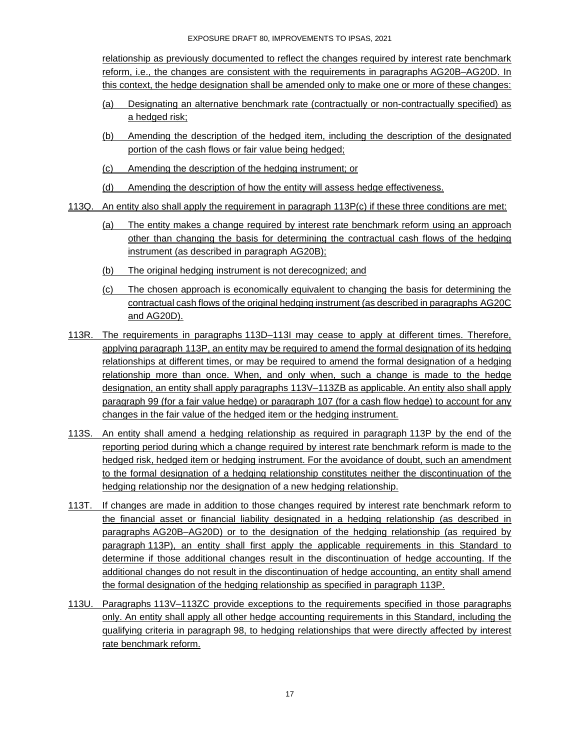relationship as previously documented to reflect the changes required by interest rate benchmark reform, i.e., the changes are consistent with the requirements in paragraphs AG20B–AG20D. In this context, the hedge designation shall be amended only to make one or more of these changes:

(a) Designating an alternative benchmark rate (contractually or non-contractually specified) as a hedged risk;

(b) Amending the description of the hedged item, including the description of the designated portion of the cash flows or fair value being hedged;

(c) Amending the description of the hedging instrument; or

(d) Amending the description of how the entity will assess hedge effectiveness.

113Q. An entity also shall apply the requirement in paragraph 113P(c) if these three conditions are met:

(a) The entity makes a change required by interest rate benchmark reform using an approach other than changing the basis for determining the contractual cash flows of the hedging instrument (as described in paragraph AG20B);

(b) The original hedging instrument is not derecognized; and

(c) The chosen approach is economically equivalent to changing the basis for determining the contractual cash flows of the original hedging instrument (as described in paragraphs AG20C and AG20D).

113R. The requirements in paragraphs 113D–113I may cease to apply at different times. Therefore, applying paragraph 113P, an entity may be required to amend the formal designation of its hedging relationships at different times, or may be required to amend the formal designation of a hedging relationship more than once. When, and only when, such a change is made to the hedge designation, an entity shall apply paragraphs 113V–113ZB as applicable. An entity also shall apply paragraph 99 (for a fair value hedge) or paragraph 107 (for a cash flow hedge) to account for any changes in the fair value of the hedged item or the hedging instrument.

113S. An entity shall amend a hedging relationship as required in paragraph 113P by the end of the reporting period during which a change required by interest rate benchmark reform is made to the hedged risk, hedged item or hedging instrument. For the avoidance of doubt, such an amendment to the formal designation of a hedging relationship constitutes neither the discontinuation of the hedging relationship nor the designation of a new hedging relationship.

113T. If changes are made in addition to those changes required by interest rate benchmark reform to the financial asset or financial liability designated in a hedging relationship (as described in paragraphs AG20B–AG20D) or to the designation of the hedging relationship (as required by paragraph 113P), an entity shall first apply the applicable requirements in this Standard to determine if those additional changes result in the discontinuation of hedge accounting. If the additional changes do not result in the discontinuation of hedge accounting, an entity shall amend the formal designation of the hedging relationship as specified in paragraph 113P.

113U. Paragraphs 113V–113ZC provide exceptions to the requirements specified in those paragraphs only. An entity shall apply all other hedge accounting requirements in this Standard, including the qualifying criteria in paragraph 98, to hedging relationships that were directly affected by interest rate benchmark reform.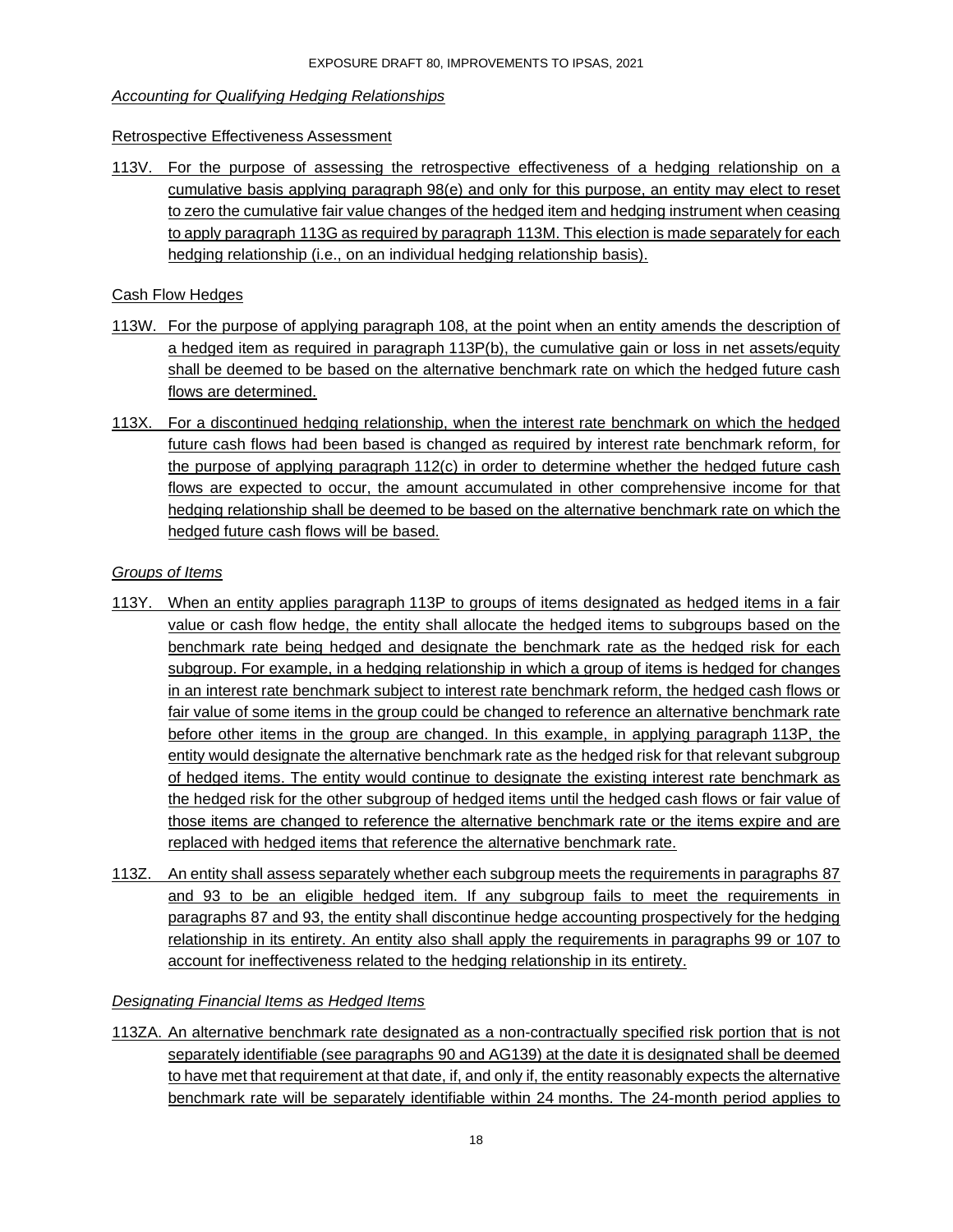*Accounting for Qualifying Hedging Relationships*

Retrospective Effectiveness Assessment

113V. For the purpose of assessing the retrospective effectiveness of a hedging relationship on a cumulative basis applying paragraph 98(e) and only for this purpose, an entity may elect to reset to zero the cumulative fair value changes of the hedged item and hedging instrument when ceasing to apply paragraph 113G as required by paragraph 113M. This election is made separately for each hedging relationship (i.e., on an individual hedging relationship basis).

Cash Flow Hedges

113W. For the purpose of applying paragraph 108, at the point when an entity amends the description of a hedged item as required in paragraph 113P(b), the cumulative gain or loss in net assets/equity shall be deemed to be based on the alternative benchmark rate on which the hedged future cash flows are determined.

113X. For a discontinued hedging relationship, when the interest rate benchmark on which the hedged future cash flows had been based is changed as required by interest rate benchmark reform, for the purpose of applying paragraph 112(c) in order to determine whether the hedged future cash flows are expected to occur, the amount accumulated in other comprehensive income for that hedging relationship shall be deemed to be based on the alternative benchmark rate on which the hedged future cash flows will be based.

*Groups of Items*

113Y. When an entity applies paragraph 113P to groups of items designated as hedged items in a fair value or cash flow hedge, the entity shall allocate the hedged items to subgroups based on the benchmark rate being hedged and designate the benchmark rate as the hedged risk for each subgroup. For example, in a hedging relationship in which a group of items is hedged for changes in an interest rate benchmark subject to interest rate benchmark reform, the hedged cash flows or fair value of some items in the group could be changed to reference an alternative benchmark rate before other items in the group are changed. In this example, in applying paragraph 113P, the entity would designate the alternative benchmark rate as the hedged risk for that relevant subgroup of hedged items. The entity would continue to designate the existing interest rate benchmark as the hedged risk for the other subgroup of hedged items until the hedged cash flows or fair value of those items are changed to reference the alternative benchmark rate or the items expire and are replaced with hedged items that reference the alternative benchmark rate.

113Z. An entity shall assess separately whether each subgroup meets the requirements in paragraphs 87 and 93 to be an eligible hedged item. If any subgroup fails to meet the requirements in paragraphs 87 and 93, the entity shall discontinue hedge accounting prospectively for the hedging relationship in its entirety. An entity also shall apply the requirements in paragraphs 99 or 107 to account for ineffectiveness related to the hedging relationship in its entirety.

*Designating Financial Items as Hedged Items*

113ZA. An alternative benchmark rate designated as a non-contractually specified risk portion that is not separately identifiable (see paragraphs 90 and AG139) at the date it is designated shall be deemed to have met that requirement at that date, if, and only if, the entity reasonably expects the alternative benchmark rate will be separately identifiable within 24 months. The 24-month period applies to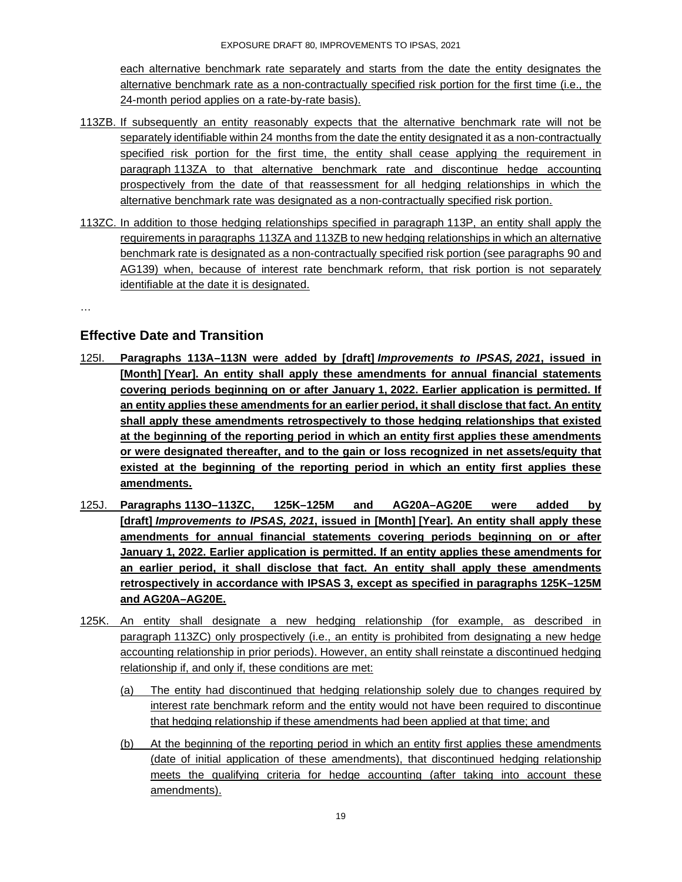each alternative benchmark rate separately and starts from the date the entity designates the alternative benchmark rate as a non-contractually specified risk portion for the first time (i.e., the 24-month period applies on a rate-by-rate basis).

113ZB. If subsequently an entity reasonably expects that the alternative benchmark rate will not be separately identifiable within 24 months from the date the entity designated it as a non-contractually specified risk portion for the first time, the entity shall cease applying the requirement in paragraph 113ZA to that alternative benchmark rate and discontinue hedge accounting prospectively from the date of that reassessment for all hedging relationships in which the alternative benchmark rate was designated as a non-contractually specified risk portion.

113ZC. In addition to those hedging relationships specified in paragraph 113P, an entity shall apply the requirements in paragraphs 113ZA and 113ZB to new hedging relationships in which an alternative benchmark rate is designated as a non-contractually specified risk portion (see paragraphs 90 and AG139) when, because of interest rate benchmark reform, that risk portion is not separately identifiable at the date it is designated.

…

## Effective Date and Transition

125I. **Paragraphs 113A–113N were added by [draft]** ***Improvements to IPSAS, 2021*****, issued in [Month] [Year]. An entity shall apply these amendments for annual financial statements covering periods beginning on or after January 1, 2022. Earlier application is permitted. If an entity applies these amendments for an earlier period, it shall disclose that fact. An entity shall apply these amendments retrospectively to those hedging relationships that existed at the beginning of the reporting period in which an entity first applies these amendments or were designated thereafter, and to the gain or loss recognized in net assets/equity that existed at the beginning of the reporting period in which an entity first applies these amendments.**

125J. **Paragraphs 113O–113ZC, 125K–125M and AG20A–AG20E were added by [draft]** ***Improvements to IPSAS, 2021*****, issued in [Month] [Year]. An entity shall apply these amendments for annual financial statements covering periods beginning on or after January 1, 2022. Earlier application is permitted. If an entity applies these amendments for an earlier period, it shall disclose that fact. An entity shall apply these amendments retrospectively in accordance with IPSAS 3, except as specified in paragraphs 125K–125M and AG20A–AG20E.**

125K. An entity shall designate a new hedging relationship (for example, as described in paragraph 113ZC) only prospectively (i.e., an entity is prohibited from designating a new hedge accounting relationship in prior periods). However, an entity shall reinstate a discontinued hedging relationship if, and only if, these conditions are met:

(a) The entity had discontinued that hedging relationship solely due to changes required by interest rate benchmark reform and the entity would not have been required to discontinue that hedging relationship if these amendments had been applied at that time; and

(b) At the beginning of the reporting period in which an entity first applies these amendments (date of initial application of these amendments), that discontinued hedging relationship meets the qualifying criteria for hedge accounting (after taking into account these amendments).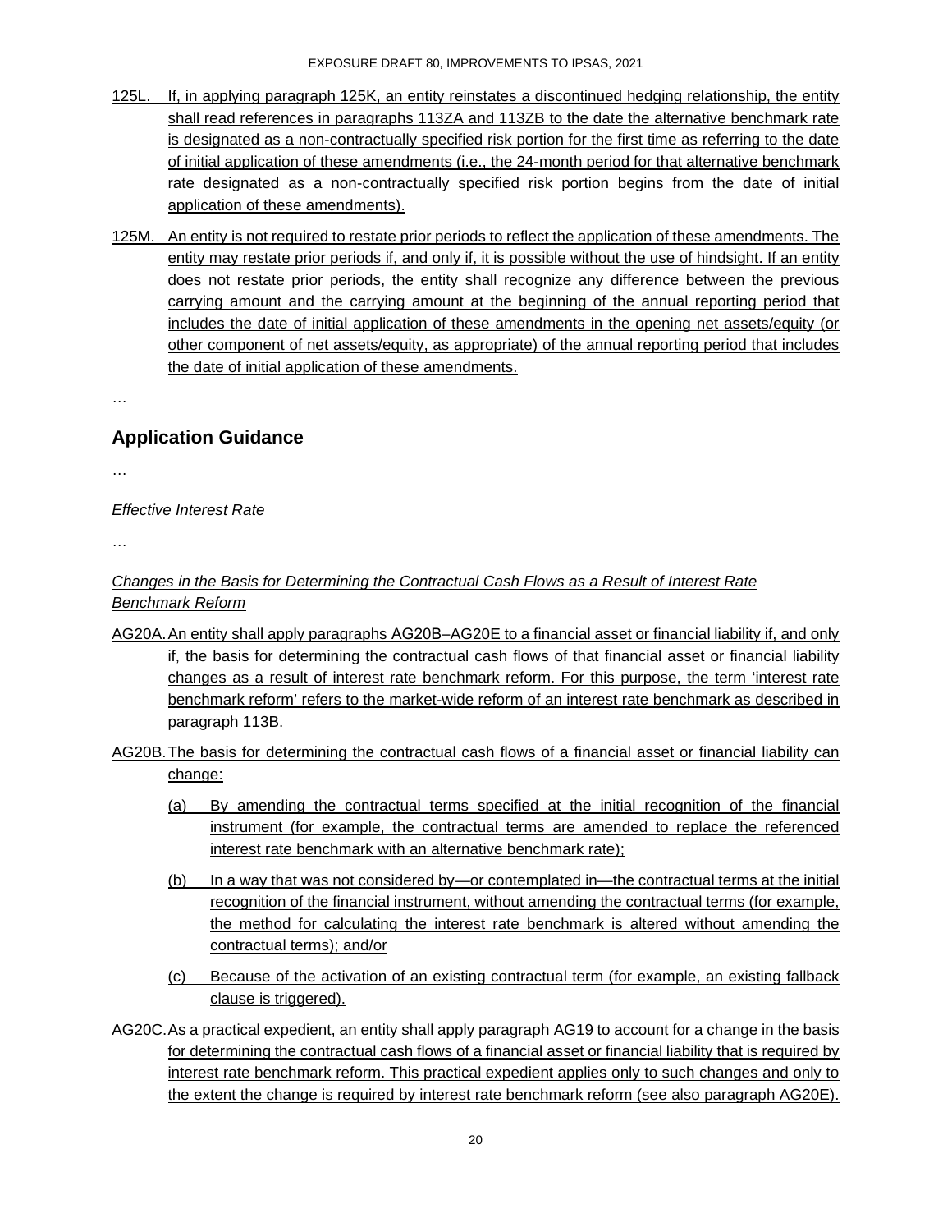125L. If, in applying paragraph 125K, an entity reinstates a discontinued hedging relationship, the entity shall read references in paragraphs 113ZA and 113ZB to the date the alternative benchmark rate is designated as a non-contractually specified risk portion for the first time as referring to the date of initial application of these amendments (i.e., the 24-month period for that alternative benchmark rate designated as a non-contractually specified risk portion begins from the date of initial application of these amendments).

125M. An entity is not required to restate prior periods to reflect the application of these amendments. The entity may restate prior periods if, and only if, it is possible without the use of hindsight. If an entity does not restate prior periods, the entity shall recognize any difference between the previous carrying amount and the carrying amount at the beginning of the annual reporting period that includes the date of initial application of these amendments in the opening net assets/equity (or other component of net assets/equity, as appropriate) of the annual reporting period that includes the date of initial application of these amendments.

…

## Application Guidance

…

*Effective Interest Rate*

…

*Changes in the Basis for Determining the Contractual Cash Flows as a Result of Interest Rate Benchmark Reform*

AG20A. An entity shall apply paragraphs AG20B–AG20E to a financial asset or financial liability if, and only if, the basis for determining the contractual cash flows of that financial asset or financial liability changes as a result of interest rate benchmark reform. For this purpose, the term 'interest rate benchmark reform' refers to the market-wide reform of an interest rate benchmark as described in paragraph 113B.

AG20B. The basis for determining the contractual cash flows of a financial asset or financial liability can change:

(a) By amending the contractual terms specified at the initial recognition of the financial instrument (for example, the contractual terms are amended to replace the referenced interest rate benchmark with an alternative benchmark rate);

(b) In a way that was not considered by—or contemplated in—the contractual terms at the initial recognition of the financial instrument, without amending the contractual terms (for example, the method for calculating the interest rate benchmark is altered without amending the contractual terms); and/or

(c) Because of the activation of an existing contractual term (for example, an existing fallback clause is triggered).

AG20C. As a practical expedient, an entity shall apply paragraph AG19 to account for a change in the basis for determining the contractual cash flows of a financial asset or financial liability that is required by interest rate benchmark reform. This practical expedient applies only to such changes and only to the extent the change is required by interest rate benchmark reform (see also paragraph AG20E).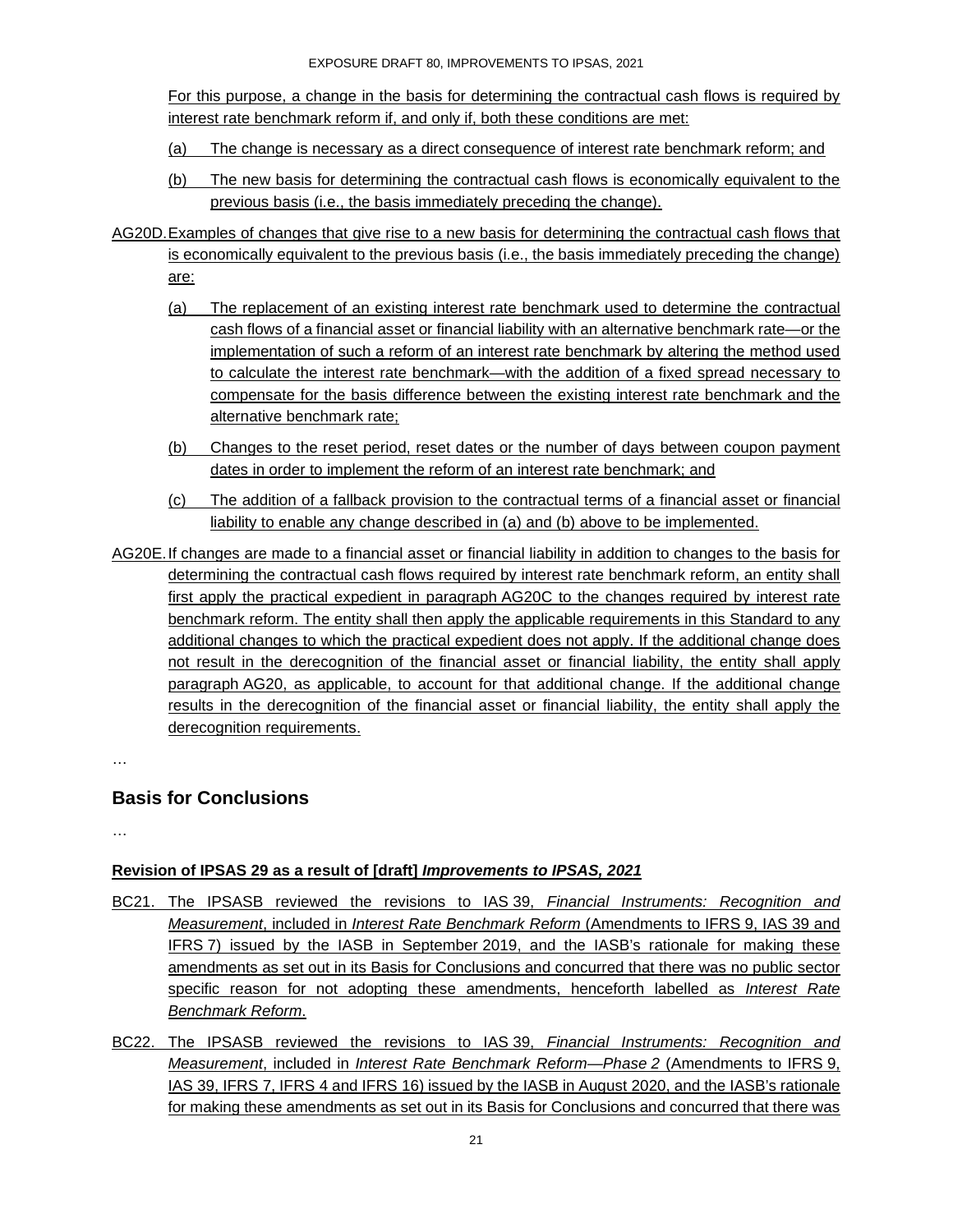For this purpose, a change in the basis for determining the contractual cash flows is required by interest rate benchmark reform if, and only if, both these conditions are met:

(a) The change is necessary as a direct consequence of interest rate benchmark reform; and

(b) The new basis for determining the contractual cash flows is economically equivalent to the previous basis (i.e., the basis immediately preceding the change).

AG20D. Examples of changes that give rise to a new basis for determining the contractual cash flows that is economically equivalent to the previous basis (i.e., the basis immediately preceding the change) are:

(a) The replacement of an existing interest rate benchmark used to determine the contractual cash flows of a financial asset or financial liability with an alternative benchmark rate—or the implementation of such a reform of an interest rate benchmark by altering the method used to calculate the interest rate benchmark—with the addition of a fixed spread necessary to compensate for the basis difference between the existing interest rate benchmark and the alternative benchmark rate;

(b) Changes to the reset period, reset dates or the number of days between coupon payment dates in order to implement the reform of an interest rate benchmark; and

(c) The addition of a fallback provision to the contractual terms of a financial asset or financial liability to enable any change described in (a) and (b) above to be implemented.

AG20E. If changes are made to a financial asset or financial liability in addition to changes to the basis for determining the contractual cash flows required by interest rate benchmark reform, an entity shall first apply the practical expedient in paragraph AG20C to the changes required by interest rate benchmark reform. The entity shall then apply the applicable requirements in this Standard to any additional changes to which the practical expedient does not apply. If the additional change does not result in the derecognition of the financial asset or financial liability, the entity shall apply paragraph AG20, as applicable, to account for that additional change. If the additional change results in the derecognition of the financial asset or financial liability, the entity shall apply the derecognition requirements.

…

## Basis for Conclusions

…

**Revision of IPSAS 29 as a result of [draft] *Improvements to IPSAS, 2021***

BC21. The IPSASB reviewed the revisions to IAS 39, *Financial Instruments: Recognition and Measurement*, included in *Interest Rate Benchmark Reform* (Amendments to IFRS 9, IAS 39 and IFRS 7) issued by the IASB in September 2019, and the IASB's rationale for making these amendments as set out in its Basis for Conclusions and concurred that there was no public sector specific reason for not adopting these amendments, henceforth labelled as *Interest Rate Benchmark Reform*.

BC22. The IPSASB reviewed the revisions to IAS 39, *Financial Instruments: Recognition and Measurement*, included in *Interest Rate Benchmark Reform—Phase 2* (Amendments to IFRS 9, IAS 39, IFRS 7, IFRS 4 and IFRS 16) issued by the IASB in August 2020, and the IASB's rationale for making these amendments as set out in its Basis for Conclusions and concurred that there was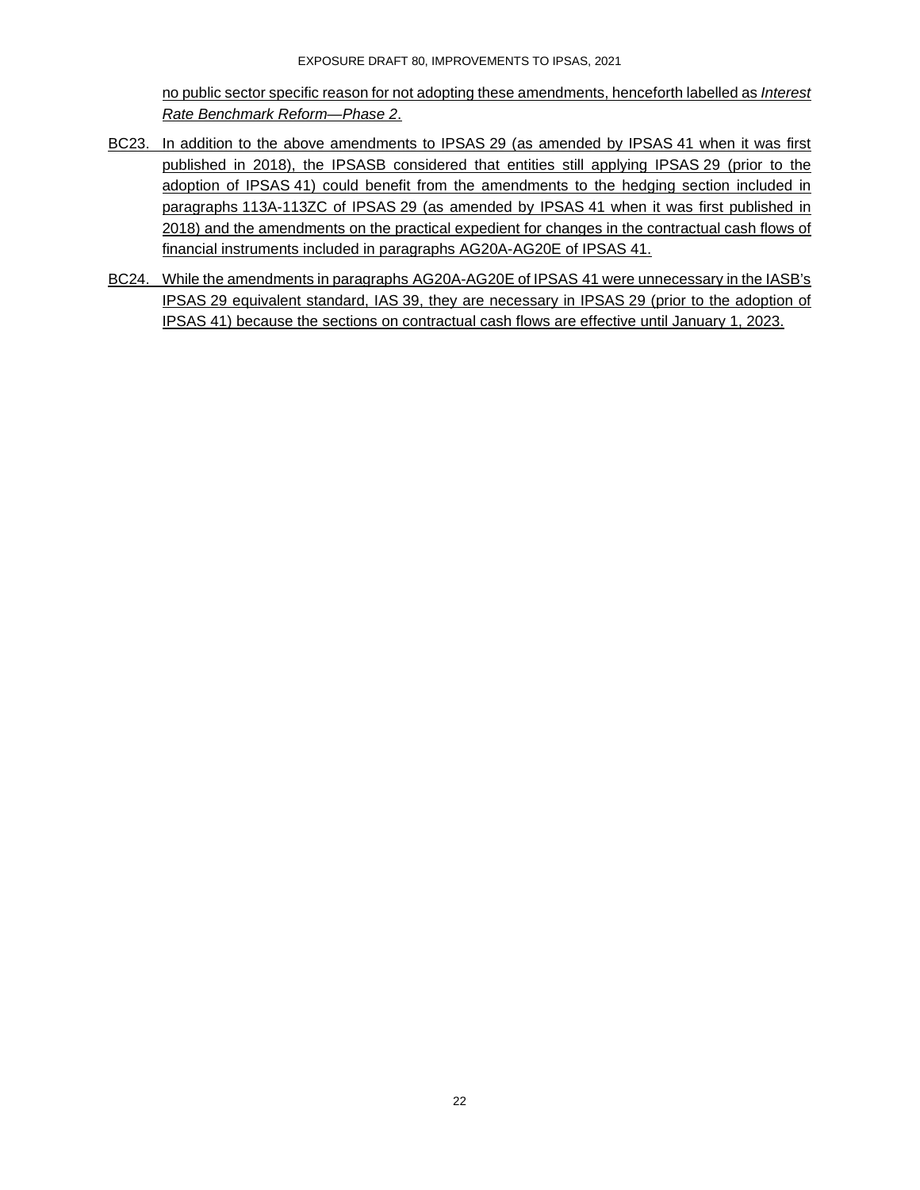no public sector specific reason for not adopting these amendments, henceforth labelled as *Interest Rate Benchmark Reform—Phase 2*.

BC23. In addition to the above amendments to IPSAS 29 (as amended by IPSAS 41 when it was first published in 2018), the IPSASB considered that entities still applying IPSAS 29 (prior to the adoption of IPSAS 41) could benefit from the amendments to the hedging section included in paragraphs 113A-113ZC of IPSAS 29 (as amended by IPSAS 41 when it was first published in 2018) and the amendments on the practical expedient for changes in the contractual cash flows of financial instruments included in paragraphs AG20A-AG20E of IPSAS 41.

BC24. While the amendments in paragraphs AG20A-AG20E of IPSAS 41 were unnecessary in the IASB's IPSAS 29 equivalent standard, IAS 39, they are necessary in IPSAS 29 (prior to the adoption of IPSAS 41) because the sections on contractual cash flows are effective until January 1, 2023.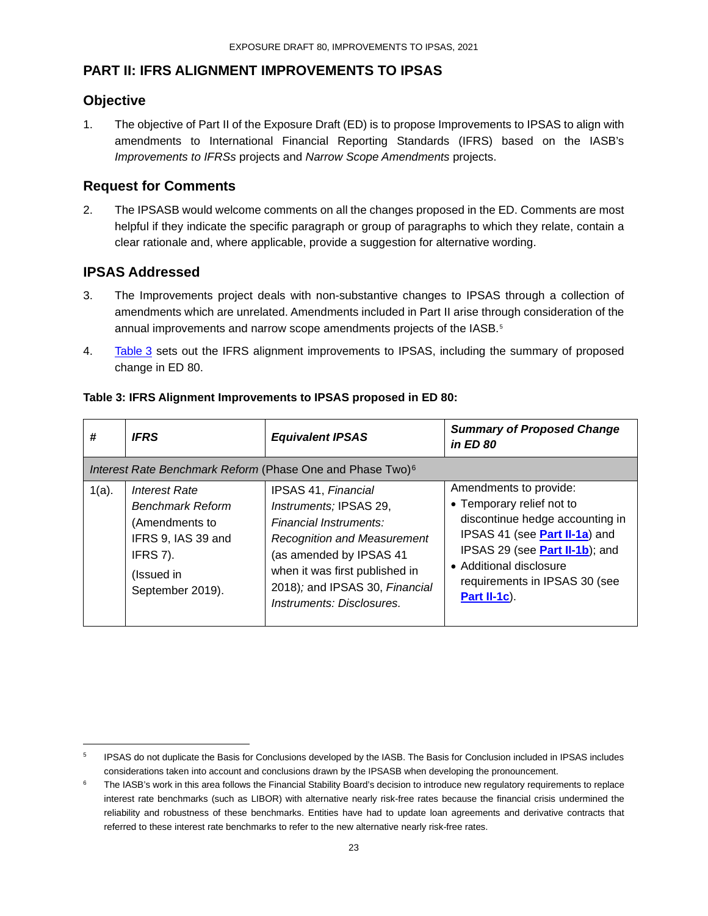## PART II: IFRS ALIGNMENT IMPROVEMENTS TO IPSAS

### Objective

1. The objective of Part II of the Exposure Draft (ED) is to propose Improvements to IPSAS to align with amendments to International Financial Reporting Standards (IFRS) based on the IASB's *Improvements to IFRSs* projects and *Narrow Scope Amendments* projects.

### Request for Comments

2. The IPSASB would welcome comments on all the changes proposed in the ED. Comments are most helpful if they indicate the specific paragraph or group of paragraphs to which they relate, contain a clear rationale and, where applicable, provide a suggestion for alternative wording.

### IPSAS Addressed

3. The Improvements project deals with non-substantive changes to IPSAS through a collection of amendments which are unrelated. Amendments included in Part II arise through consideration of the annual improvements and narrow scope amendments projects of the IASB.[5]

4. Table 3 sets out the IFRS alignment improvements to IPSAS, including the summary of proposed change in ED 80.

**Table 3: IFRS Alignment Improvements to IPSAS proposed in ED 80:**

| *#* | *IFRS* | *Equivalent IPSAS* | *Summary of Proposed Change in ED 80* |
|---|---|---|---|
| *Interest Rate Benchmark Reform* (Phase One and Phase Two)[6] | | | |
| 1(a). | *Interest Rate Benchmark Reform* (Amendments to IFRS 9, IAS 39 and IFRS 7). (Issued in September 2019). | IPSAS 41, *Financial Instruments;* IPSAS 29, *Financial Instruments: Recognition and Measurement* (as amended by IPSAS 41 when it was first published in 2018)*;* and IPSAS 30, *Financial Instruments: Disclosures.* | Amendments to provide: • Temporary relief not to discontinue hedge accounting in IPSAS 41 (see **Part II-1a**) and IPSAS 29 (see **Part II-1b**); and • Additional disclosure requirements in IPSAS 30 (see **Part II-1c**). |

---

[5] IPSAS do not duplicate the Basis for Conclusions developed by the IASB. The Basis for Conclusion included in IPSAS includes considerations taken into account and conclusions drawn by the IPSASB when developing the pronouncement.

[6] The IASB's work in this area follows the Financial Stability Board's decision to introduce new regulatory requirements to replace interest rate benchmarks (such as LIBOR) with alternative nearly risk-free rates because the financial crisis undermined the reliability and robustness of these benchmarks. Entities have had to update loan agreements and derivative contracts that referred to these interest rate benchmarks to refer to the new alternative nearly risk-free rates.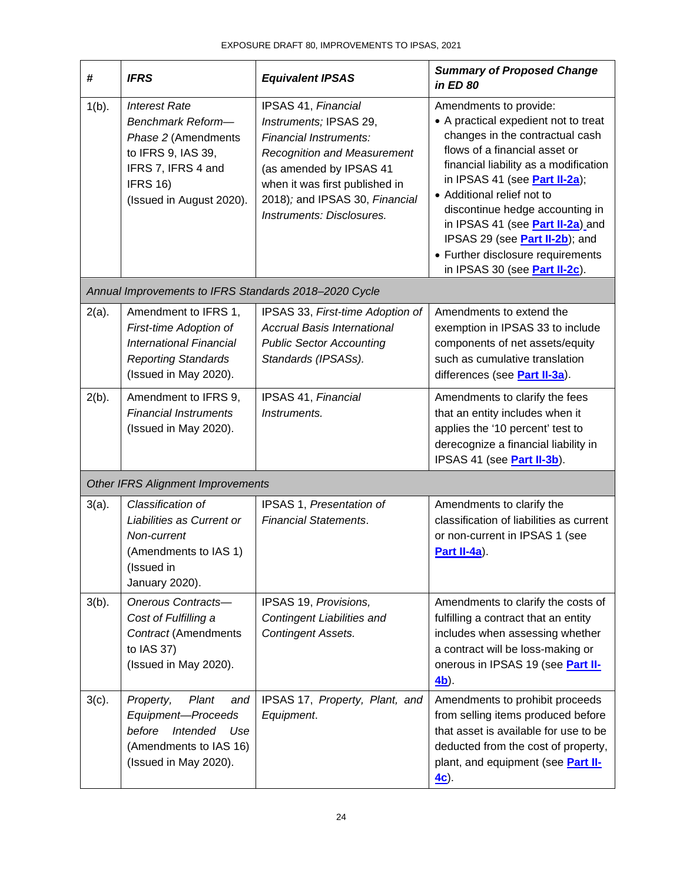| # | *IFRS* | *Equivalent IPSAS* | *Summary of Proposed Change in ED 80* |
|---|---|---|---|
| 1(b). | *Interest Rate Benchmark Reform—Phase 2* (Amendments to IFRS 9, IAS 39, IFRS 7, IFRS 4 and IFRS 16) (Issued in August 2020). | IPSAS 41, *Financial Instruments;* IPSAS 29, *Financial Instruments: Recognition and Measurement* (as amended by IPSAS 41 when it was first published in 2018)*;* and IPSAS 30, *Financial Instruments: Disclosures.* | Amendments to provide:<br>• A practical expedient not to treat changes in the contractual cash flows of a financial asset or financial liability as a modification in IPSAS 41 (see **Part II-2a**);<br>• Additional relief not to discontinue hedge accounting in in IPSAS 41 (see **Part II-2a**) and IPSAS 29 (see **Part II-2b**); and<br>• Further disclosure requirements in IPSAS 30 (see **Part II-2c**). |
| *Annual Improvements to IFRS Standards 2018–2020 Cycle* | | | |
| 2(a). | Amendment to IFRS 1, *First-time Adoption of International Financial Reporting Standards* (Issued in May 2020). | IPSAS 33, *First-time Adoption of Accrual Basis International Public Sector Accounting Standards (IPSASs).* | Amendments to extend the exemption in IPSAS 33 to include components of net assets/equity such as cumulative translation differences (see **Part II-3a**). |
| 2(b). | Amendment to IFRS 9, *Financial Instruments* (Issued in May 2020). | IPSAS 41, *Financial Instruments.* | Amendments to clarify the fees that an entity includes when it applies the '10 percent' test to derecognize a financial liability in IPSAS 41 (see **Part II-3b**). |
| *Other IFRS Alignment Improvements* | | | |
| 3(a). | *Classification of Liabilities as Current or Non-current* (Amendments to IAS 1) (Issued in January 2020). | IPSAS 1, *Presentation of Financial Statements*. | Amendments to clarify the classification of liabilities as current or non-current in IPSAS 1 (see **Part II-4a**). |
| 3(b). | *Onerous Contracts—Cost of Fulfilling a Contract* (Amendments to IAS 37) (Issued in May 2020). | IPSAS 19, *Provisions, Contingent Liabilities and Contingent Assets.* | Amendments to clarify the costs of fulfilling a contract that an entity includes when assessing whether a contract will be loss-making or onerous in IPSAS 19 (see **Part II-4b**). |
| 3(c). | *Property, Plant and Equipment—Proceeds before Intended Use* (Amendments to IAS 16) (Issued in May 2020). | IPSAS 17, *Property, Plant, and Equipment*. | Amendments to prohibit proceeds from selling items produced before that asset is available for use to be deducted from the cost of property, plant, and equipment (see **Part II-4c**). |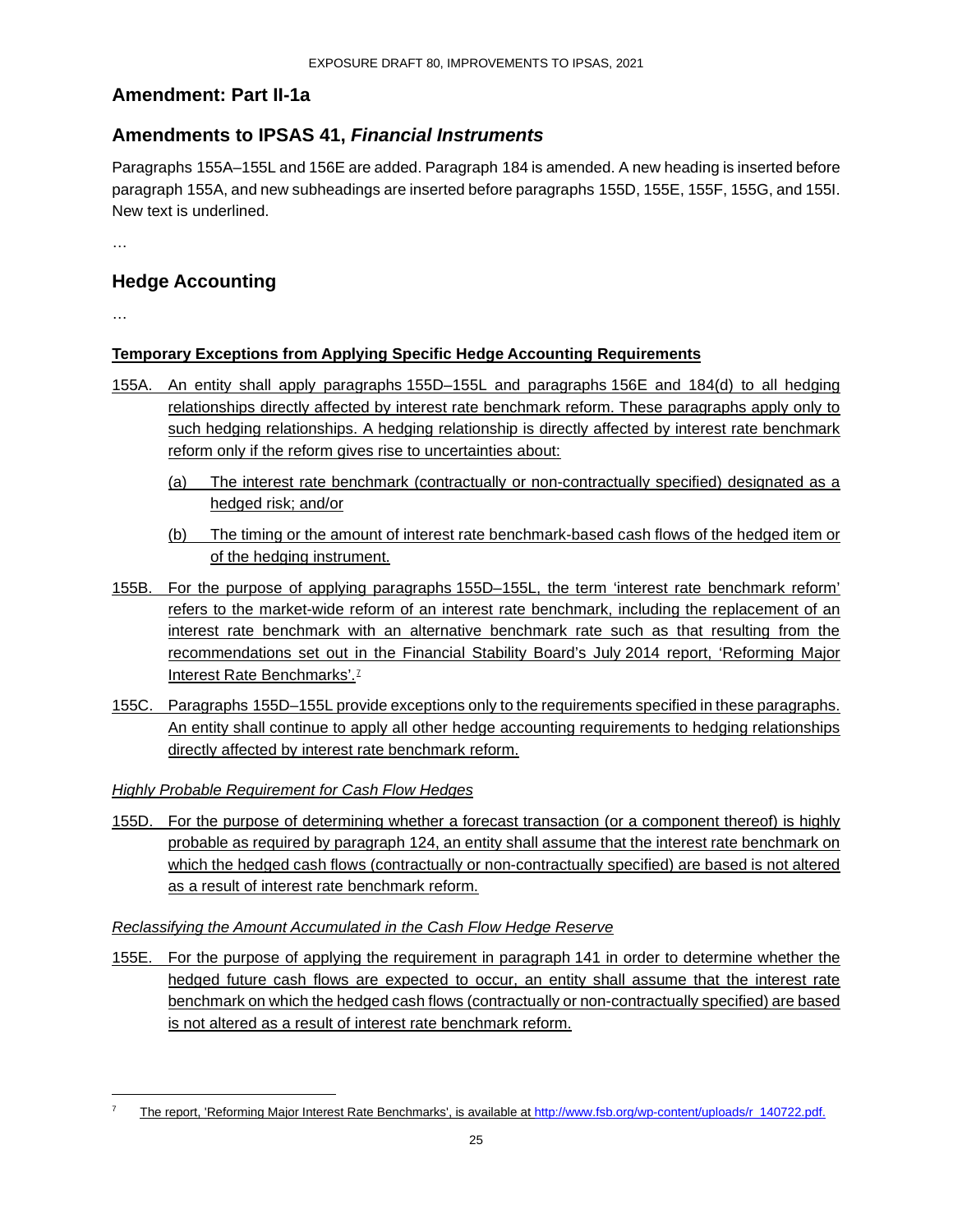## Amendment: Part II-1a

## Amendments to IPSAS 41, *Financial Instruments*

Paragraphs 155A–155L and 156E are added. Paragraph 184 is amended. A new heading is inserted before paragraph 155A, and new subheadings are inserted before paragraphs 155D, 155E, 155F, 155G, and 155I. New text is underlined.

…

## Hedge Accounting

…

**Temporary Exceptions from Applying Specific Hedge Accounting Requirements**

155A. An entity shall apply paragraphs 155D–155L and paragraphs 156E and 184(d) to all hedging relationships directly affected by interest rate benchmark reform. These paragraphs apply only to such hedging relationships. A hedging relationship is directly affected by interest rate benchmark reform only if the reform gives rise to uncertainties about:

(a) The interest rate benchmark (contractually or non-contractually specified) designated as a hedged risk; and/or

(b) The timing or the amount of interest rate benchmark-based cash flows of the hedged item or of the hedging instrument.

155B. For the purpose of applying paragraphs 155D–155L, the term 'interest rate benchmark reform' refers to the market-wide reform of an interest rate benchmark, including the replacement of an interest rate benchmark with an alternative benchmark rate such as that resulting from the recommendations set out in the Financial Stability Board's July 2014 report, 'Reforming Major Interest Rate Benchmarks'.[7]

155C. Paragraphs 155D–155L provide exceptions only to the requirements specified in these paragraphs. An entity shall continue to apply all other hedge accounting requirements to hedging relationships directly affected by interest rate benchmark reform.

*Highly Probable Requirement for Cash Flow Hedges*

155D. For the purpose of determining whether a forecast transaction (or a component thereof) is highly probable as required by paragraph 124, an entity shall assume that the interest rate benchmark on which the hedged cash flows (contractually or non-contractually specified) are based is not altered as a result of interest rate benchmark reform.

*Reclassifying the Amount Accumulated in the Cash Flow Hedge Reserve*

155E. For the purpose of applying the requirement in paragraph 141 in order to determine whether the hedged future cash flows are expected to occur, an entity shall assume that the interest rate benchmark on which the hedged cash flows (contractually or non-contractually specified) are based is not altered as a result of interest rate benchmark reform.

---

[7] The report, 'Reforming Major Interest Rate Benchmarks', is available at http://www.fsb.org/wp-content/uploads/r_140722.pdf.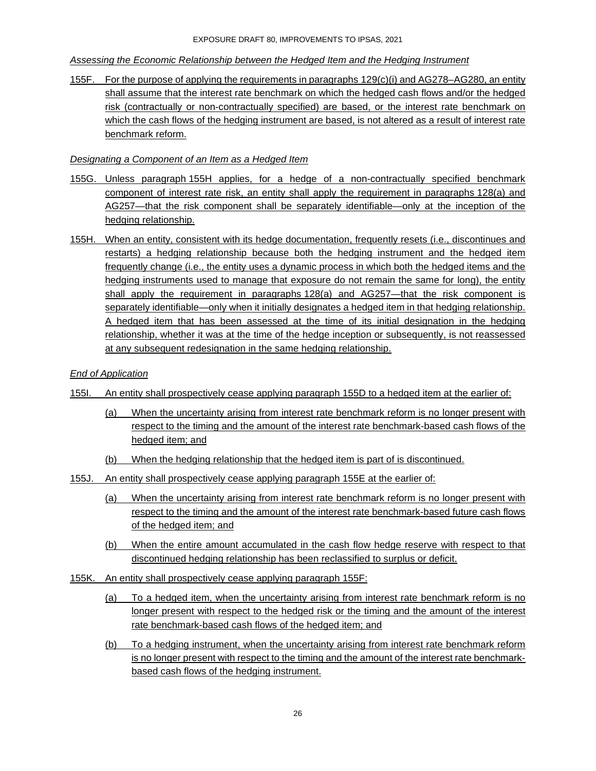*Assessing the Economic Relationship between the Hedged Item and the Hedging Instrument*

155F. For the purpose of applying the requirements in paragraphs 129(c)(i) and AG278–AG280, an entity shall assume that the interest rate benchmark on which the hedged cash flows and/or the hedged risk (contractually or non-contractually specified) are based, or the interest rate benchmark on which the cash flows of the hedging instrument are based, is not altered as a result of interest rate benchmark reform.

*Designating a Component of an Item as a Hedged Item*

155G. Unless paragraph 155H applies, for a hedge of a non-contractually specified benchmark component of interest rate risk, an entity shall apply the requirement in paragraphs 128(a) and AG257—that the risk component shall be separately identifiable—only at the inception of the hedging relationship.

155H. When an entity, consistent with its hedge documentation, frequently resets (i.e., discontinues and restarts) a hedging relationship because both the hedging instrument and the hedged item frequently change (i.e., the entity uses a dynamic process in which both the hedged items and the hedging instruments used to manage that exposure do not remain the same for long), the entity shall apply the requirement in paragraphs 128(a) and AG257—that the risk component is separately identifiable—only when it initially designates a hedged item in that hedging relationship. A hedged item that has been assessed at the time of its initial designation in the hedging relationship, whether it was at the time of the hedge inception or subsequently, is not reassessed at any subsequent redesignation in the same hedging relationship.

*End of Application*

155I. An entity shall prospectively cease applying paragraph 155D to a hedged item at the earlier of:

(a) When the uncertainty arising from interest rate benchmark reform is no longer present with respect to the timing and the amount of the interest rate benchmark-based cash flows of the hedged item; and

(b) When the hedging relationship that the hedged item is part of is discontinued.

155J. An entity shall prospectively cease applying paragraph 155E at the earlier of:

(a) When the uncertainty arising from interest rate benchmark reform is no longer present with respect to the timing and the amount of the interest rate benchmark-based future cash flows of the hedged item; and

(b) When the entire amount accumulated in the cash flow hedge reserve with respect to that discontinued hedging relationship has been reclassified to surplus or deficit.

155K. An entity shall prospectively cease applying paragraph 155F:

(a) To a hedged item, when the uncertainty arising from interest rate benchmark reform is no longer present with respect to the hedged risk or the timing and the amount of the interest rate benchmark-based cash flows of the hedged item; and

(b) To a hedging instrument, when the uncertainty arising from interest rate benchmark reform is no longer present with respect to the timing and the amount of the interest rate benchmark-based cash flows of the hedging instrument.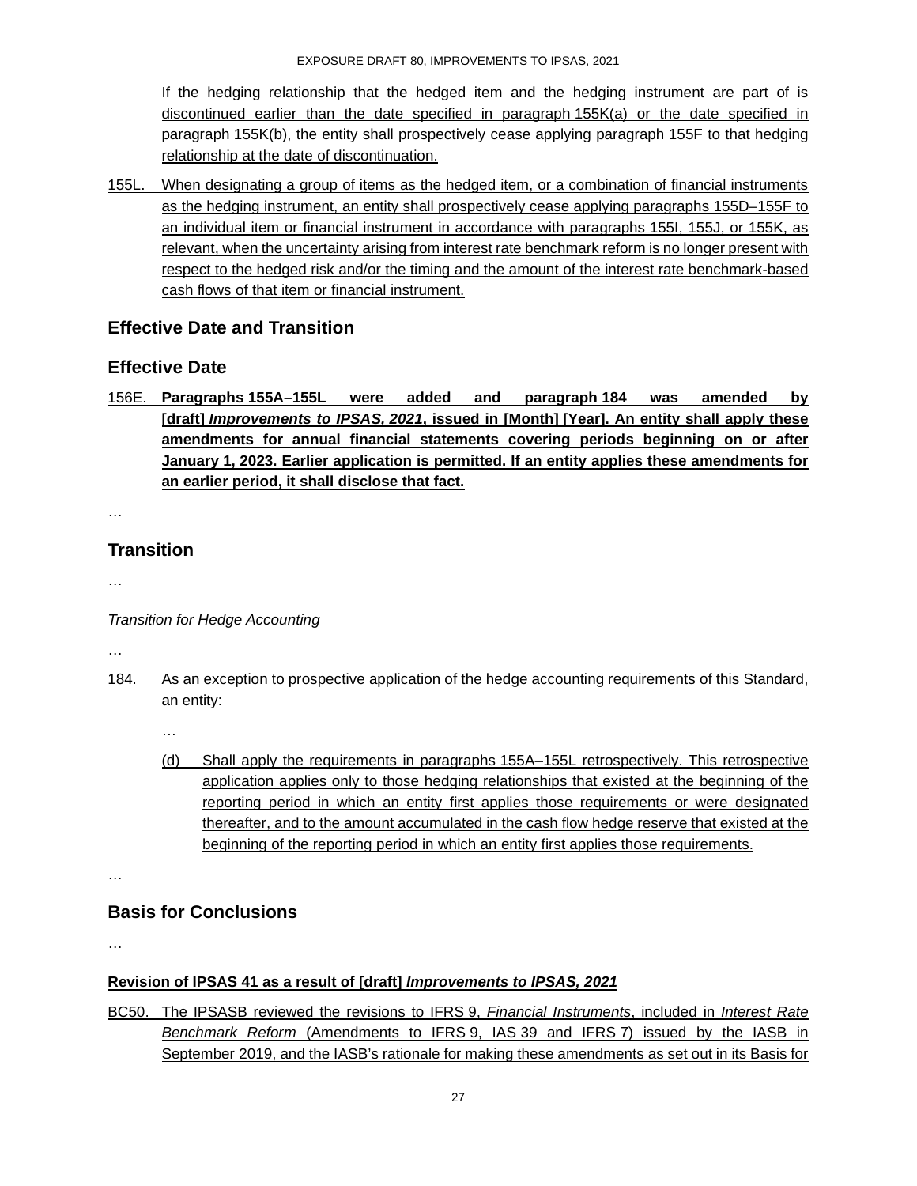If the hedging relationship that the hedged item and the hedging instrument are part of is discontinued earlier than the date specified in paragraph 155K(a) or the date specified in paragraph 155K(b), the entity shall prospectively cease applying paragraph 155F to that hedging relationship at the date of discontinuation.

155L. When designating a group of items as the hedged item, or a combination of financial instruments as the hedging instrument, an entity shall prospectively cease applying paragraphs 155D–155F to an individual item or financial instrument in accordance with paragraphs 155I, 155J, or 155K, as relevant, when the uncertainty arising from interest rate benchmark reform is no longer present with respect to the hedged risk and/or the timing and the amount of the interest rate benchmark-based cash flows of that item or financial instrument.

## Effective Date and Transition

## Effective Date

156E. **Paragraphs 155A–155L were added and paragraph 184 was amended by [draft] *Improvements to IPSAS, 2021*, issued in [Month] [Year]. An entity shall apply these amendments for annual financial statements covering periods beginning on or after January 1, 2023. Earlier application is permitted. If an entity applies these amendments for an earlier period, it shall disclose that fact.**

…

## Transition

…

*Transition for Hedge Accounting*

…

184. As an exception to prospective application of the hedge accounting requirements of this Standard, an entity:

…

(d) Shall apply the requirements in paragraphs 155A–155L retrospectively. This retrospective application applies only to those hedging relationships that existed at the beginning of the reporting period in which an entity first applies those requirements or were designated thereafter, and to the amount accumulated in the cash flow hedge reserve that existed at the beginning of the reporting period in which an entity first applies those requirements.

…

## Basis for Conclusions

…

**Revision of IPSAS 41 as a result of [draft] *Improvements to IPSAS, 2021***

BC50. The IPSASB reviewed the revisions to IFRS 9, *Financial Instruments*, included in *Interest Rate Benchmark Reform* (Amendments to IFRS 9, IAS 39 and IFRS 7) issued by the IASB in September 2019, and the IASB's rationale for making these amendments as set out in its Basis for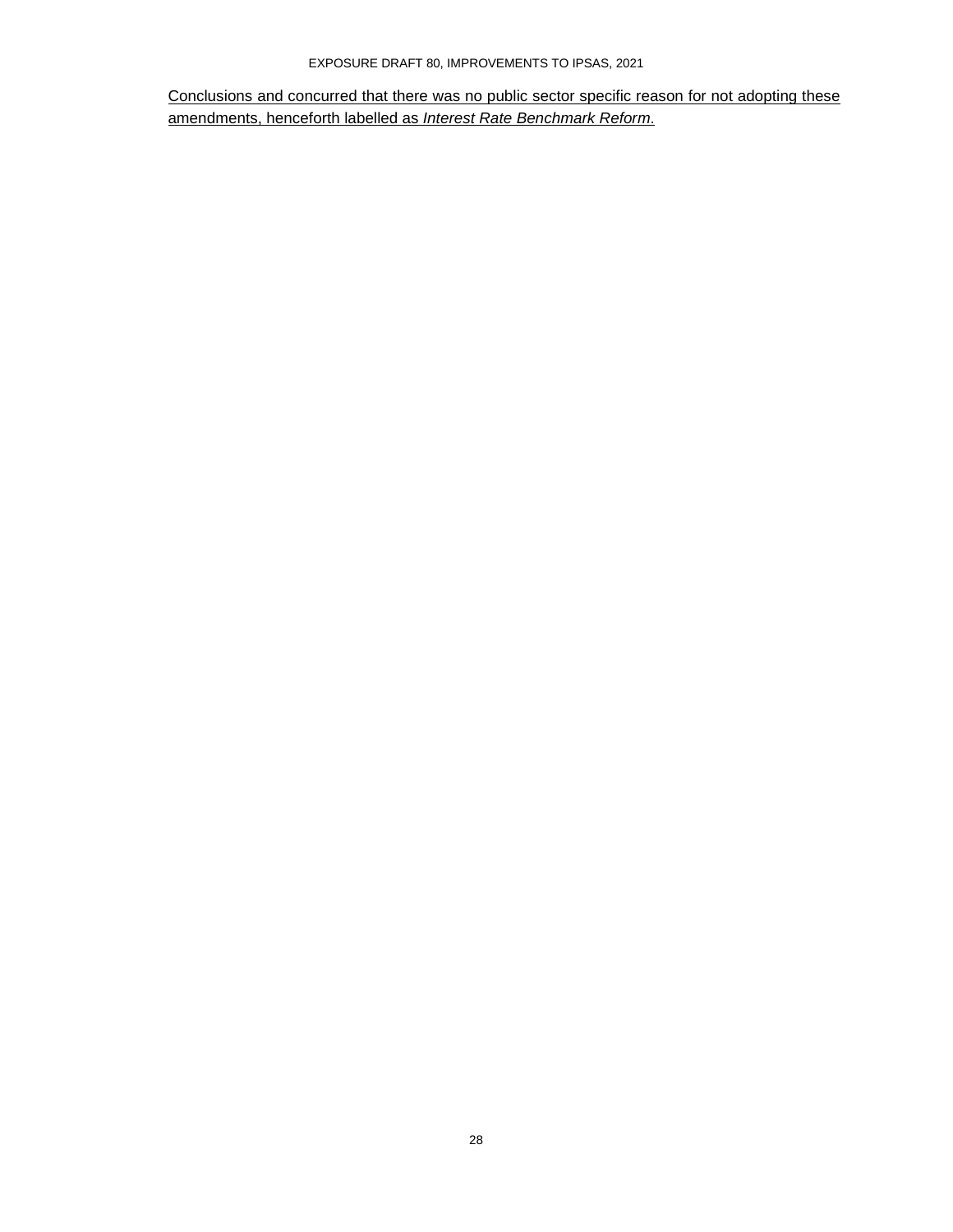Conclusions and concurred that there was no public sector specific reason for not adopting these amendments, henceforth labelled as *Interest Rate Benchmark Reform*.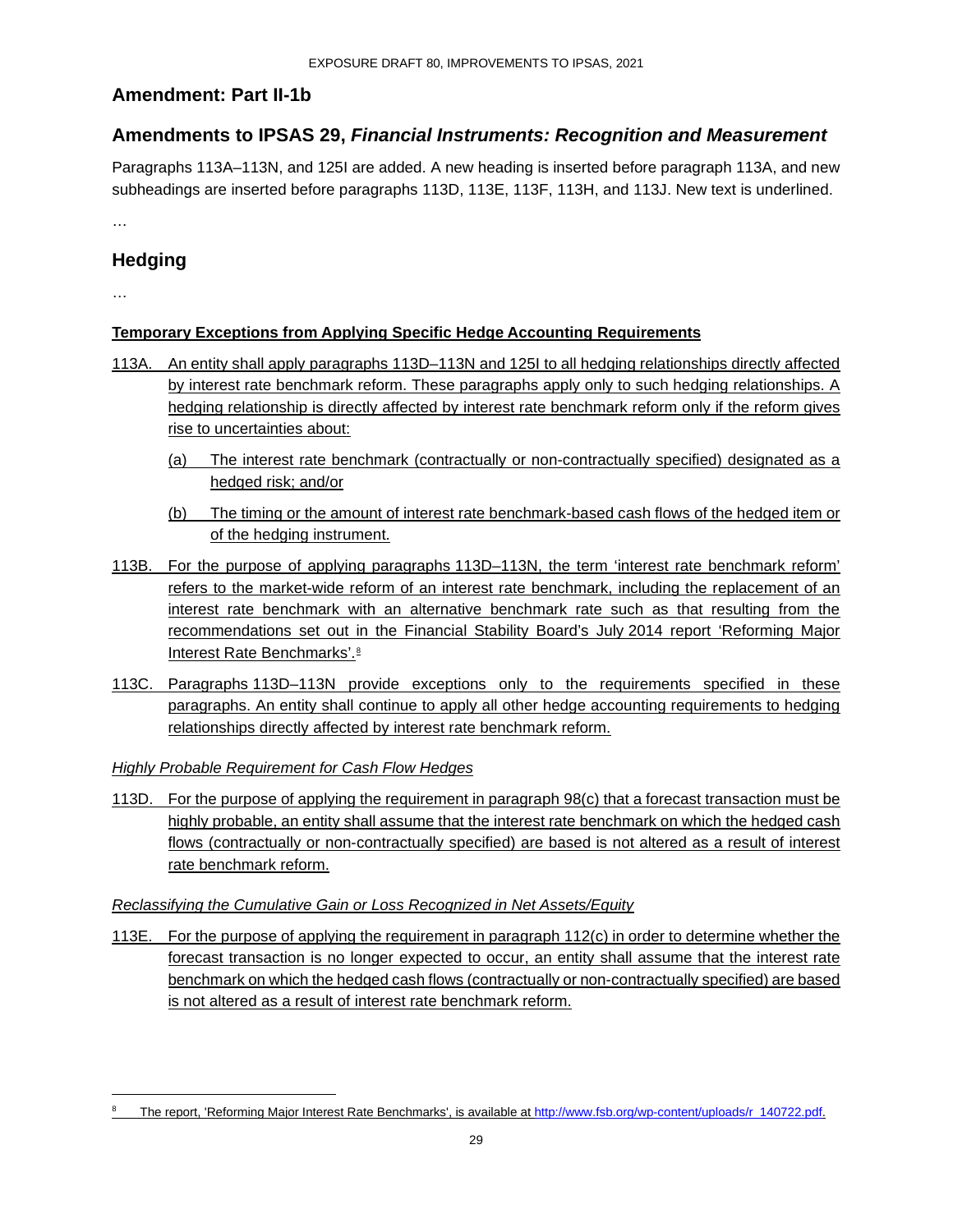## Amendment: Part II-1b

## Amendments to IPSAS 29, *Financial Instruments: Recognition and Measurement*

Paragraphs 113A–113N, and 125I are added. A new heading is inserted before paragraph 113A, and new subheadings are inserted before paragraphs 113D, 113E, 113F, 113H, and 113J. New text is underlined.

…

## Hedging

…

**Temporary Exceptions from Applying Specific Hedge Accounting Requirements**

113A. An entity shall apply paragraphs 113D–113N and 125I to all hedging relationships directly affected by interest rate benchmark reform. These paragraphs apply only to such hedging relationships. A hedging relationship is directly affected by interest rate benchmark reform only if the reform gives rise to uncertainties about:

(a) The interest rate benchmark (contractually or non-contractually specified) designated as a hedged risk; and/or

(b) The timing or the amount of interest rate benchmark-based cash flows of the hedged item or of the hedging instrument.

113B. For the purpose of applying paragraphs 113D–113N, the term 'interest rate benchmark reform' refers to the market-wide reform of an interest rate benchmark, including the replacement of an interest rate benchmark with an alternative benchmark rate such as that resulting from the recommendations set out in the Financial Stability Board's July 2014 report 'Reforming Major Interest Rate Benchmarks'.[8]

113C. Paragraphs 113D–113N provide exceptions only to the requirements specified in these paragraphs. An entity shall continue to apply all other hedge accounting requirements to hedging relationships directly affected by interest rate benchmark reform.

*Highly Probable Requirement for Cash Flow Hedges*

113D. For the purpose of applying the requirement in paragraph 98(c) that a forecast transaction must be highly probable, an entity shall assume that the interest rate benchmark on which the hedged cash flows (contractually or non-contractually specified) are based is not altered as a result of interest rate benchmark reform.

*Reclassifying the Cumulative Gain or Loss Recognized in Net Assets/Equity*

113E. For the purpose of applying the requirement in paragraph 112(c) in order to determine whether the forecast transaction is no longer expected to occur, an entity shall assume that the interest rate benchmark on which the hedged cash flows (contractually or non-contractually specified) are based is not altered as a result of interest rate benchmark reform.

---

[8] The report, 'Reforming Major Interest Rate Benchmarks', is available at http://www.fsb.org/wp-content/uploads/r_140722.pdf.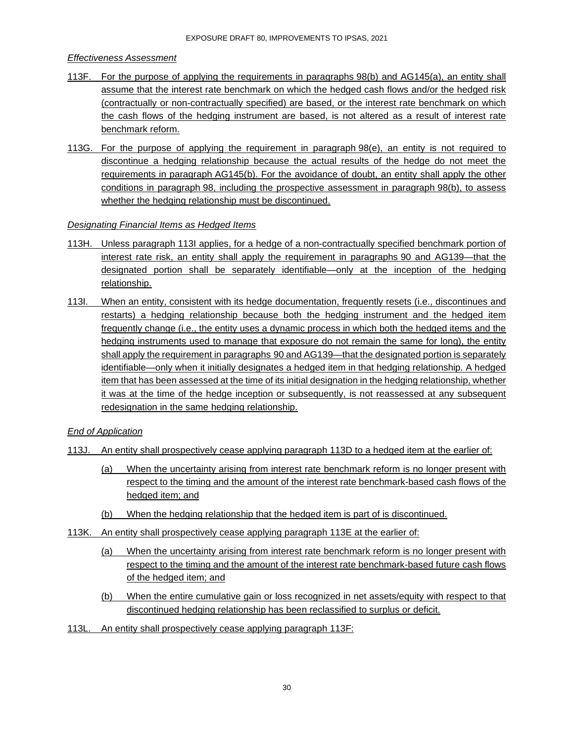*Effectiveness Assessment*

113F. For the purpose of applying the requirements in paragraphs 98(b) and AG145(a), an entity shall assume that the interest rate benchmark on which the hedged cash flows and/or the hedged risk (contractually or non-contractually specified) are based, or the interest rate benchmark on which the cash flows of the hedging instrument are based, is not altered as a result of interest rate benchmark reform.

113G. For the purpose of applying the requirement in paragraph 98(e), an entity is not required to discontinue a hedging relationship because the actual results of the hedge do not meet the requirements in paragraph AG145(b). For the avoidance of doubt, an entity shall apply the other conditions in paragraph 98, including the prospective assessment in paragraph 98(b), to assess whether the hedging relationship must be discontinued.

*Designating Financial Items as Hedged Items*

113H. Unless paragraph 113I applies, for a hedge of a non-contractually specified benchmark portion of interest rate risk, an entity shall apply the requirement in paragraphs 90 and AG139—that the designated portion shall be separately identifiable—only at the inception of the hedging relationship.

113I. When an entity, consistent with its hedge documentation, frequently resets (i.e., discontinues and restarts) a hedging relationship because both the hedging instrument and the hedged item frequently change (i.e., the entity uses a dynamic process in which both the hedged items and the hedging instruments used to manage that exposure do not remain the same for long), the entity shall apply the requirement in paragraphs 90 and AG139—that the designated portion is separately identifiable—only when it initially designates a hedged item in that hedging relationship. A hedged item that has been assessed at the time of its initial designation in the hedging relationship, whether it was at the time of the hedge inception or subsequently, is not reassessed at any subsequent redesignation in the same hedging relationship.

*End of Application*

113J. An entity shall prospectively cease applying paragraph 113D to a hedged item at the earlier of:

(a) When the uncertainty arising from interest rate benchmark reform is no longer present with respect to the timing and the amount of the interest rate benchmark-based cash flows of the hedged item; and

(b) When the hedging relationship that the hedged item is part of is discontinued.

113K. An entity shall prospectively cease applying paragraph 113E at the earlier of:

(a) When the uncertainty arising from interest rate benchmark reform is no longer present with respect to the timing and the amount of the interest rate benchmark-based future cash flows of the hedged item; and

(b) When the entire cumulative gain or loss recognized in net assets/equity with respect to that discontinued hedging relationship has been reclassified to surplus or deficit.

113L. An entity shall prospectively cease applying paragraph 113F: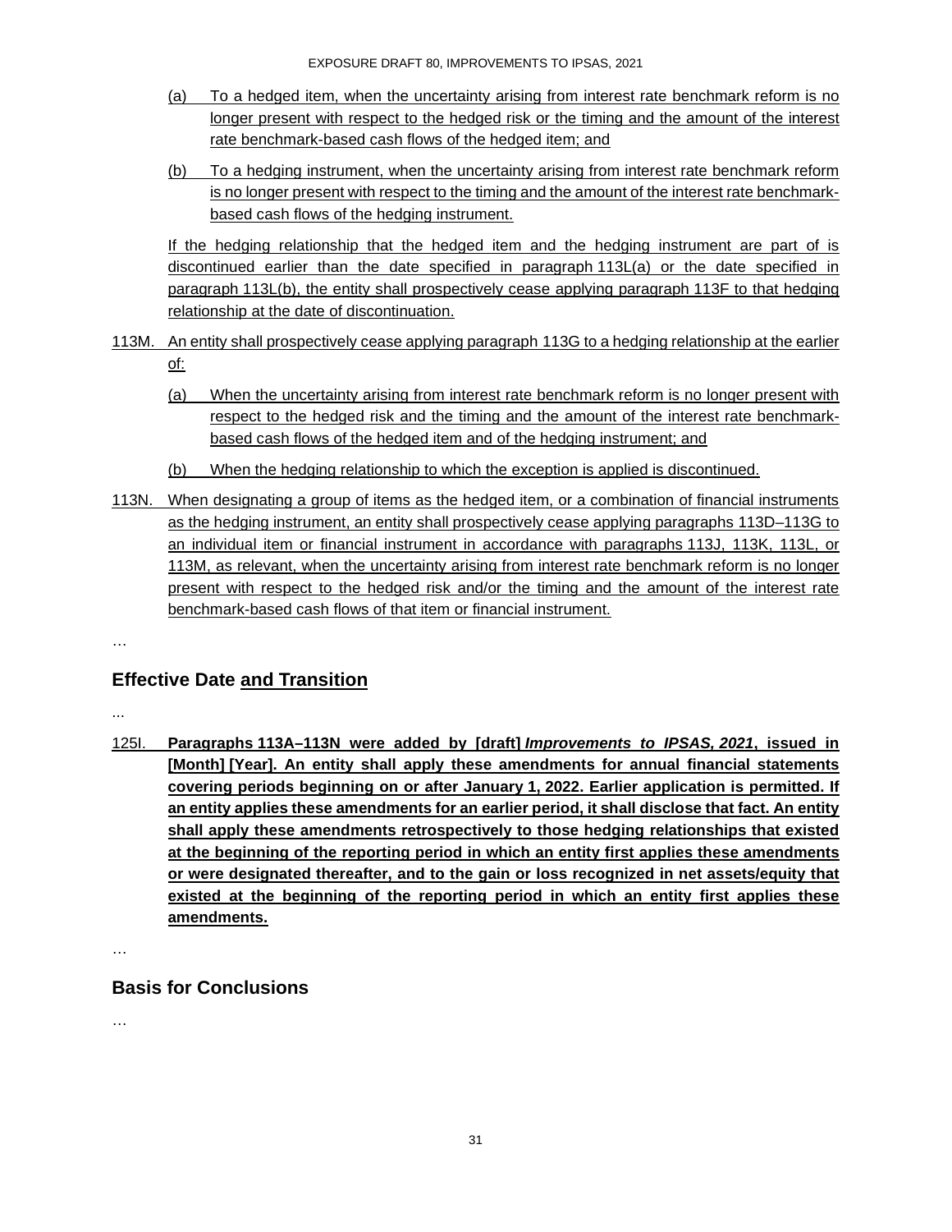(a) To a hedged item, when the uncertainty arising from interest rate benchmark reform is no longer present with respect to the hedged risk or the timing and the amount of the interest rate benchmark-based cash flows of the hedged item; and

(b) To a hedging instrument, when the uncertainty arising from interest rate benchmark reform is no longer present with respect to the timing and the amount of the interest rate benchmark-based cash flows of the hedging instrument.

If the hedging relationship that the hedged item and the hedging instrument are part of is discontinued earlier than the date specified in paragraph 113L(a) or the date specified in paragraph 113L(b), the entity shall prospectively cease applying paragraph 113F to that hedging relationship at the date of discontinuation.

113M. An entity shall prospectively cease applying paragraph 113G to a hedging relationship at the earlier of:

(a) When the uncertainty arising from interest rate benchmark reform is no longer present with respect to the hedged risk and the timing and the amount of the interest rate benchmark-based cash flows of the hedged item and of the hedging instrument; and

(b) When the hedging relationship to which the exception is applied is discontinued.

113N. When designating a group of items as the hedged item, or a combination of financial instruments as the hedging instrument, an entity shall prospectively cease applying paragraphs 113D–113G to an individual item or financial instrument in accordance with paragraphs 113J, 113K, 113L, or 113M, as relevant, when the uncertainty arising from interest rate benchmark reform is no longer present with respect to the hedged risk and/or the timing and the amount of the interest rate benchmark-based cash flows of that item or financial instrument.

…

## Effective Date and Transition

...

125I. **Paragraphs 113A–113N were added by [draft] *Improvements to IPSAS, 2021*, issued in [Month] [Year]. An entity shall apply these amendments for annual financial statements covering periods beginning on or after January 1, 2022. Earlier application is permitted. If an entity applies these amendments for an earlier period, it shall disclose that fact. An entity shall apply these amendments retrospectively to those hedging relationships that existed at the beginning of the reporting period in which an entity first applies these amendments or were designated thereafter, and to the gain or loss recognized in net assets/equity that existed at the beginning of the reporting period in which an entity first applies these amendments.**

…

## Basis for Conclusions

…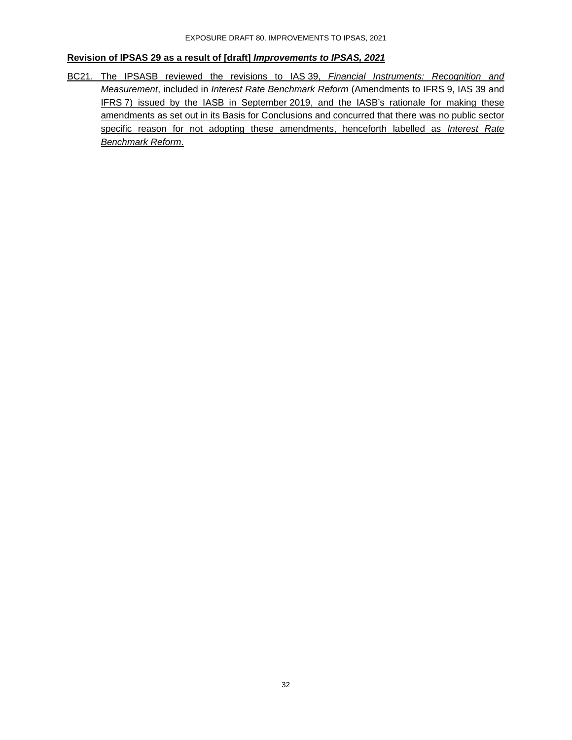**Revision of IPSAS 29 as a result of [draft] *Improvements to IPSAS, 2021***

BC21. The IPSASB reviewed the revisions to IAS 39, *Financial Instruments: Recognition and Measurement*, included in *Interest Rate Benchmark Reform* (Amendments to IFRS 9, IAS 39 and IFRS 7) issued by the IASB in September 2019, and the IASB's rationale for making these amendments as set out in its Basis for Conclusions and concurred that there was no public sector specific reason for not adopting these amendments, henceforth labelled as *Interest Rate Benchmark Reform*.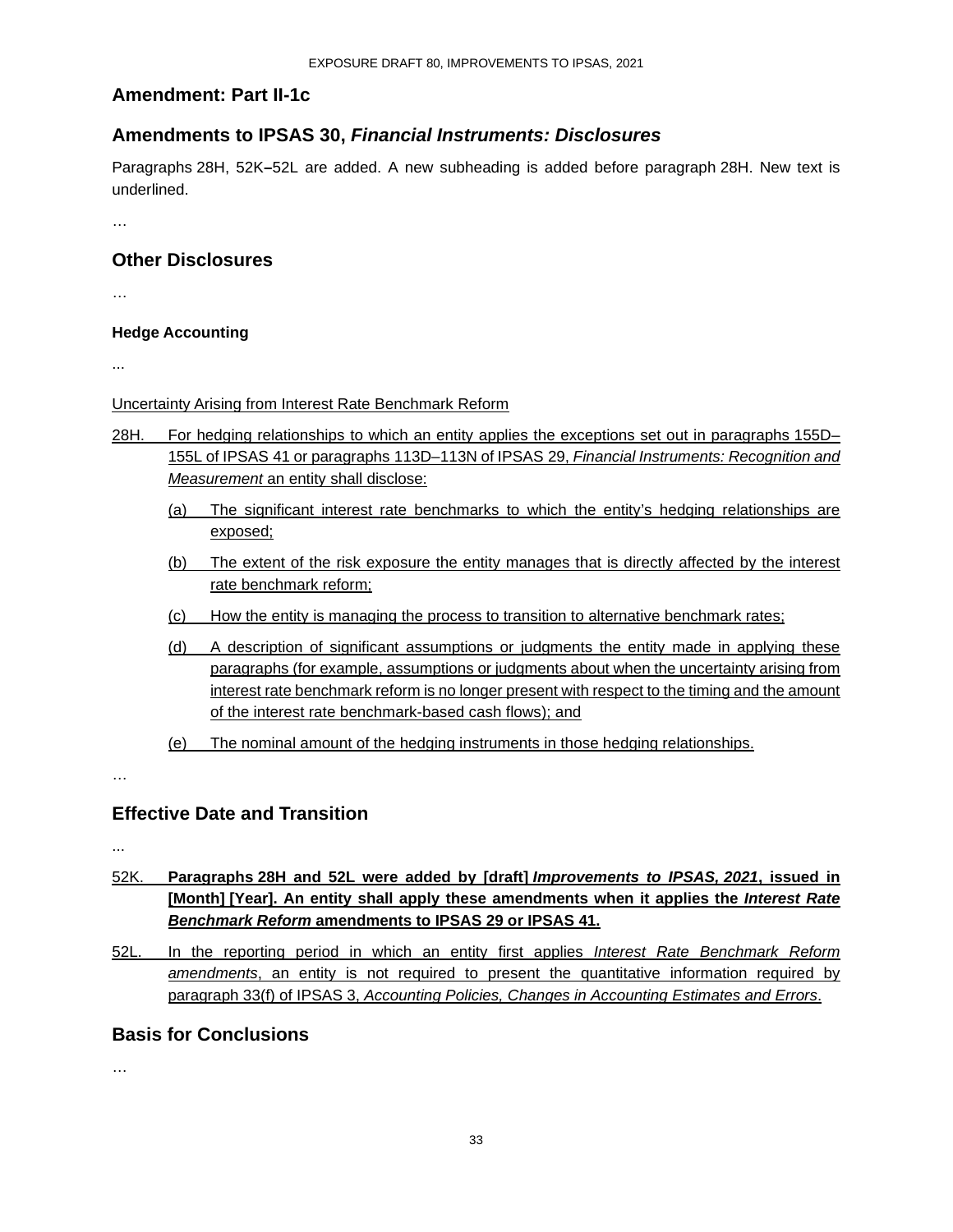## Amendment: Part II-1c

## Amendments to IPSAS 30, *Financial Instruments: Disclosures*

Paragraphs 28H, 52K–52L are added. A new subheading is added before paragraph 28H. New text is underlined.

…

## Other Disclosures

…

### Hedge Accounting

...

<u>Uncertainty Arising from Interest Rate Benchmark Reform</u>

<u>28H. For hedging relationships to which an entity applies the exceptions set out in paragraphs 155D–155L of IPSAS 41 or paragraphs 113D–113N of IPSAS 29, *Financial Instruments: Recognition and Measurement* an entity shall disclose:</u>

<u>(a) The significant interest rate benchmarks to which the entity's hedging relationships are exposed;</u>

<u>(b) The extent of the risk exposure the entity manages that is directly affected by the interest rate benchmark reform;</u>

<u>(c) How the entity is managing the process to transition to alternative benchmark rates;</u>

<u>(d) A description of significant assumptions or judgments the entity made in applying these paragraphs (for example, assumptions or judgments about when the uncertainty arising from interest rate benchmark reform is no longer present with respect to the timing and the amount of the interest rate benchmark-based cash flows); and</u>

<u>(e) The nominal amount of the hedging instruments in those hedging relationships.</u>

…

## Effective Date and Transition

...

<u>52K. **Paragraphs 28H and 52L were added by [draft] *Improvements to IPSAS, 2021*, issued in [Month] [Year]. An entity shall apply these amendments when it applies the *Interest Rate Benchmark Reform* amendments to IPSAS 29 or IPSAS 41.**</u>

<u>52L. In the reporting period in which an entity first applies *Interest Rate Benchmark Reform amendments*, an entity is not required to present the quantitative information required by paragraph 33(f) of IPSAS 3, *Accounting Policies, Changes in Accounting Estimates and Errors*.</u>

## Basis for Conclusions

…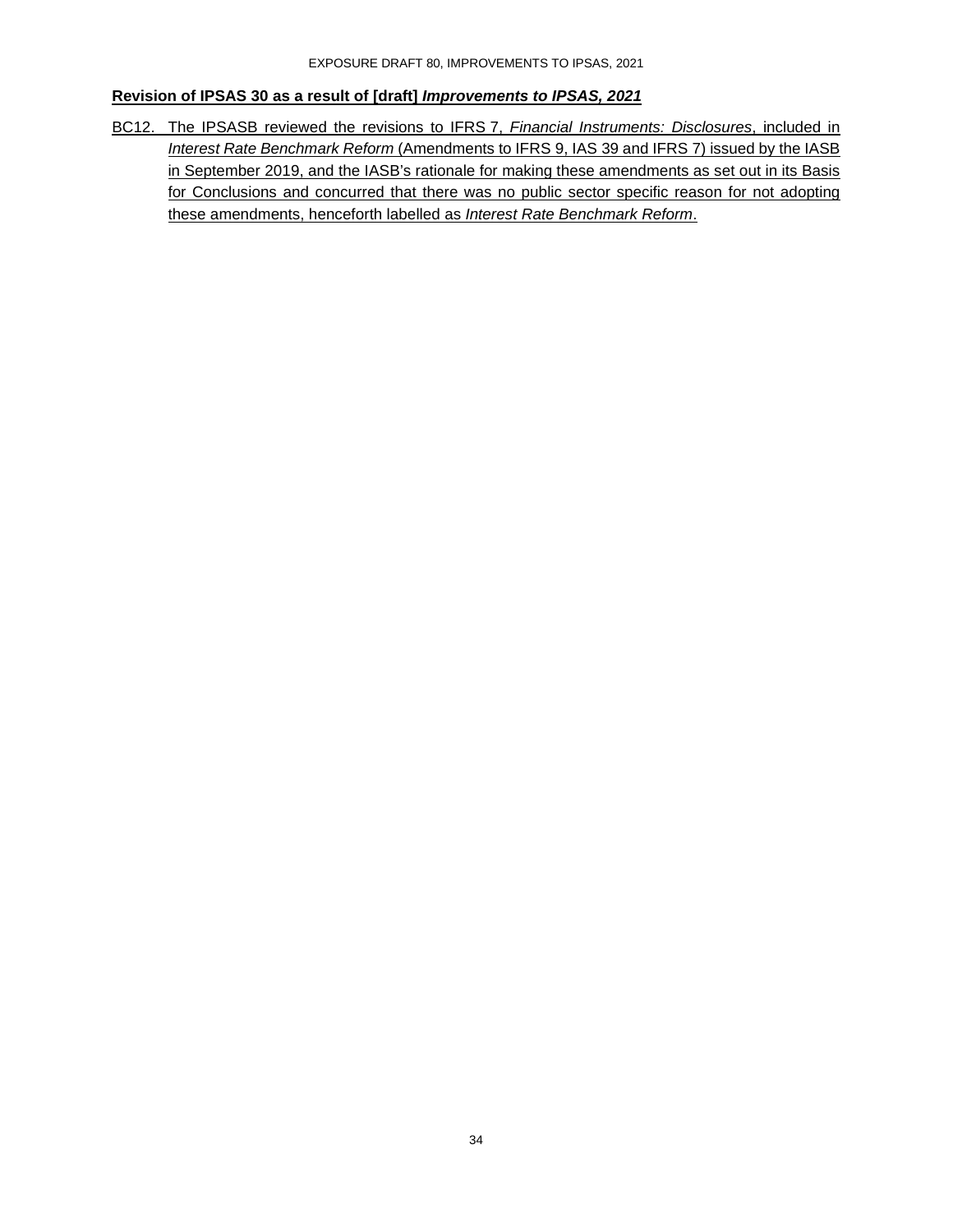**Revision of IPSAS 30 as a result of [draft] *Improvements to IPSAS, 2021***

BC12. The IPSASB reviewed the revisions to IFRS 7, *Financial Instruments: Disclosures*, included in *Interest Rate Benchmark Reform* (Amendments to IFRS 9, IAS 39 and IFRS 7) issued by the IASB in September 2019, and the IASB's rationale for making these amendments as set out in its Basis for Conclusions and concurred that there was no public sector specific reason for not adopting these amendments, henceforth labelled as *Interest Rate Benchmark Reform*.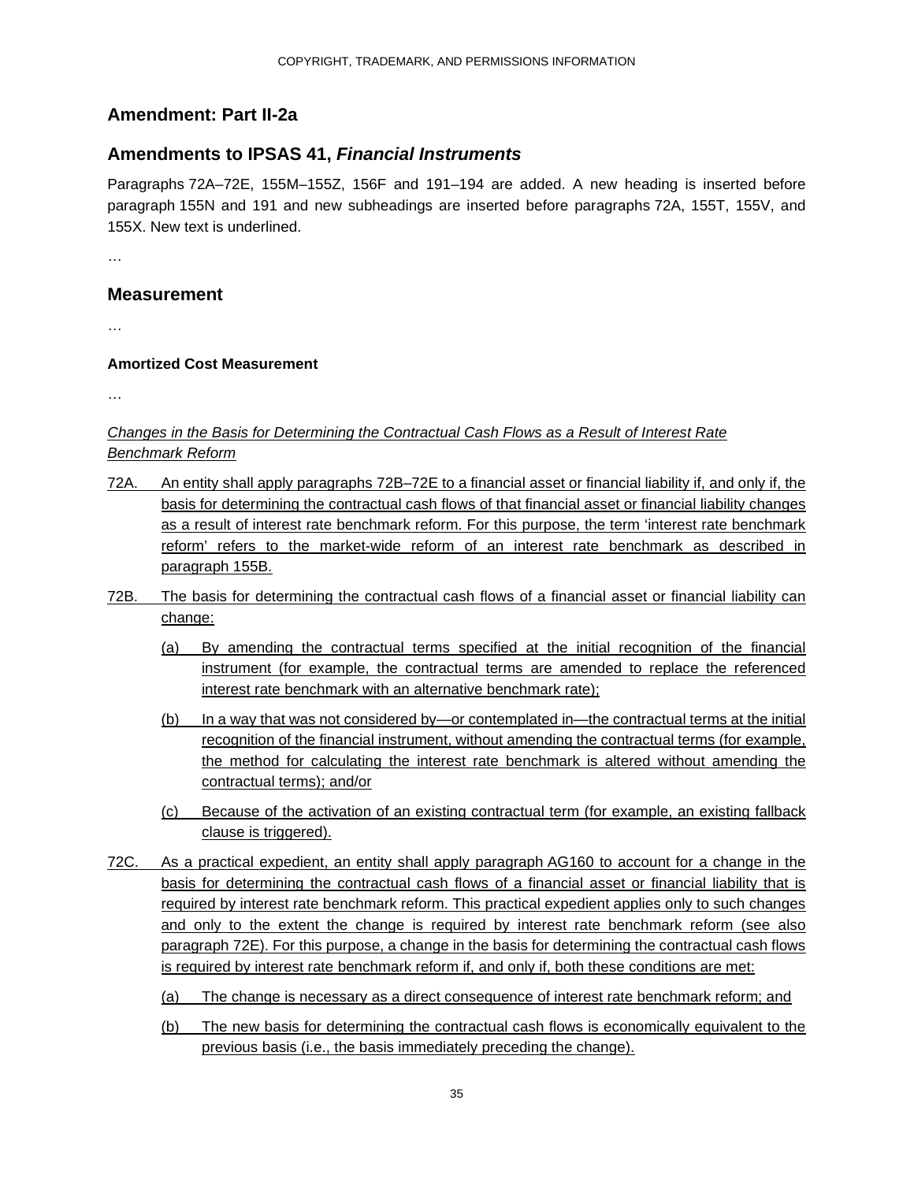## Amendment: Part II-2a

## Amendments to IPSAS 41, *Financial Instruments*

Paragraphs 72A–72E, 155M–155Z, 156F and 191–194 are added. A new heading is inserted before paragraph 155N and 191 and new subheadings are inserted before paragraphs 72A, 155T, 155V, and 155X. New text is underlined.

…

## Measurement

…

### Amortized Cost Measurement

…

*Changes in the Basis for Determining the Contractual Cash Flows as a Result of Interest Rate Benchmark Reform*

72A. An entity shall apply paragraphs 72B–72E to a financial asset or financial liability if, and only if, the basis for determining the contractual cash flows of that financial asset or financial liability changes as a result of interest rate benchmark reform. For this purpose, the term 'interest rate benchmark reform' refers to the market-wide reform of an interest rate benchmark as described in paragraph 155B.

72B. The basis for determining the contractual cash flows of a financial asset or financial liability can change:

(a) By amending the contractual terms specified at the initial recognition of the financial instrument (for example, the contractual terms are amended to replace the referenced interest rate benchmark with an alternative benchmark rate);

(b) In a way that was not considered by—or contemplated in—the contractual terms at the initial recognition of the financial instrument, without amending the contractual terms (for example, the method for calculating the interest rate benchmark is altered without amending the contractual terms); and/or

(c) Because of the activation of an existing contractual term (for example, an existing fallback clause is triggered).

72C. As a practical expedient, an entity shall apply paragraph AG160 to account for a change in the basis for determining the contractual cash flows of a financial asset or financial liability that is required by interest rate benchmark reform. This practical expedient applies only to such changes and only to the extent the change is required by interest rate benchmark reform (see also paragraph 72E). For this purpose, a change in the basis for determining the contractual cash flows is required by interest rate benchmark reform if, and only if, both these conditions are met:

(a) The change is necessary as a direct consequence of interest rate benchmark reform; and

(b) The new basis for determining the contractual cash flows is economically equivalent to the previous basis (i.e., the basis immediately preceding the change).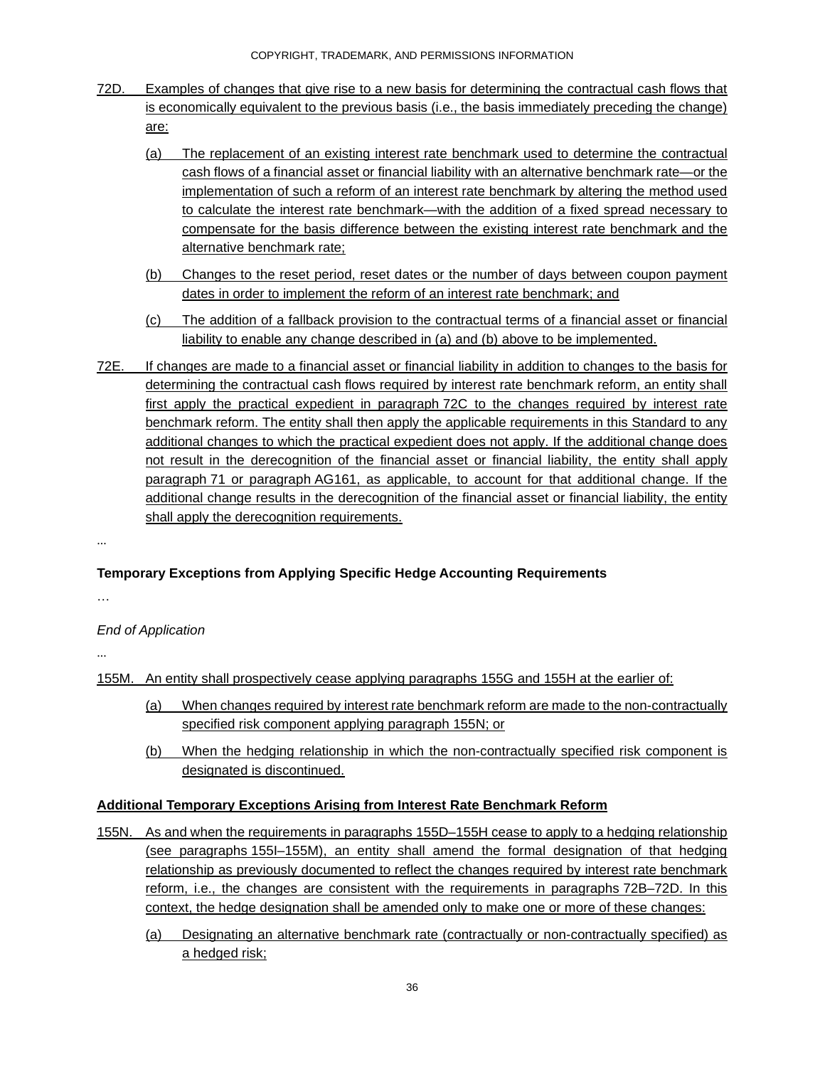72D. Examples of changes that give rise to a new basis for determining the contractual cash flows that is economically equivalent to the previous basis (i.e., the basis immediately preceding the change) are:

(a) The replacement of an existing interest rate benchmark used to determine the contractual cash flows of a financial asset or financial liability with an alternative benchmark rate—or the implementation of such a reform of an interest rate benchmark by altering the method used to calculate the interest rate benchmark—with the addition of a fixed spread necessary to compensate for the basis difference between the existing interest rate benchmark and the alternative benchmark rate;

(b) Changes to the reset period, reset dates or the number of days between coupon payment dates in order to implement the reform of an interest rate benchmark; and

(c) The addition of a fallback provision to the contractual terms of a financial asset or financial liability to enable any change described in (a) and (b) above to be implemented.

72E. If changes are made to a financial asset or financial liability in addition to changes to the basis for determining the contractual cash flows required by interest rate benchmark reform, an entity shall first apply the practical expedient in paragraph 72C to the changes required by interest rate benchmark reform. The entity shall then apply the applicable requirements in this Standard to any additional changes to which the practical expedient does not apply. If the additional change does not result in the derecognition of the financial asset or financial liability, the entity shall apply paragraph 71 or paragraph AG161, as applicable, to account for that additional change. If the additional change results in the derecognition of the financial asset or financial liability, the entity shall apply the derecognition requirements.

...

**Temporary Exceptions from Applying Specific Hedge Accounting Requirements**

…

*End of Application*

...

155M. An entity shall prospectively cease applying paragraphs 155G and 155H at the earlier of:

(a) When changes required by interest rate benchmark reform are made to the non-contractually specified risk component applying paragraph 155N; or

(b) When the hedging relationship in which the non-contractually specified risk component is designated is discontinued.

**Additional Temporary Exceptions Arising from Interest Rate Benchmark Reform**

155N. As and when the requirements in paragraphs 155D–155H cease to apply to a hedging relationship (see paragraphs 155I–155M), an entity shall amend the formal designation of that hedging relationship as previously documented to reflect the changes required by interest rate benchmark reform, i.e., the changes are consistent with the requirements in paragraphs 72B–72D. In this context, the hedge designation shall be amended only to make one or more of these changes:

(a) Designating an alternative benchmark rate (contractually or non-contractually specified) as a hedged risk;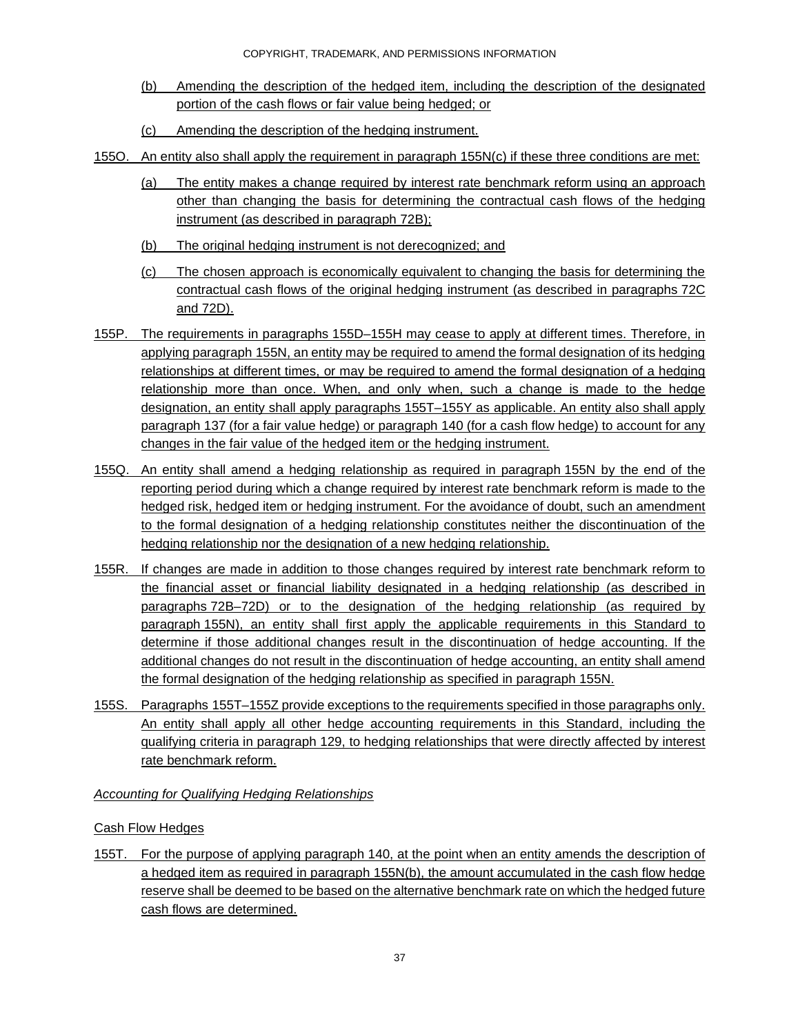(b) Amending the description of the hedged item, including the description of the designated portion of the cash flows or fair value being hedged; or

(c) Amending the description of the hedging instrument.

155O. An entity also shall apply the requirement in paragraph 155N(c) if these three conditions are met:

(a) The entity makes a change required by interest rate benchmark reform using an approach other than changing the basis for determining the contractual cash flows of the hedging instrument (as described in paragraph 72B);

(b) The original hedging instrument is not derecognized; and

(c) The chosen approach is economically equivalent to changing the basis for determining the contractual cash flows of the original hedging instrument (as described in paragraphs 72C and 72D).

155P. The requirements in paragraphs 155D–155H may cease to apply at different times. Therefore, in applying paragraph 155N, an entity may be required to amend the formal designation of its hedging relationships at different times, or may be required to amend the formal designation of a hedging relationship more than once. When, and only when, such a change is made to the hedge designation, an entity shall apply paragraphs 155T–155Y as applicable. An entity also shall apply paragraph 137 (for a fair value hedge) or paragraph 140 (for a cash flow hedge) to account for any changes in the fair value of the hedged item or the hedging instrument.

155Q. An entity shall amend a hedging relationship as required in paragraph 155N by the end of the reporting period during which a change required by interest rate benchmark reform is made to the hedged risk, hedged item or hedging instrument. For the avoidance of doubt, such an amendment to the formal designation of a hedging relationship constitutes neither the discontinuation of the hedging relationship nor the designation of a new hedging relationship.

155R. If changes are made in addition to those changes required by interest rate benchmark reform to the financial asset or financial liability designated in a hedging relationship (as described in paragraphs 72B–72D) or to the designation of the hedging relationship (as required by paragraph 155N), an entity shall first apply the applicable requirements in this Standard to determine if those additional changes result in the discontinuation of hedge accounting. If the additional changes do not result in the discontinuation of hedge accounting, an entity shall amend the formal designation of the hedging relationship as specified in paragraph 155N.

155S. Paragraphs 155T–155Z provide exceptions to the requirements specified in those paragraphs only. An entity shall apply all other hedge accounting requirements in this Standard, including the qualifying criteria in paragraph 129, to hedging relationships that were directly affected by interest rate benchmark reform.

*Accounting for Qualifying Hedging Relationships*

Cash Flow Hedges

155T. For the purpose of applying paragraph 140, at the point when an entity amends the description of a hedged item as required in paragraph 155N(b), the amount accumulated in the cash flow hedge reserve shall be deemed to be based on the alternative benchmark rate on which the hedged future cash flows are determined.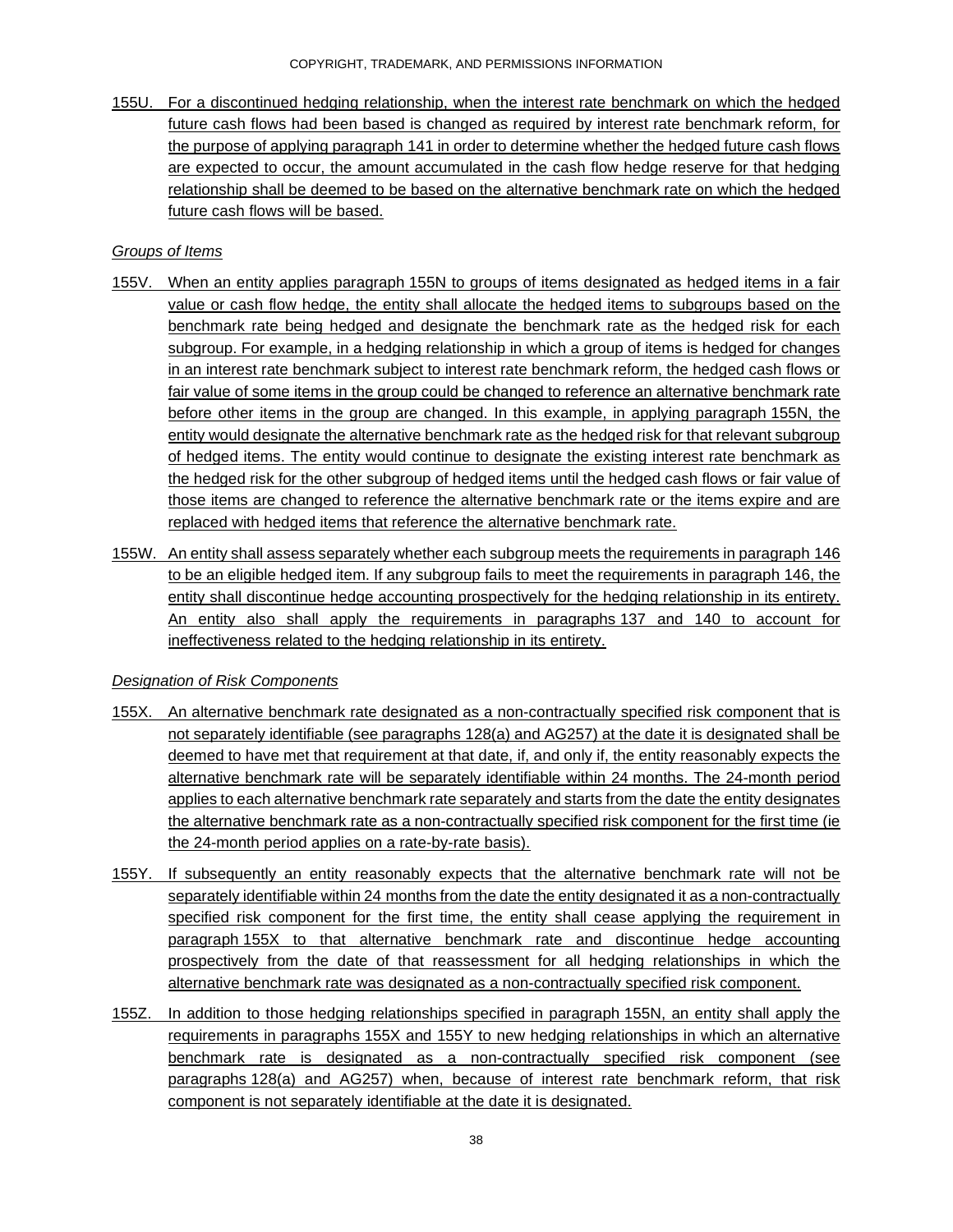155U. For a discontinued hedging relationship, when the interest rate benchmark on which the hedged future cash flows had been based is changed as required by interest rate benchmark reform, for the purpose of applying paragraph 141 in order to determine whether the hedged future cash flows are expected to occur, the amount accumulated in the cash flow hedge reserve for that hedging relationship shall be deemed to be based on the alternative benchmark rate on which the hedged future cash flows will be based.

*Groups of Items*

155V. When an entity applies paragraph 155N to groups of items designated as hedged items in a fair value or cash flow hedge, the entity shall allocate the hedged items to subgroups based on the benchmark rate being hedged and designate the benchmark rate as the hedged risk for each subgroup. For example, in a hedging relationship in which a group of items is hedged for changes in an interest rate benchmark subject to interest rate benchmark reform, the hedged cash flows or fair value of some items in the group could be changed to reference an alternative benchmark rate before other items in the group are changed. In this example, in applying paragraph 155N, the entity would designate the alternative benchmark rate as the hedged risk for that relevant subgroup of hedged items. The entity would continue to designate the existing interest rate benchmark as the hedged risk for the other subgroup of hedged items until the hedged cash flows or fair value of those items are changed to reference the alternative benchmark rate or the items expire and are replaced with hedged items that reference the alternative benchmark rate.

155W. An entity shall assess separately whether each subgroup meets the requirements in paragraph 146 to be an eligible hedged item. If any subgroup fails to meet the requirements in paragraph 146, the entity shall discontinue hedge accounting prospectively for the hedging relationship in its entirety. An entity also shall apply the requirements in paragraphs 137 and 140 to account for ineffectiveness related to the hedging relationship in its entirety.

*Designation of Risk Components*

155X. An alternative benchmark rate designated as a non-contractually specified risk component that is not separately identifiable (see paragraphs 128(a) and AG257) at the date it is designated shall be deemed to have met that requirement at that date, if, and only if, the entity reasonably expects the alternative benchmark rate will be separately identifiable within 24 months. The 24-month period applies to each alternative benchmark rate separately and starts from the date the entity designates the alternative benchmark rate as a non-contractually specified risk component for the first time (ie the 24-month period applies on a rate-by-rate basis).

155Y. If subsequently an entity reasonably expects that the alternative benchmark rate will not be separately identifiable within 24 months from the date the entity designated it as a non-contractually specified risk component for the first time, the entity shall cease applying the requirement in paragraph 155X to that alternative benchmark rate and discontinue hedge accounting prospectively from the date of that reassessment for all hedging relationships in which the alternative benchmark rate was designated as a non-contractually specified risk component.

155Z. In addition to those hedging relationships specified in paragraph 155N, an entity shall apply the requirements in paragraphs 155X and 155Y to new hedging relationships in which an alternative benchmark rate is designated as a non-contractually specified risk component (see paragraphs 128(a) and AG257) when, because of interest rate benchmark reform, that risk component is not separately identifiable at the date it is designated.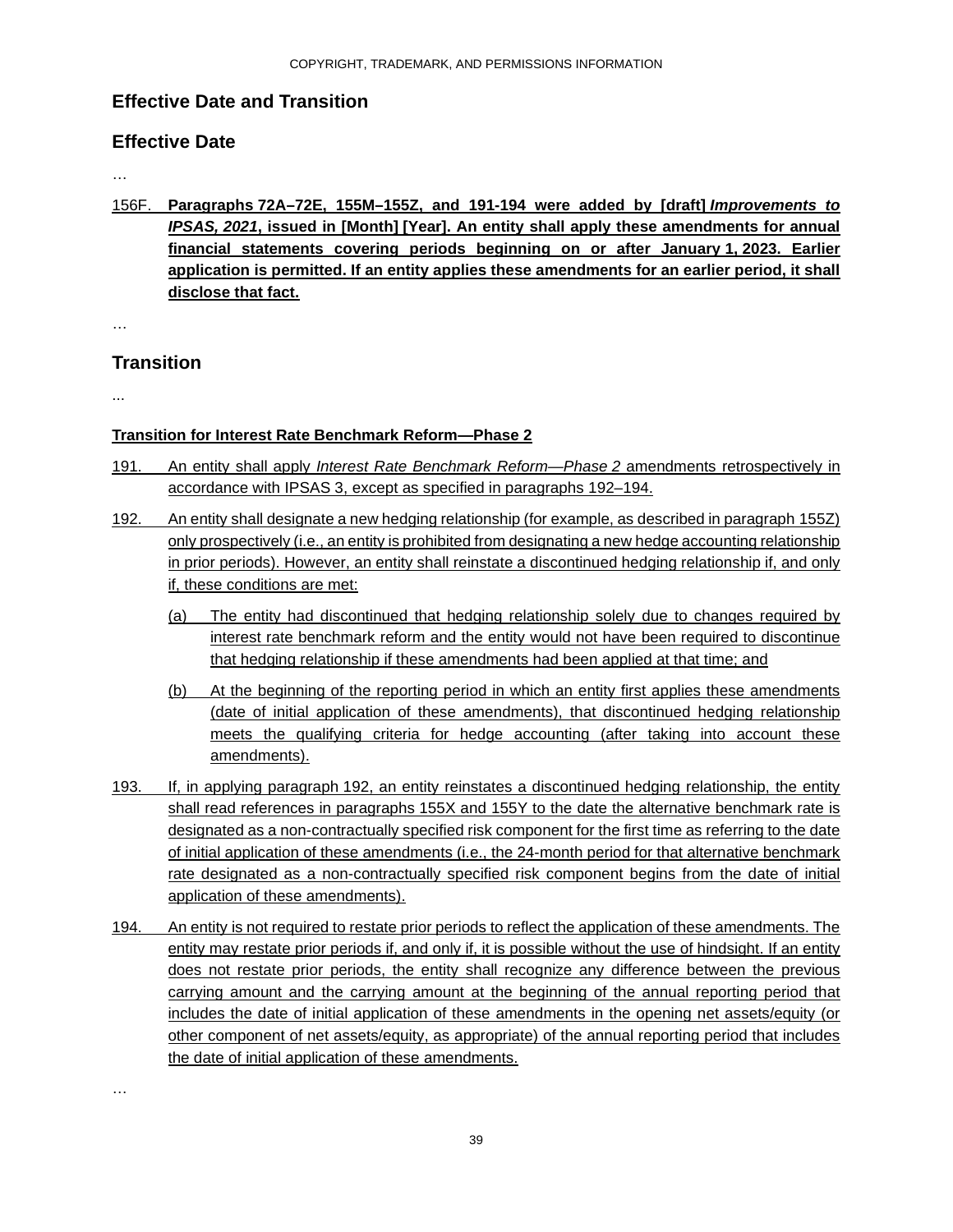## Effective Date and Transition

### Effective Date

…

156F. **Paragraphs 72A–72E, 155M–155Z, and 191-194 were added by [draft]** ***Improvements to IPSAS, 2021*****, issued in [Month] [Year]. An entity shall apply these amendments for annual financial statements covering periods beginning on or after January 1, 2023. Earlier application is permitted. If an entity applies these amendments for an earlier period, it shall disclose that fact.**

…

### Transition

...

**Transition for Interest Rate Benchmark Reform—Phase 2**

191. An entity shall apply *Interest Rate Benchmark Reform—Phase 2* amendments retrospectively in accordance with IPSAS 3, except as specified in paragraphs 192–194.

192. An entity shall designate a new hedging relationship (for example, as described in paragraph 155Z) only prospectively (i.e., an entity is prohibited from designating a new hedge accounting relationship in prior periods). However, an entity shall reinstate a discontinued hedging relationship if, and only if, these conditions are met:

   (a) The entity had discontinued that hedging relationship solely due to changes required by interest rate benchmark reform and the entity would not have been required to discontinue that hedging relationship if these amendments had been applied at that time; and

   (b) At the beginning of the reporting period in which an entity first applies these amendments (date of initial application of these amendments), that discontinued hedging relationship meets the qualifying criteria for hedge accounting (after taking into account these amendments).

193. If, in applying paragraph 192, an entity reinstates a discontinued hedging relationship, the entity shall read references in paragraphs 155X and 155Y to the date the alternative benchmark rate is designated as a non-contractually specified risk component for the first time as referring to the date of initial application of these amendments (i.e., the 24-month period for that alternative benchmark rate designated as a non-contractually specified risk component begins from the date of initial application of these amendments).

194. An entity is not required to restate prior periods to reflect the application of these amendments. The entity may restate prior periods if, and only if, it is possible without the use of hindsight. If an entity does not restate prior periods, the entity shall recognize any difference between the previous carrying amount and the carrying amount at the beginning of the annual reporting period that includes the date of initial application of these amendments in the opening net assets/equity (or other component of net assets/equity, as appropriate) of the annual reporting period that includes the date of initial application of these amendments.

…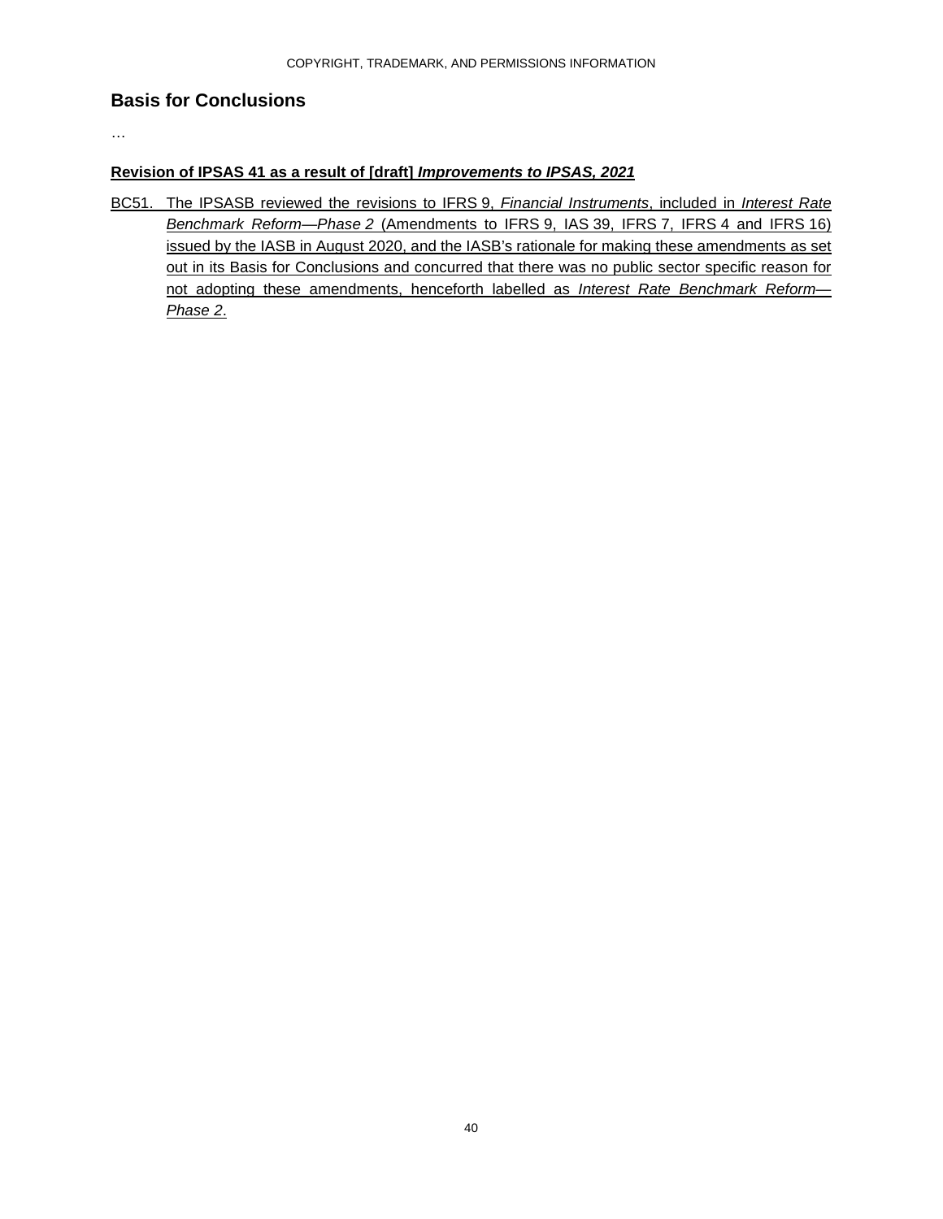## Basis for Conclusions

…

**Revision of IPSAS 41 as a result of [draft] *Improvements to IPSAS, 2021***

BC51. The IPSASB reviewed the revisions to IFRS 9, *Financial Instruments*, included in *Interest Rate Benchmark Reform—Phase 2* (Amendments to IFRS 9, IAS 39, IFRS 7, IFRS 4 and IFRS 16) issued by the IASB in August 2020, and the IASB's rationale for making these amendments as set out in its Basis for Conclusions and concurred that there was no public sector specific reason for not adopting these amendments, henceforth labelled as *Interest Rate Benchmark Reform—Phase 2*.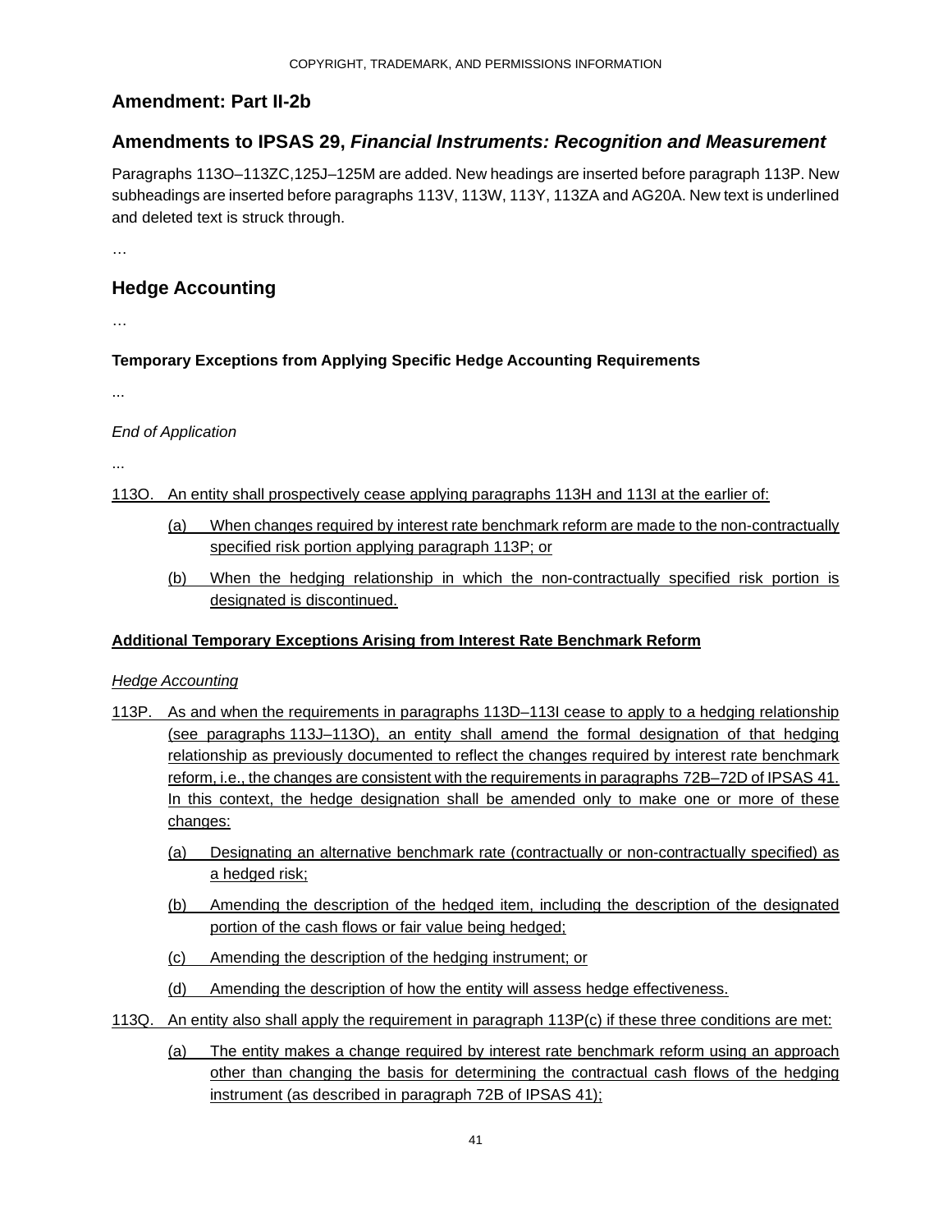## Amendment: Part II-2b

## Amendments to IPSAS 29, *Financial Instruments: Recognition and Measurement*

Paragraphs 113O–113ZC,125J–125M are added. New headings are inserted before paragraph 113P. New subheadings are inserted before paragraphs 113V, 113W, 113Y, 113ZA and AG20A. New text is underlined and deleted text is struck through.

…

## Hedge Accounting

…

**Temporary Exceptions from Applying Specific Hedge Accounting Requirements**

...

*End of Application*

...

113O. An entity shall prospectively cease applying paragraphs 113H and 113I at the earlier of:

(a) When changes required by interest rate benchmark reform are made to the non-contractually specified risk portion applying paragraph 113P; or

(b) When the hedging relationship in which the non-contractually specified risk portion is designated is discontinued.

**Additional Temporary Exceptions Arising from Interest Rate Benchmark Reform**

*Hedge Accounting*

113P. As and when the requirements in paragraphs 113D–113I cease to apply to a hedging relationship (see paragraphs 113J–113O), an entity shall amend the formal designation of that hedging relationship as previously documented to reflect the changes required by interest rate benchmark reform, i.e., the changes are consistent with the requirements in paragraphs 72B–72D of IPSAS 41. In this context, the hedge designation shall be amended only to make one or more of these changes:

(a) Designating an alternative benchmark rate (contractually or non-contractually specified) as a hedged risk;

(b) Amending the description of the hedged item, including the description of the designated portion of the cash flows or fair value being hedged;

(c) Amending the description of the hedging instrument; or

(d) Amending the description of how the entity will assess hedge effectiveness.

113Q. An entity also shall apply the requirement in paragraph 113P(c) if these three conditions are met:

(a) The entity makes a change required by interest rate benchmark reform using an approach other than changing the basis for determining the contractual cash flows of the hedging instrument (as described in paragraph 72B of IPSAS 41);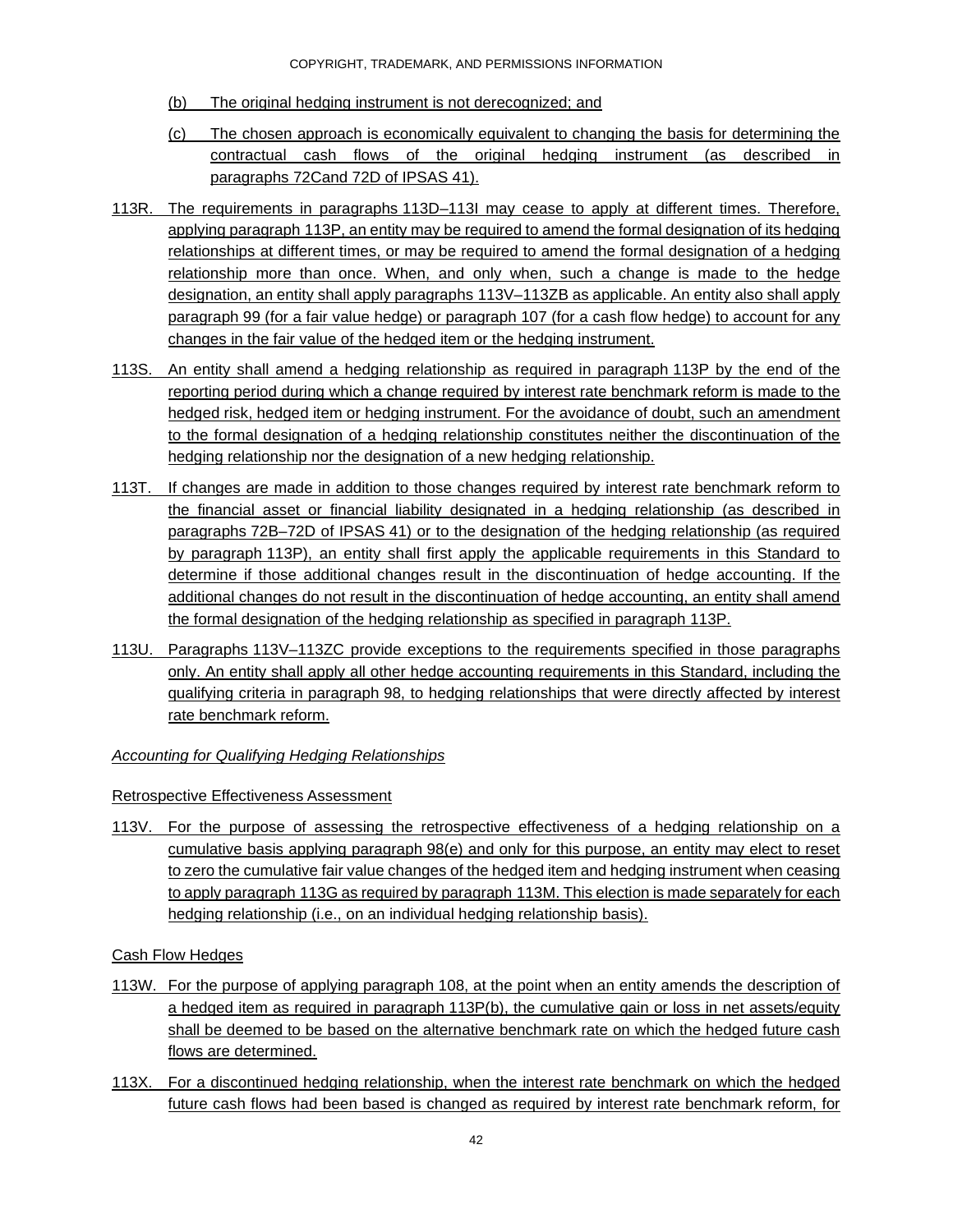(b) The original hedging instrument is not derecognized; and

(c) The chosen approach is economically equivalent to changing the basis for determining the contractual cash flows of the original hedging instrument (as described in paragraphs 72Cand 72D of IPSAS 41).

113R. The requirements in paragraphs 113D–113I may cease to apply at different times. Therefore, applying paragraph 113P, an entity may be required to amend the formal designation of its hedging relationships at different times, or may be required to amend the formal designation of a hedging relationship more than once. When, and only when, such a change is made to the hedge designation, an entity shall apply paragraphs 113V–113ZB as applicable. An entity also shall apply paragraph 99 (for a fair value hedge) or paragraph 107 (for a cash flow hedge) to account for any changes in the fair value of the hedged item or the hedging instrument.

113S. An entity shall amend a hedging relationship as required in paragraph 113P by the end of the reporting period during which a change required by interest rate benchmark reform is made to the hedged risk, hedged item or hedging instrument. For the avoidance of doubt, such an amendment to the formal designation of a hedging relationship constitutes neither the discontinuation of the hedging relationship nor the designation of a new hedging relationship.

113T. If changes are made in addition to those changes required by interest rate benchmark reform to the financial asset or financial liability designated in a hedging relationship (as described in paragraphs 72B–72D of IPSAS 41) or to the designation of the hedging relationship (as required by paragraph 113P), an entity shall first apply the applicable requirements in this Standard to determine if those additional changes result in the discontinuation of hedge accounting. If the additional changes do not result in the discontinuation of hedge accounting, an entity shall amend the formal designation of the hedging relationship as specified in paragraph 113P.

113U. Paragraphs 113V–113ZC provide exceptions to the requirements specified in those paragraphs only. An entity shall apply all other hedge accounting requirements in this Standard, including the qualifying criteria in paragraph 98, to hedging relationships that were directly affected by interest rate benchmark reform.

*Accounting for Qualifying Hedging Relationships*

Retrospective Effectiveness Assessment

113V. For the purpose of assessing the retrospective effectiveness of a hedging relationship on a cumulative basis applying paragraph 98(e) and only for this purpose, an entity may elect to reset to zero the cumulative fair value changes of the hedged item and hedging instrument when ceasing to apply paragraph 113G as required by paragraph 113M. This election is made separately for each hedging relationship (i.e., on an individual hedging relationship basis).

Cash Flow Hedges

113W. For the purpose of applying paragraph 108, at the point when an entity amends the description of a hedged item as required in paragraph 113P(b), the cumulative gain or loss in net assets/equity shall be deemed to be based on the alternative benchmark rate on which the hedged future cash flows are determined.

113X. For a discontinued hedging relationship, when the interest rate benchmark on which the hedged future cash flows had been based is changed as required by interest rate benchmark reform, for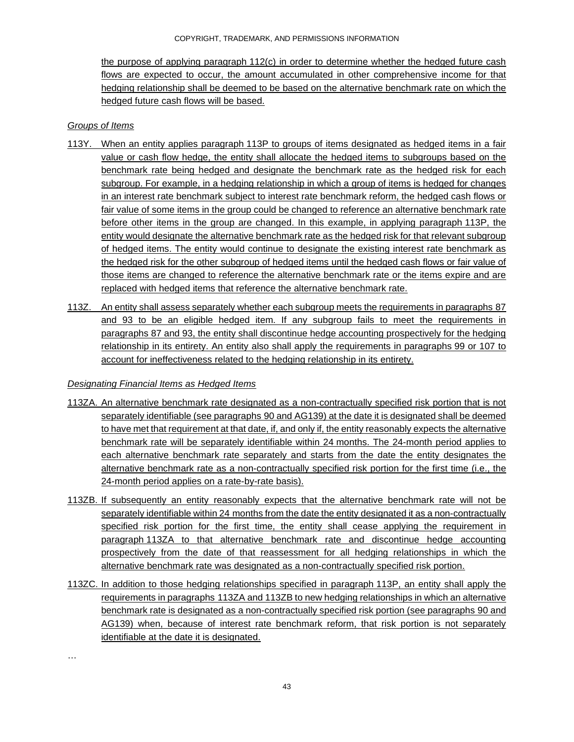the purpose of applying paragraph 112(c) in order to determine whether the hedged future cash flows are expected to occur, the amount accumulated in other comprehensive income for that hedging relationship shall be deemed to be based on the alternative benchmark rate on which the hedged future cash flows will be based.

*Groups of Items*

113Y. When an entity applies paragraph 113P to groups of items designated as hedged items in a fair value or cash flow hedge, the entity shall allocate the hedged items to subgroups based on the benchmark rate being hedged and designate the benchmark rate as the hedged risk for each subgroup. For example, in a hedging relationship in which a group of items is hedged for changes in an interest rate benchmark subject to interest rate benchmark reform, the hedged cash flows or fair value of some items in the group could be changed to reference an alternative benchmark rate before other items in the group are changed. In this example, in applying paragraph 113P, the entity would designate the alternative benchmark rate as the hedged risk for that relevant subgroup of hedged items. The entity would continue to designate the existing interest rate benchmark as the hedged risk for the other subgroup of hedged items until the hedged cash flows or fair value of those items are changed to reference the alternative benchmark rate or the items expire and are replaced with hedged items that reference the alternative benchmark rate.

113Z. An entity shall assess separately whether each subgroup meets the requirements in paragraphs 87 and 93 to be an eligible hedged item. If any subgroup fails to meet the requirements in paragraphs 87 and 93, the entity shall discontinue hedge accounting prospectively for the hedging relationship in its entirety. An entity also shall apply the requirements in paragraphs 99 or 107 to account for ineffectiveness related to the hedging relationship in its entirety.

*Designating Financial Items as Hedged Items*

113ZA. An alternative benchmark rate designated as a non-contractually specified risk portion that is not separately identifiable (see paragraphs 90 and AG139) at the date it is designated shall be deemed to have met that requirement at that date, if, and only if, the entity reasonably expects the alternative benchmark rate will be separately identifiable within 24 months. The 24-month period applies to each alternative benchmark rate separately and starts from the date the entity designates the alternative benchmark rate as a non-contractually specified risk portion for the first time (i.e., the 24-month period applies on a rate-by-rate basis).

113ZB. If subsequently an entity reasonably expects that the alternative benchmark rate will not be separately identifiable within 24 months from the date the entity designated it as a non-contractually specified risk portion for the first time, the entity shall cease applying the requirement in paragraph 113ZA to that alternative benchmark rate and discontinue hedge accounting prospectively from the date of that reassessment for all hedging relationships in which the alternative benchmark rate was designated as a non-contractually specified risk portion.

113ZC. In addition to those hedging relationships specified in paragraph 113P, an entity shall apply the requirements in paragraphs 113ZA and 113ZB to new hedging relationships in which an alternative benchmark rate is designated as a non-contractually specified risk portion (see paragraphs 90 and AG139) when, because of interest rate benchmark reform, that risk portion is not separately identifiable at the date it is designated.

…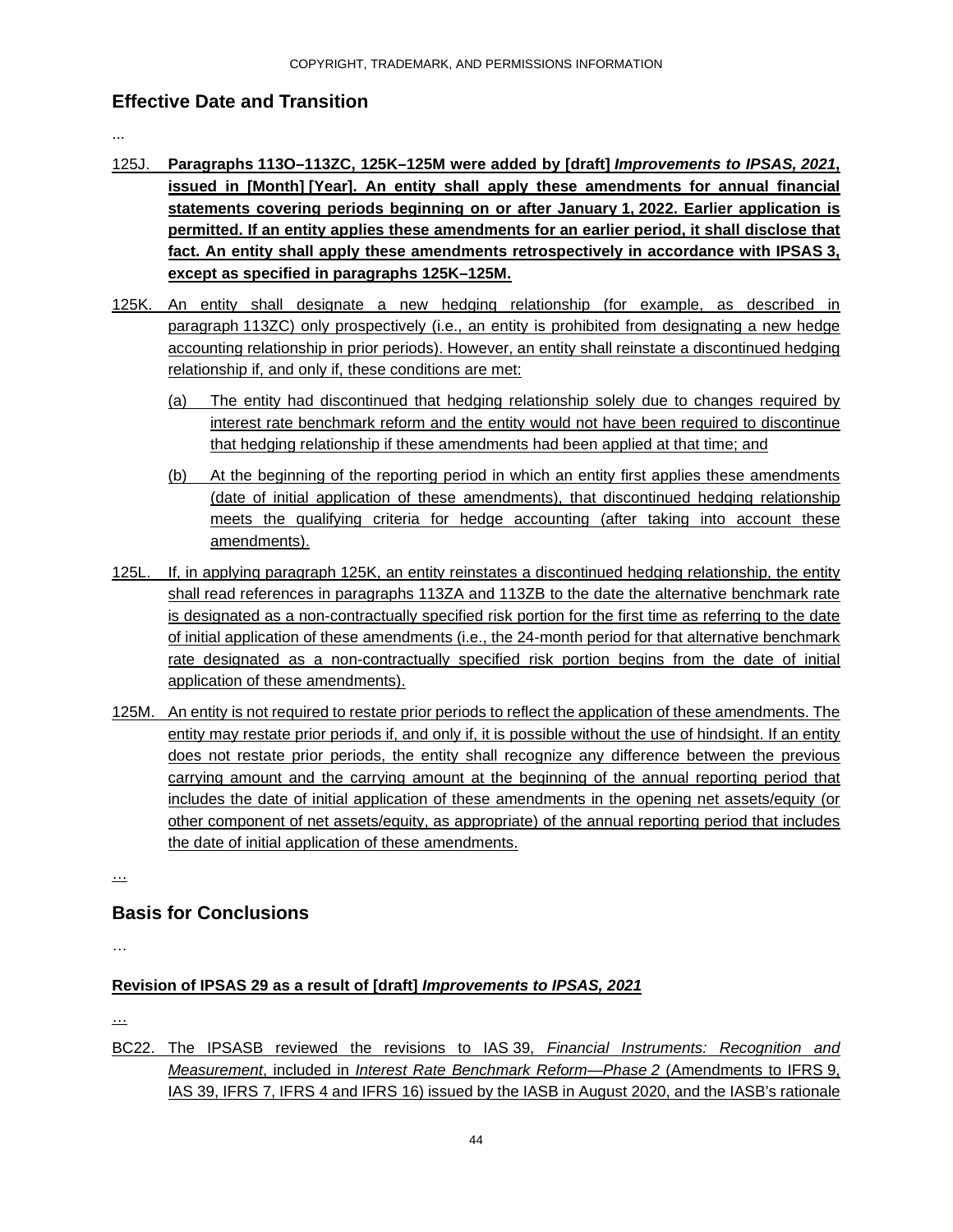## Effective Date and Transition

...

125J. **Paragraphs 113O–113ZC, 125K–125M were added by [draft] *Improvements to IPSAS, 2021*, issued in [Month] [Year]. An entity shall apply these amendments for annual financial statements covering periods beginning on or after January 1, 2022. Earlier application is permitted. If an entity applies these amendments for an earlier period, it shall disclose that fact. An entity shall apply these amendments retrospectively in accordance with IPSAS 3, except as specified in paragraphs 125K–125M.**

125K. An entity shall designate a new hedging relationship (for example, as described in paragraph 113ZC) only prospectively (i.e., an entity is prohibited from designating a new hedge accounting relationship in prior periods). However, an entity shall reinstate a discontinued hedging relationship if, and only if, these conditions are met:

(a) The entity had discontinued that hedging relationship solely due to changes required by interest rate benchmark reform and the entity would not have been required to discontinue that hedging relationship if these amendments had been applied at that time; and

(b) At the beginning of the reporting period in which an entity first applies these amendments (date of initial application of these amendments), that discontinued hedging relationship meets the qualifying criteria for hedge accounting (after taking into account these amendments).

125L. If, in applying paragraph 125K, an entity reinstates a discontinued hedging relationship, the entity shall read references in paragraphs 113ZA and 113ZB to the date the alternative benchmark rate is designated as a non-contractually specified risk portion for the first time as referring to the date of initial application of these amendments (i.e., the 24-month period for that alternative benchmark rate designated as a non-contractually specified risk portion begins from the date of initial application of these amendments).

125M. An entity is not required to restate prior periods to reflect the application of these amendments. The entity may restate prior periods if, and only if, it is possible without the use of hindsight. If an entity does not restate prior periods, the entity shall recognize any difference between the previous carrying amount and the carrying amount at the beginning of the annual reporting period that includes the date of initial application of these amendments in the opening net assets/equity (or other component of net assets/equity, as appropriate) of the annual reporting period that includes the date of initial application of these amendments.

…

## Basis for Conclusions

…

**Revision of IPSAS 29 as a result of [draft] *Improvements to IPSAS, 2021***

…

BC22. The IPSASB reviewed the revisions to IAS 39, *Financial Instruments: Recognition and Measurement*, included in *Interest Rate Benchmark Reform—Phase 2* (Amendments to IFRS 9, IAS 39, IFRS 7, IFRS 4 and IFRS 16) issued by the IASB in August 2020, and the IASB's rationale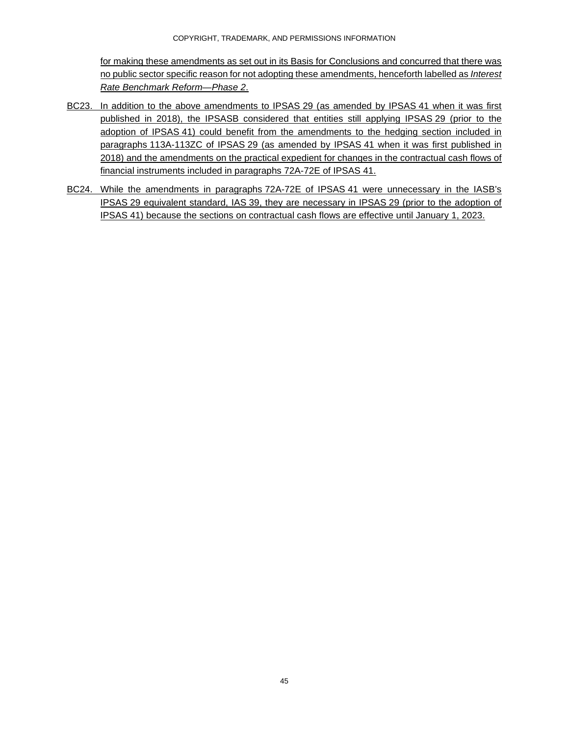for making these amendments as set out in its Basis for Conclusions and concurred that there was no public sector specific reason for not adopting these amendments, henceforth labelled as *Interest Rate Benchmark Reform—Phase 2*.

BC23. In addition to the above amendments to IPSAS 29 (as amended by IPSAS 41 when it was first published in 2018), the IPSASB considered that entities still applying IPSAS 29 (prior to the adoption of IPSAS 41) could benefit from the amendments to the hedging section included in paragraphs 113A-113ZC of IPSAS 29 (as amended by IPSAS 41 when it was first published in 2018) and the amendments on the practical expedient for changes in the contractual cash flows of financial instruments included in paragraphs 72A-72E of IPSAS 41.

BC24. While the amendments in paragraphs 72A-72E of IPSAS 41 were unnecessary in the IASB's IPSAS 29 equivalent standard, IAS 39, they are necessary in IPSAS 29 (prior to the adoption of IPSAS 41) because the sections on contractual cash flows are effective until January 1, 2023.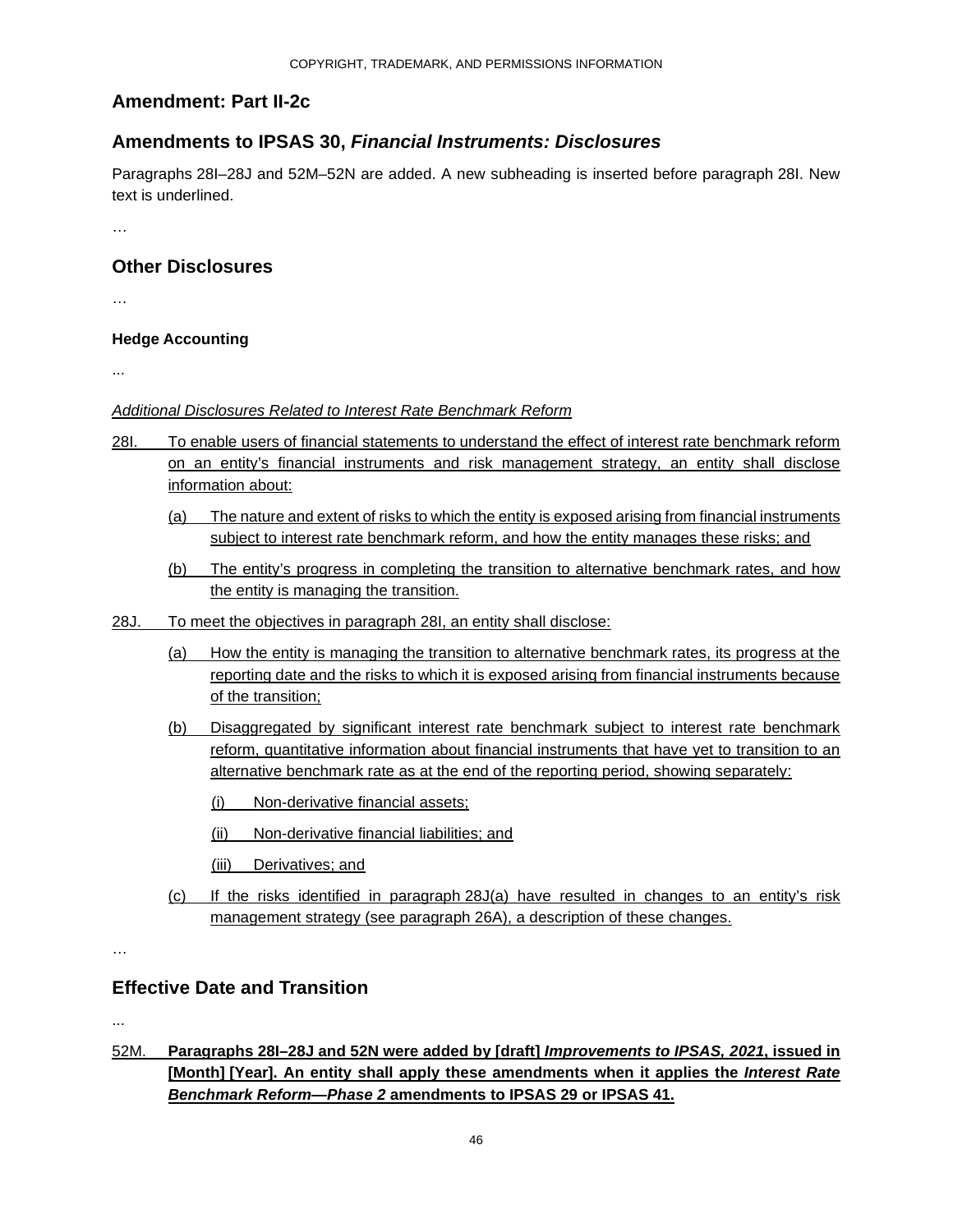## Amendment: Part II-2c

## Amendments to IPSAS 30, *Financial Instruments: Disclosures*

Paragraphs 28I–28J and 52M–52N are added. A new subheading is inserted before paragraph 28I. New text is underlined.

…

## Other Disclosures

…

#### Hedge Accounting

...

<u>*Additional Disclosures Related to Interest Rate Benchmark Reform*</u>

<u>28I. To enable users of financial statements to understand the effect of interest rate benchmark reform on an entity's financial instruments and risk management strategy, an entity shall disclose information about:</u>

- <u>(a) The nature and extent of risks to which the entity is exposed arising from financial instruments subject to interest rate benchmark reform, and how the entity manages these risks; and</u>
- <u>(b) The entity's progress in completing the transition to alternative benchmark rates, and how the entity is managing the transition.</u>

<u>28J. To meet the objectives in paragraph 28I, an entity shall disclose:</u>

- <u>(a) How the entity is managing the transition to alternative benchmark rates, its progress at the reporting date and the risks to which it is exposed arising from financial instruments because of the transition;</u>
- <u>(b) Disaggregated by significant interest rate benchmark subject to interest rate benchmark reform, quantitative information about financial instruments that have yet to transition to an alternative benchmark rate as at the end of the reporting period, showing separately:</u>
  - <u>(i) Non-derivative financial assets;</u>
  - <u>(ii) Non-derivative financial liabilities; and</u>
  - <u>(iii) Derivatives; and</u>
- <u>(c) If the risks identified in paragraph 28J(a) have resulted in changes to an entity's risk management strategy (see paragraph 26A), a description of these changes.</u>

…

## Effective Date and Transition

...

<u>52M.</u> **<u>Paragraphs 28I–28J and 52N were added by [draft] *Improvements to IPSAS, 2021*, issued in [Month] [Year]. An entity shall apply these amendments when it applies the *Interest Rate Benchmark Reform—Phase 2* amendments to IPSAS 29 or IPSAS 41.</u>**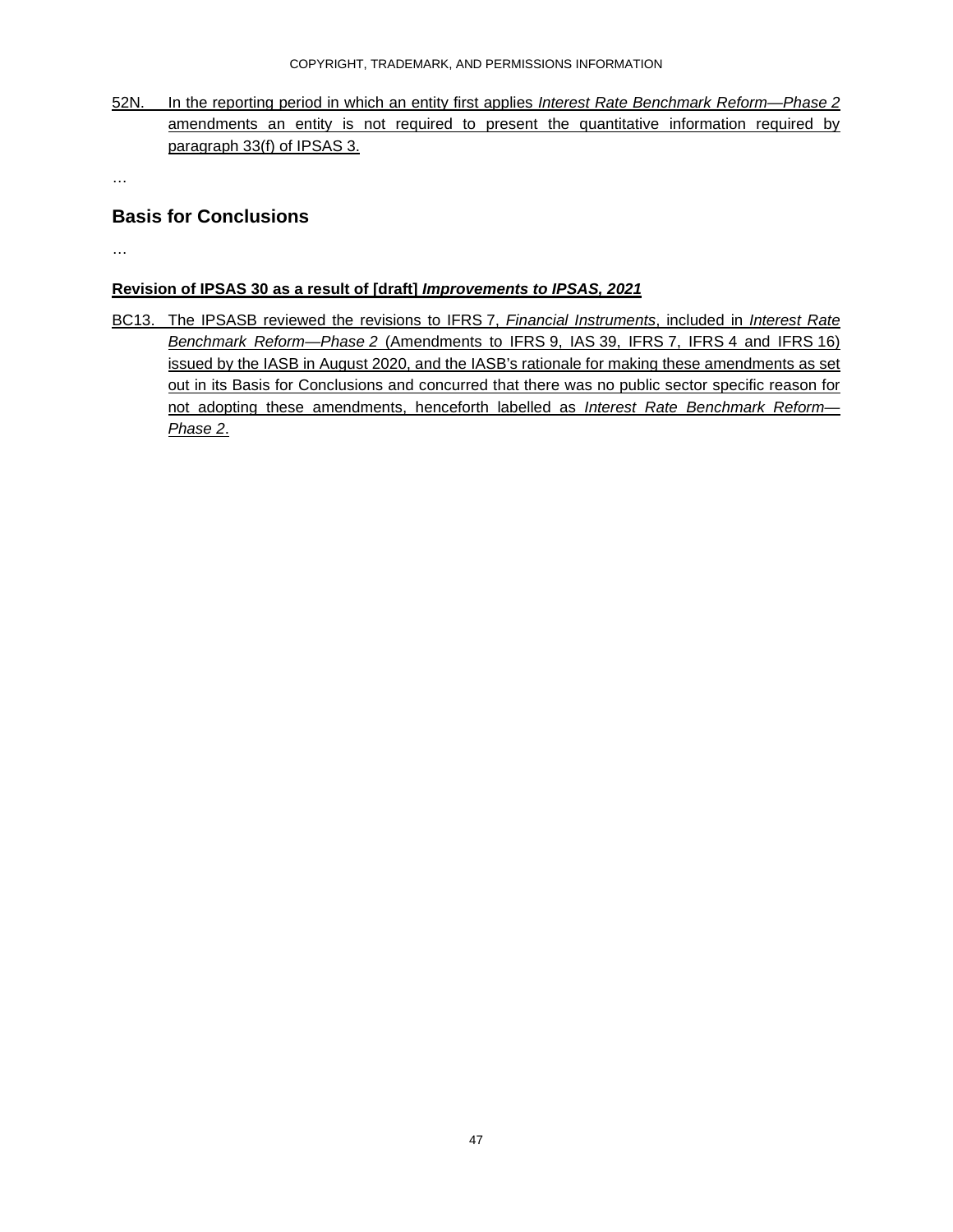52N. In the reporting period in which an entity first applies *Interest Rate Benchmark Reform—Phase 2* amendments an entity is not required to present the quantitative information required by paragraph 33(f) of IPSAS 3.

…

## Basis for Conclusions

…

**Revision of IPSAS 30 as a result of [draft]** ***Improvements to IPSAS, 2021***

BC13. The IPSASB reviewed the revisions to IFRS 7, *Financial Instruments*, included in *Interest Rate Benchmark Reform—Phase 2* (Amendments to IFRS 9, IAS 39, IFRS 7, IFRS 4 and IFRS 16) issued by the IASB in August 2020, and the IASB's rationale for making these amendments as set out in its Basis for Conclusions and concurred that there was no public sector specific reason for not adopting these amendments, henceforth labelled as *Interest Rate Benchmark Reform—Phase 2*.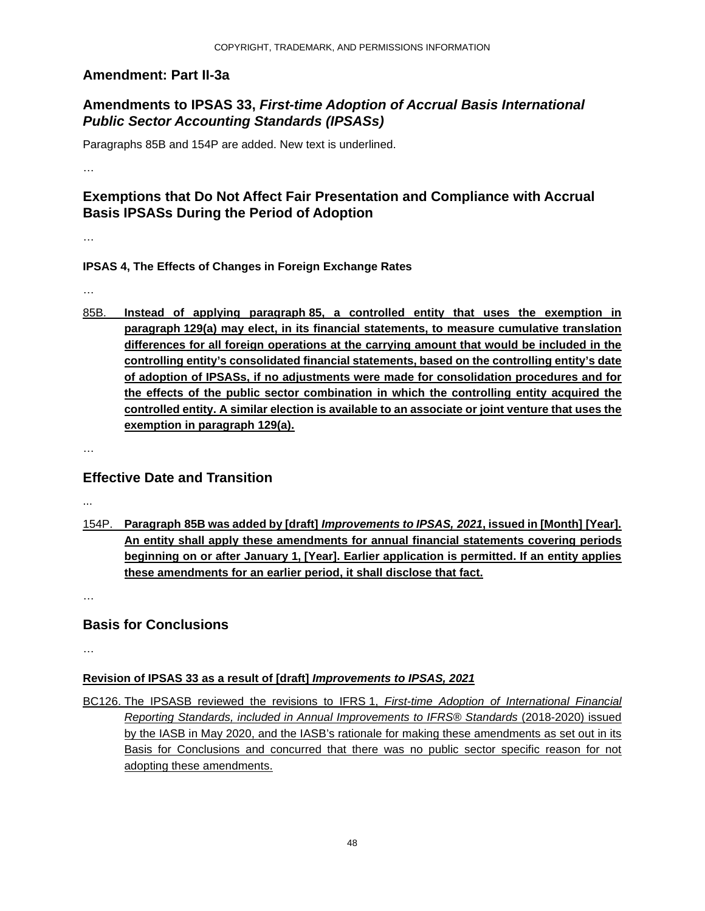## Amendment: Part II-3a

## Amendments to IPSAS 33, *First-time Adoption of Accrual Basis International Public Sector Accounting Standards (IPSASs)*

Paragraphs 85B and 154P are added. New text is underlined.

…

## Exemptions that Do Not Affect Fair Presentation and Compliance with Accrual Basis IPSASs During the Period of Adoption

…

**IPSAS 4, The Effects of Changes in Foreign Exchange Rates**

…

<u>85B.</u> <u>**Instead of applying paragraph 85, a controlled entity that uses the exemption in paragraph 129(a) may elect, in its financial statements, to measure cumulative translation differences for all foreign operations at the carrying amount that would be included in the controlling entity's consolidated financial statements, based on the controlling entity's date of adoption of IPSASs, if no adjustments were made for consolidation procedures and for the effects of the public sector combination in which the controlling entity acquired the controlled entity. A similar election is available to an associate or joint venture that uses the exemption in paragraph 129(a).**</u>

…

## Effective Date and Transition

...

<u>154P.</u> <u>**Paragraph 85B was added by [draft] *Improvements to IPSAS, 2021*, issued in [Month] [Year]. An entity shall apply these amendments for annual financial statements covering periods beginning on or after January 1, [Year]. Earlier application is permitted. If an entity applies these amendments for an earlier period, it shall disclose that fact.**</u>

…

## Basis for Conclusions

…

<u>**Revision of IPSAS 33 as a result of [draft] *Improvements to IPSAS, 2021***</u>

<u>BC126. The IPSASB reviewed the revisions to IFRS 1, *First-time Adoption of International Financial Reporting Standards, included in Annual Improvements to IFRS® Standards* (2018-2020) issued by the IASB in May 2020, and the IASB's rationale for making these amendments as set out in its Basis for Conclusions and concurred that there was no public sector specific reason for not adopting these amendments.</u>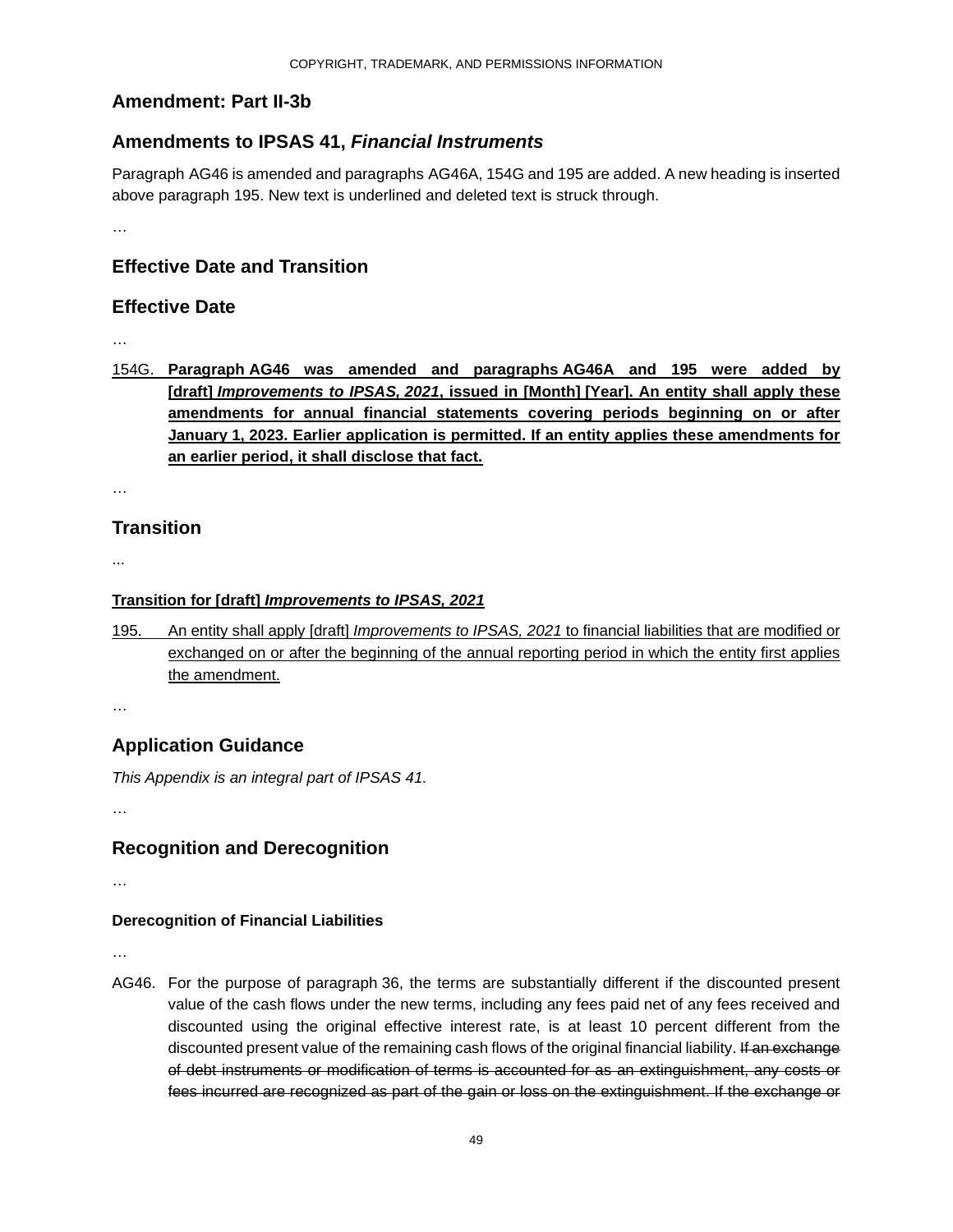## Amendment: Part II-3b

## Amendments to IPSAS 41, *Financial Instruments*

Paragraph AG46 is amended and paragraphs AG46A, 154G and 195 are added. A new heading is inserted above paragraph 195. New text is underlined and deleted text is struck through.

…

## Effective Date and Transition

## Effective Date

…

<u>154G.</u> <u>**Paragraph AG46 was amended and paragraphs AG46A and 195 were added by [draft] *Improvements to IPSAS, 2021*, issued in [Month] [Year]. An entity shall apply these amendments for annual financial statements covering periods beginning on or after January 1, 2023. Earlier application is permitted. If an entity applies these amendments for an earlier period, it shall disclose that fact.**</u>

…

## Transition

...

<u>**Transition for [draft] *Improvements to IPSAS, 2021***</u>

<u>195.</u> <u>An entity shall apply [draft] *Improvements to IPSAS, 2021* to financial liabilities that are modified or exchanged on or after the beginning of the annual reporting period in which the entity first applies the amendment.</u>

…

## Application Guidance

*This Appendix is an integral part of IPSAS 41.*

…

## Recognition and Derecognition

…

**Derecognition of Financial Liabilities**

…

AG46. For the purpose of paragraph 36, the terms are substantially different if the discounted present value of the cash flows under the new terms, including any fees paid net of any fees received and discounted using the original effective interest rate, is at least 10 percent different from the discounted present value of the remaining cash flows of the original financial liability. ~~If an exchange of debt instruments or modification of terms is accounted for as an extinguishment, any costs or fees incurred are recognized as part of the gain or loss on the extinguishment. If the exchange or~~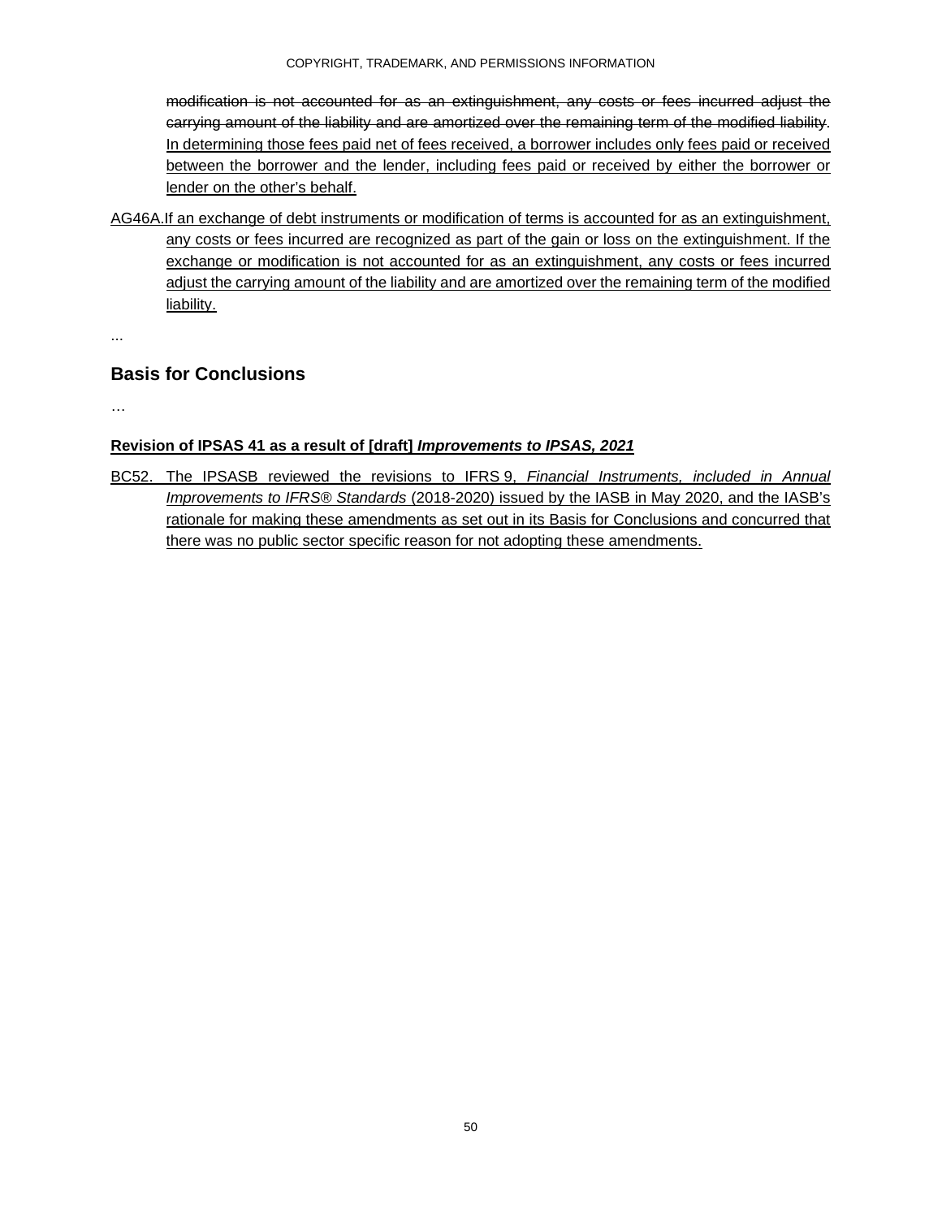~~modification is not accounted for as an extinguishment, any costs or fees incurred adjust the carrying amount of the liability and are amortized over the remaining term of the modified liability.~~ <u>In determining those fees paid net of fees received, a borrower includes only fees paid or received between the borrower and the lender, including fees paid or received by either the borrower or lender on the other's behalf.</u>

<u>AG46A. If an exchange of debt instruments or modification of terms is accounted for as an extinguishment, any costs or fees incurred are recognized as part of the gain or loss on the extinguishment. If the exchange or modification is not accounted for as an extinguishment, any costs or fees incurred adjust the carrying amount of the liability and are amortized over the remaining term of the modified liability.</u>

...

## Basis for Conclusions

…

<u>**Revision of IPSAS 41 as a result of [draft]** ***Improvements to IPSAS, 2021***</u>

<u>BC52. The IPSASB reviewed the revisions to IFRS 9, *Financial Instruments, included in Annual Improvements to IFRS® Standards* (2018-2020) issued by the IASB in May 2020, and the IASB's rationale for making these amendments as set out in its Basis for Conclusions and concurred that there was no public sector specific reason for not adopting these amendments.</u>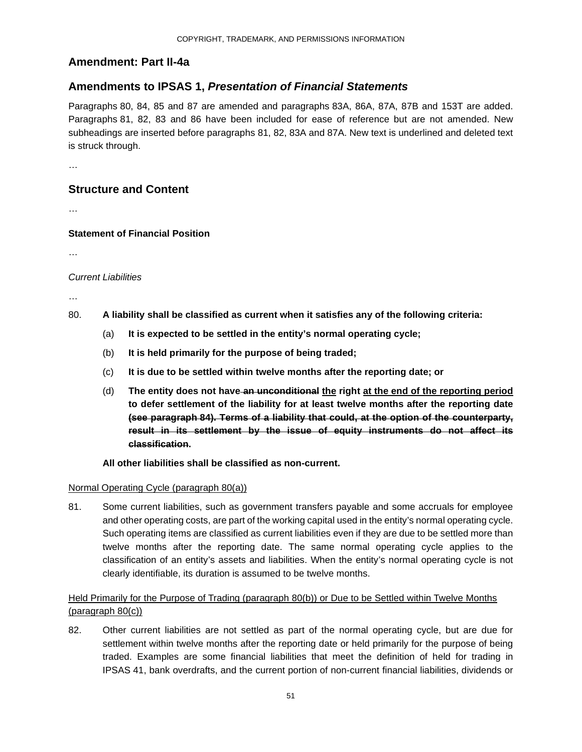## Amendment: Part II-4a

## Amendments to IPSAS 1, *Presentation of Financial Statements*

Paragraphs 80, 84, 85 and 87 are amended and paragraphs 83A, 86A, 87A, 87B and 153T are added. Paragraphs 81, 82, 83 and 86 have been included for ease of reference but are not amended. New subheadings are inserted before paragraphs 81, 82, 83A and 87A. New text is underlined and deleted text is struck through.

…

## Structure and Content

…

### Statement of Financial Position

…

*Current Liabilities*

…

80. **A liability shall be classified as current when it satisfies any of the following criteria:**

    (a) **It is expected to be settled in the entity's normal operating cycle;**

    (b) **It is held primarily for the purpose of being traded;**

    (c) **It is due to be settled within twelve months after the reporting date; or**

    (d) **The entity does not have ~~an unconditional~~ <u>the</u> right <u>at the end of the reporting period</u> to defer settlement of the liability for at least twelve months after the reporting date ~~(see paragraph 84). Terms of a liability that could, at the option of the counterparty, result in its settlement by the issue of equity instruments do not affect its classification~~.**

    **All other liabilities shall be classified as non-current.**

<u>Normal Operating Cycle (paragraph 80(a))</u>

81. Some current liabilities, such as government transfers payable and some accruals for employee and other operating costs, are part of the working capital used in the entity's normal operating cycle. Such operating items are classified as current liabilities even if they are due to be settled more than twelve months after the reporting date. The same normal operating cycle applies to the classification of an entity's assets and liabilities. When the entity's normal operating cycle is not clearly identifiable, its duration is assumed to be twelve months.

<u>Held Primarily for the Purpose of Trading (paragraph 80(b)) or Due to be Settled within Twelve Months (paragraph 80(c))</u>

82. Other current liabilities are not settled as part of the normal operating cycle, but are due for settlement within twelve months after the reporting date or held primarily for the purpose of being traded. Examples are some financial liabilities that meet the definition of held for trading in IPSAS 41, bank overdrafts, and the current portion of non-current financial liabilities, dividends or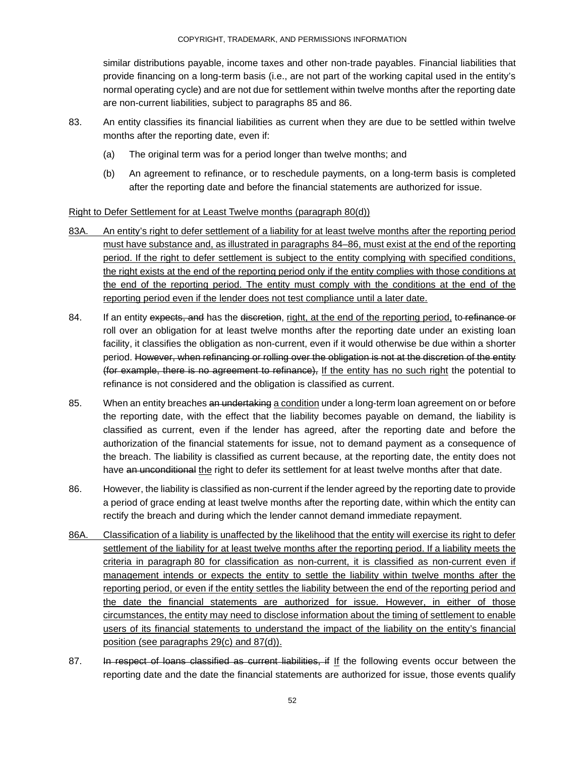similar distributions payable, income taxes and other non-trade payables. Financial liabilities that provide financing on a long-term basis (i.e., are not part of the working capital used in the entity's normal operating cycle) and are not due for settlement within twelve months after the reporting date are non-current liabilities, subject to paragraphs 85 and 86.

83. An entity classifies its financial liabilities as current when they are due to be settled within twelve months after the reporting date, even if:

    (a) The original term was for a period longer than twelve months; and

    (b) An agreement to refinance, or to reschedule payments, on a long-term basis is completed after the reporting date and before the financial statements are authorized for issue.

<u>Right to Defer Settlement for at Least Twelve months (paragraph 80(d))</u>

<u>83A. An entity's right to defer settlement of a liability for at least twelve months after the reporting period must have substance and, as illustrated in paragraphs 84–86, must exist at the end of the reporting period. If the right to defer settlement is subject to the entity complying with specified conditions, the right exists at the end of the reporting period only if the entity complies with those conditions at the end of the reporting period. The entity must comply with the conditions at the end of the reporting period even if the lender does not test compliance until a later date.</u>

84. If an entity ~~expects, and~~ has the ~~discretion~~, <u>right, at the end of the reporting period,</u> to ~~refinance or~~ roll over an obligation for at least twelve months after the reporting date under an existing loan facility, it classifies the obligation as non-current, even if it would otherwise be due within a shorter period. ~~However, when refinancing or rolling over the obligation is not at the discretion of the entity (for example, there is no agreement to refinance),~~ <u>If the entity has no such right</u> the potential to refinance is not considered and the obligation is classified as current.

85. When an entity breaches ~~an undertaking~~ <u>a condition</u> under a long-term loan agreement on or before the reporting date, with the effect that the liability becomes payable on demand, the liability is classified as current, even if the lender has agreed, after the reporting date and before the authorization of the financial statements for issue, not to demand payment as a consequence of the breach. The liability is classified as current because, at the reporting date, the entity does not have ~~an unconditional~~ <u>the</u> right to defer its settlement for at least twelve months after that date.

86. However, the liability is classified as non-current if the lender agreed by the reporting date to provide a period of grace ending at least twelve months after the reporting date, within which the entity can rectify the breach and during which the lender cannot demand immediate repayment.

<u>86A. Classification of a liability is unaffected by the likelihood that the entity will exercise its right to defer settlement of the liability for at least twelve months after the reporting period. If a liability meets the criteria in paragraph 80 for classification as non-current, it is classified as non-current even if management intends or expects the entity to settle the liability within twelve months after the reporting period, or even if the entity settles the liability between the end of the reporting period and the date the financial statements are authorized for issue. However, in either of those circumstances, the entity may need to disclose information about the timing of settlement to enable users of its financial statements to understand the impact of the liability on the entity's financial position (see paragraphs 29(c) and 87(d)).</u>

87. ~~In respect of loans classified as current liabilities, if~~ <u>If</u> the following events occur between the reporting date and the date the financial statements are authorized for issue, those events qualify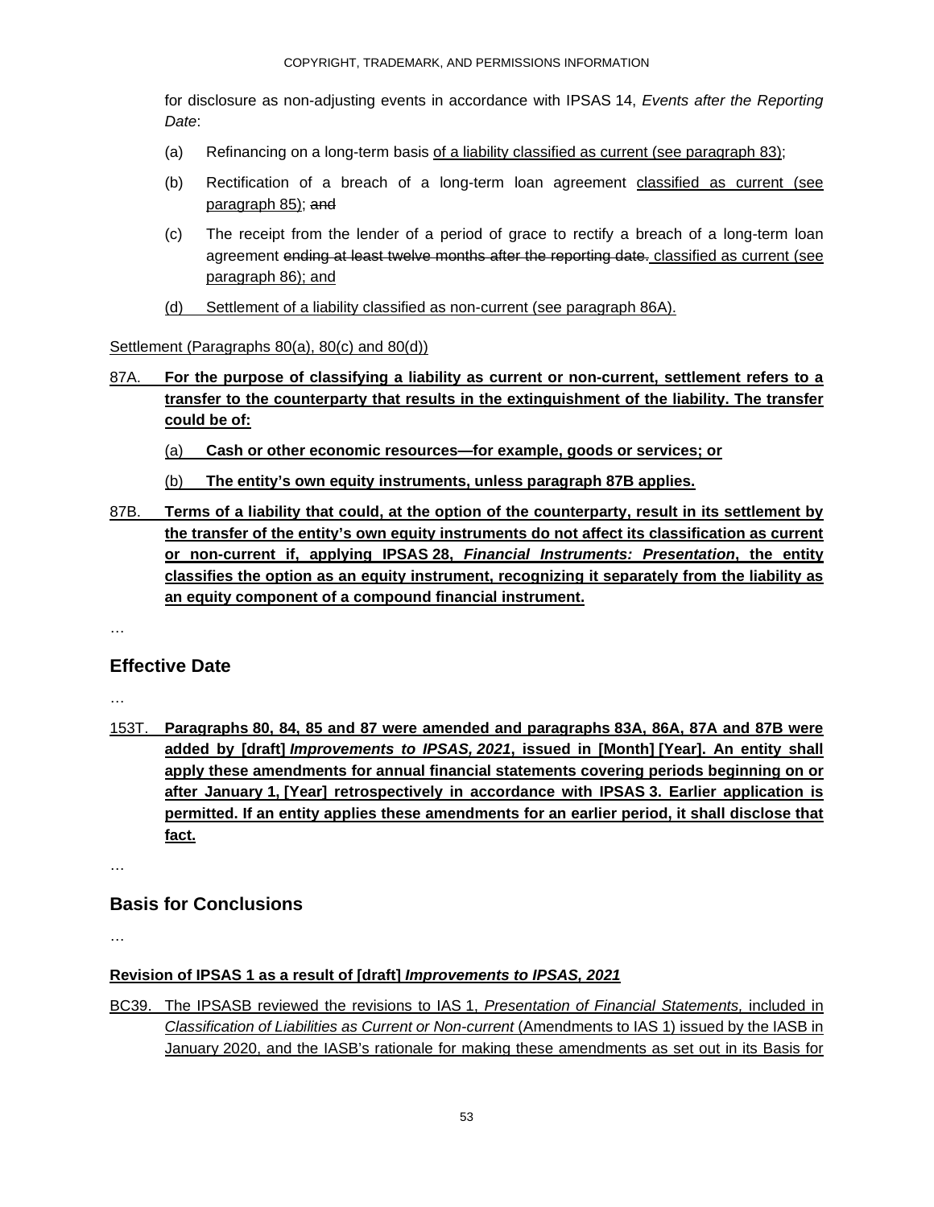for disclosure as non-adjusting events in accordance with IPSAS 14, *Events after the Reporting Date*:

(a) Refinancing on a long-term basis of a liability classified as current (see paragraph 83);

(b) Rectification of a breach of a long-term loan agreement classified as current (see paragraph 85); ~~and~~

(c) The receipt from the lender of a period of grace to rectify a breach of a long-term loan agreement ~~ending at least twelve months after the reporting date.~~ classified as current (see paragraph 86); and

(d) Settlement of a liability classified as non-current (see paragraph 86A).

Settlement (Paragraphs 80(a), 80(c) and 80(d))

87A. **For the purpose of classifying a liability as current or non-current, settlement refers to a transfer to the counterparty that results in the extinguishment of the liability. The transfer could be of:**

(a) **Cash or other economic resources—for example, goods or services; or**

(b) **The entity's own equity instruments, unless paragraph 87B applies.**

87B. **Terms of a liability that could, at the option of the counterparty, result in its settlement by the transfer of the entity's own equity instruments do not affect its classification as current or non-current if, applying IPSAS 28, *Financial Instruments: Presentation*, the entity classifies the option as an equity instrument, recognizing it separately from the liability as an equity component of a compound financial instrument.**

…

## Effective Date

…

153T. **Paragraphs 80, 84, 85 and 87 were amended and paragraphs 83A, 86A, 87A and 87B were added by [draft] *Improvements to IPSAS, 2021*, issued in [Month] [Year]. An entity shall apply these amendments for annual financial statements covering periods beginning on or after January 1, [Year] retrospectively in accordance with IPSAS 3. Earlier application is permitted. If an entity applies these amendments for an earlier period, it shall disclose that fact.**

…

## Basis for Conclusions

…

**Revision of IPSAS 1 as a result of [draft] *Improvements to IPSAS, 2021***

BC39. The IPSASB reviewed the revisions to IAS 1, *Presentation of Financial Statements,* included in *Classification of Liabilities as Current or Non-current* (Amendments to IAS 1) issued by the IASB in January 2020, and the IASB's rationale for making these amendments as set out in its Basis for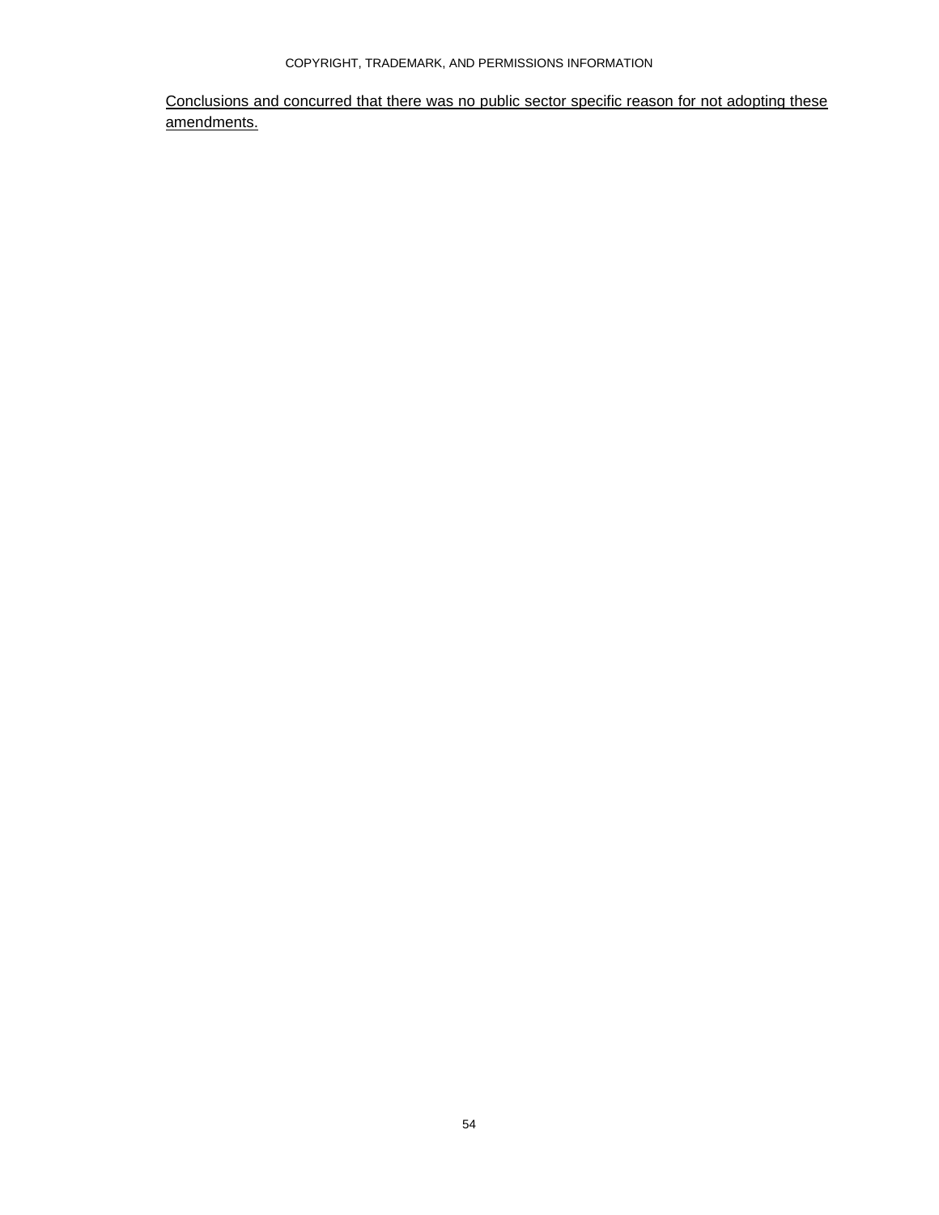<u>Conclusions and concurred that there was no public sector specific reason for not adopting these amendments.</u>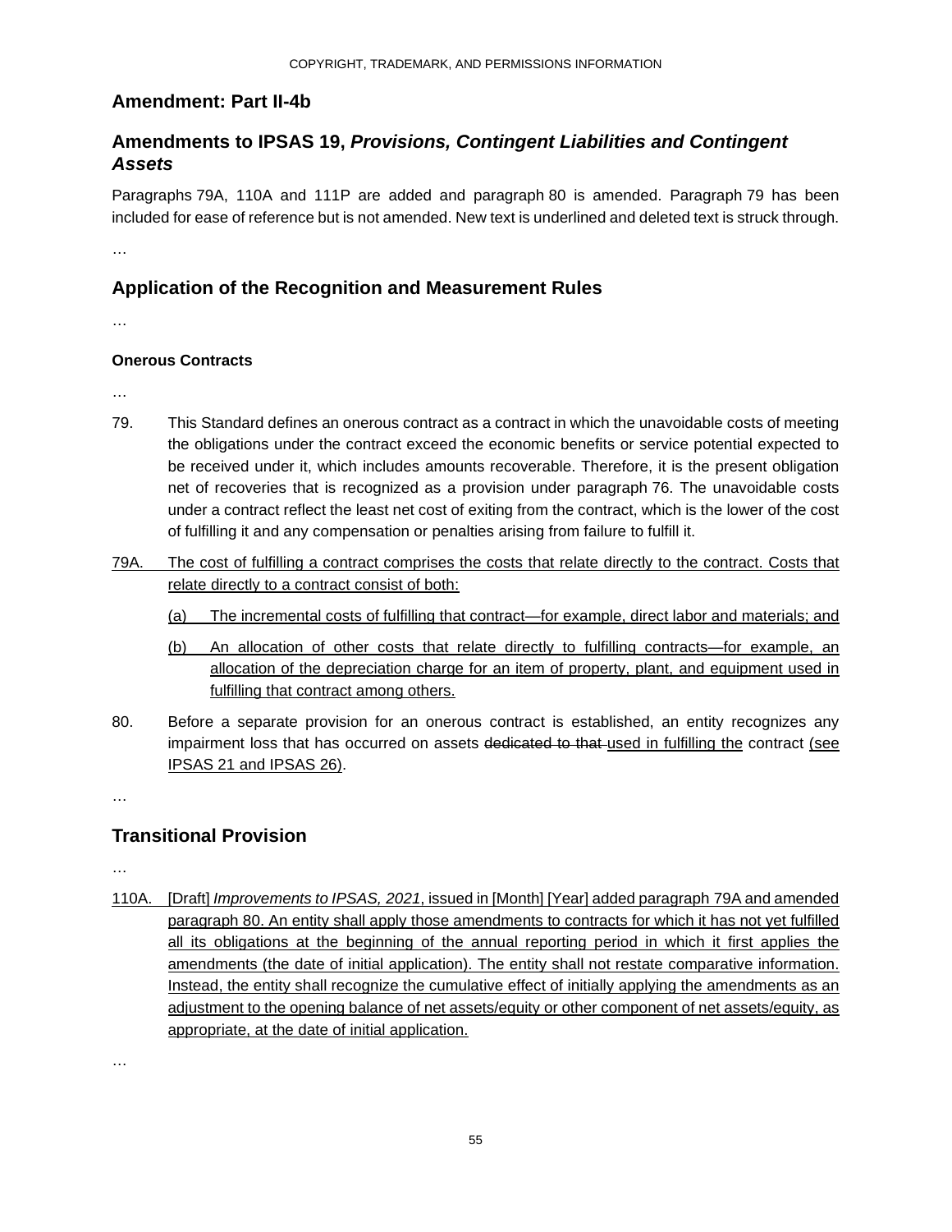## Amendment: Part II-4b

## Amendments to IPSAS 19, *Provisions, Contingent Liabilities and Contingent Assets*

Paragraphs 79A, 110A and 111P are added and paragraph 80 is amended. Paragraph 79 has been included for ease of reference but is not amended. New text is underlined and deleted text is struck through.

…

## Application of the Recognition and Measurement Rules

…

#### Onerous Contracts

…

79. This Standard defines an onerous contract as a contract in which the unavoidable costs of meeting the obligations under the contract exceed the economic benefits or service potential expected to be received under it, which includes amounts recoverable. Therefore, it is the present obligation net of recoveries that is recognized as a provision under paragraph 76. The unavoidable costs under a contract reflect the least net cost of exiting from the contract, which is the lower of the cost of fulfilling it and any compensation or penalties arising from failure to fulfill it.

<u>79A. The cost of fulfilling a contract comprises the costs that relate directly to the contract. Costs that relate directly to a contract consist of both:</u>

<u>(a) The incremental costs of fulfilling that contract—for example, direct labor and materials; and</u>

<u>(b) An allocation of other costs that relate directly to fulfilling contracts—for example, an allocation of the depreciation charge for an item of property, plant, and equipment used in fulfilling that contract among others.</u>

80. Before a separate provision for an onerous contract is established, an entity recognizes any impairment loss that has occurred on assets ~~dedicated to that~~ <u>used in fulfilling the</u> contract <u>(see IPSAS 21 and IPSAS 26)</u>.

…

## Transitional Provision

…

<u>110A. [Draft] *Improvements to IPSAS, 2021*, issued in [Month] [Year] added paragraph 79A and amended paragraph 80. An entity shall apply those amendments to contracts for which it has not yet fulfilled all its obligations at the beginning of the annual reporting period in which it first applies the amendments (the date of initial application). The entity shall not restate comparative information. Instead, the entity shall recognize the cumulative effect of initially applying the amendments as an adjustment to the opening balance of net assets/equity or other component of net assets/equity, as appropriate, at the date of initial application.</u>

…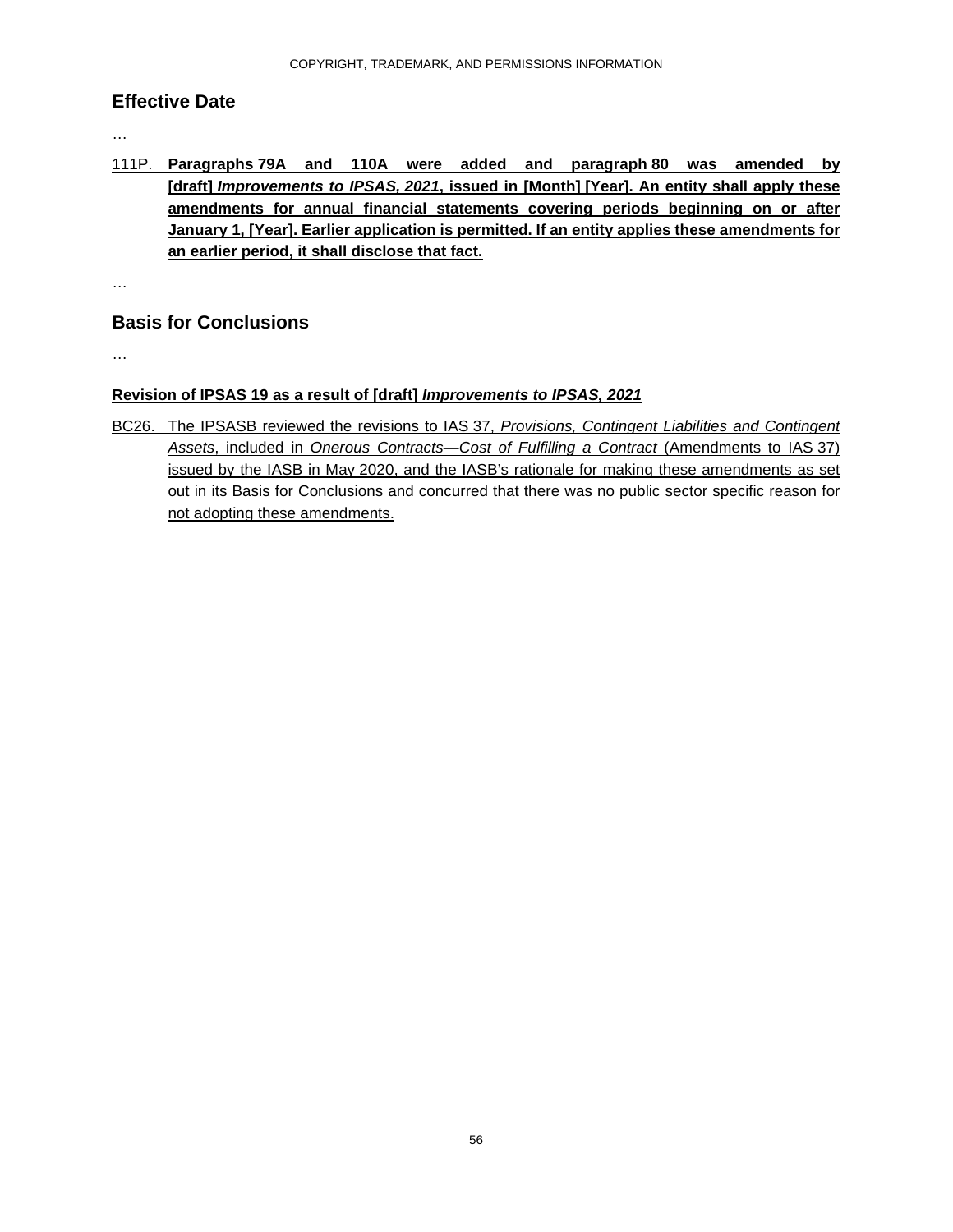## Effective Date

…

111P. **Paragraphs 79A and 110A were added and paragraph 80 was amended by [draft] *Improvements to IPSAS, 2021*, issued in [Month] [Year]. An entity shall apply these amendments for annual financial statements covering periods beginning on or after January 1, [Year]. Earlier application is permitted. If an entity applies these amendments for an earlier period, it shall disclose that fact.**

…

## Basis for Conclusions

…

**Revision of IPSAS 19 as a result of [draft] *Improvements to IPSAS, 2021***

BC26. The IPSASB reviewed the revisions to IAS 37, *Provisions, Contingent Liabilities and Contingent Assets*, included in *Onerous Contracts—Cost of Fulfilling a Contract* (Amendments to IAS 37) issued by the IASB in May 2020, and the IASB's rationale for making these amendments as set out in its Basis for Conclusions and concurred that there was no public sector specific reason for not adopting these amendments.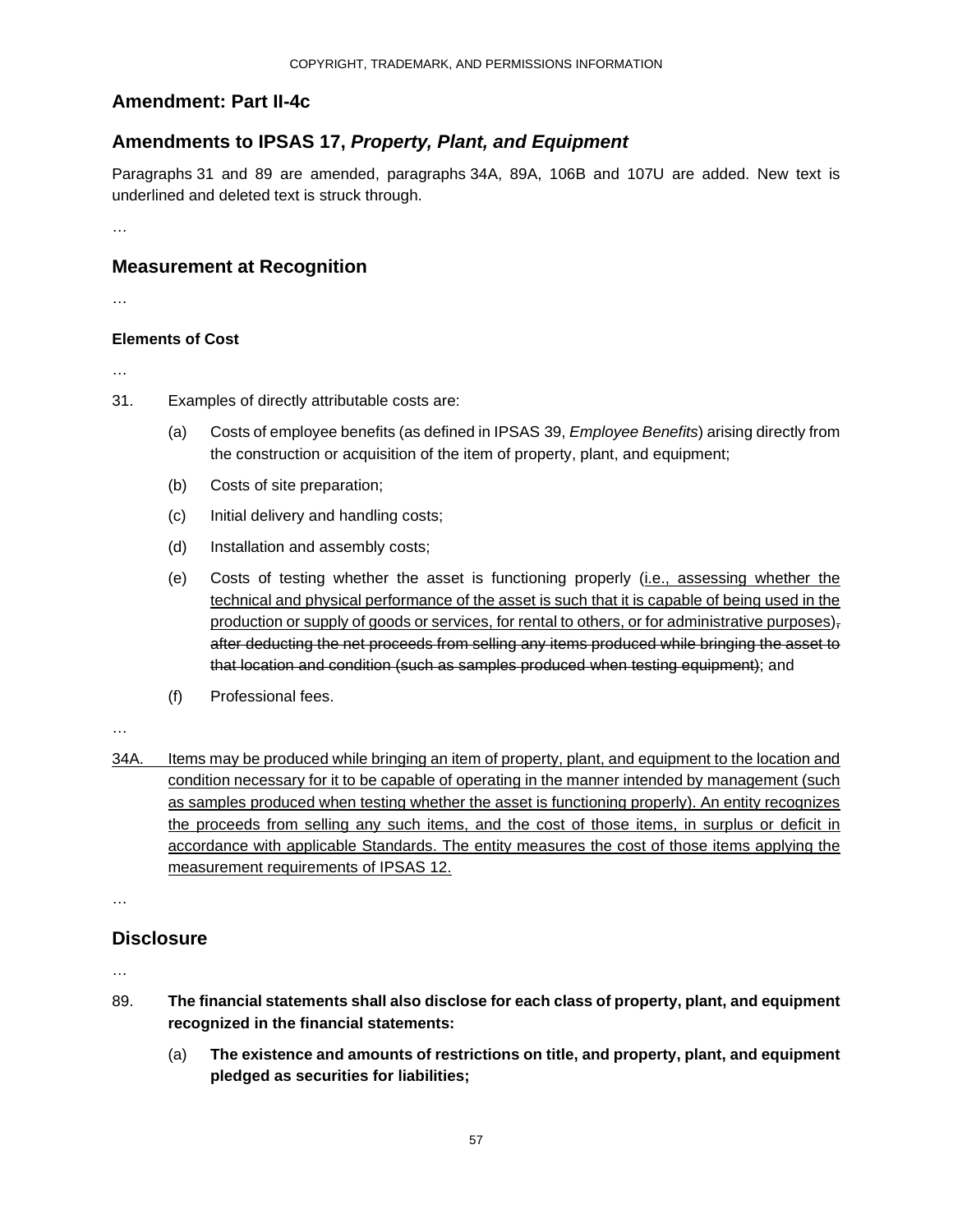## Amendment: Part II-4c

## Amendments to IPSAS 17, *Property, Plant, and Equipment*

Paragraphs 31 and 89 are amended, paragraphs 34A, 89A, 106B and 107U are added. New text is underlined and deleted text is struck through.

…

## Measurement at Recognition

…

### Elements of Cost

…

31. Examples of directly attributable costs are:

    (a) Costs of employee benefits (as defined in IPSAS 39, *Employee Benefits*) arising directly from the construction or acquisition of the item of property, plant, and equipment;

    (b) Costs of site preparation;

    (c) Initial delivery and handling costs;

    (d) Installation and assembly costs;

    (e) Costs of testing whether the asset is functioning properly (<u>i.e., assessing whether the technical and physical performance of the asset is such that it is capable of being used in the production or supply of goods or services, for rental to others, or for administrative purposes</u>)~~, after deducting the net proceeds from selling any items produced while bringing the asset to that location and condition (such as samples produced when testing equipment)~~; and

    (f) Professional fees.

…

<u>34A. Items may be produced while bringing an item of property, plant, and equipment to the location and condition necessary for it to be capable of operating in the manner intended by management (such as samples produced when testing whether the asset is functioning properly). An entity recognizes the proceeds from selling any such items, and the cost of those items, in surplus or deficit in accordance with applicable Standards. The entity measures the cost of those items applying the measurement requirements of IPSAS 12.</u>

…

## Disclosure

…

89. **The financial statements shall also disclose for each class of property, plant, and equipment recognized in the financial statements:**

    (a) **The existence and amounts of restrictions on title, and property, plant, and equipment pledged as securities for liabilities;**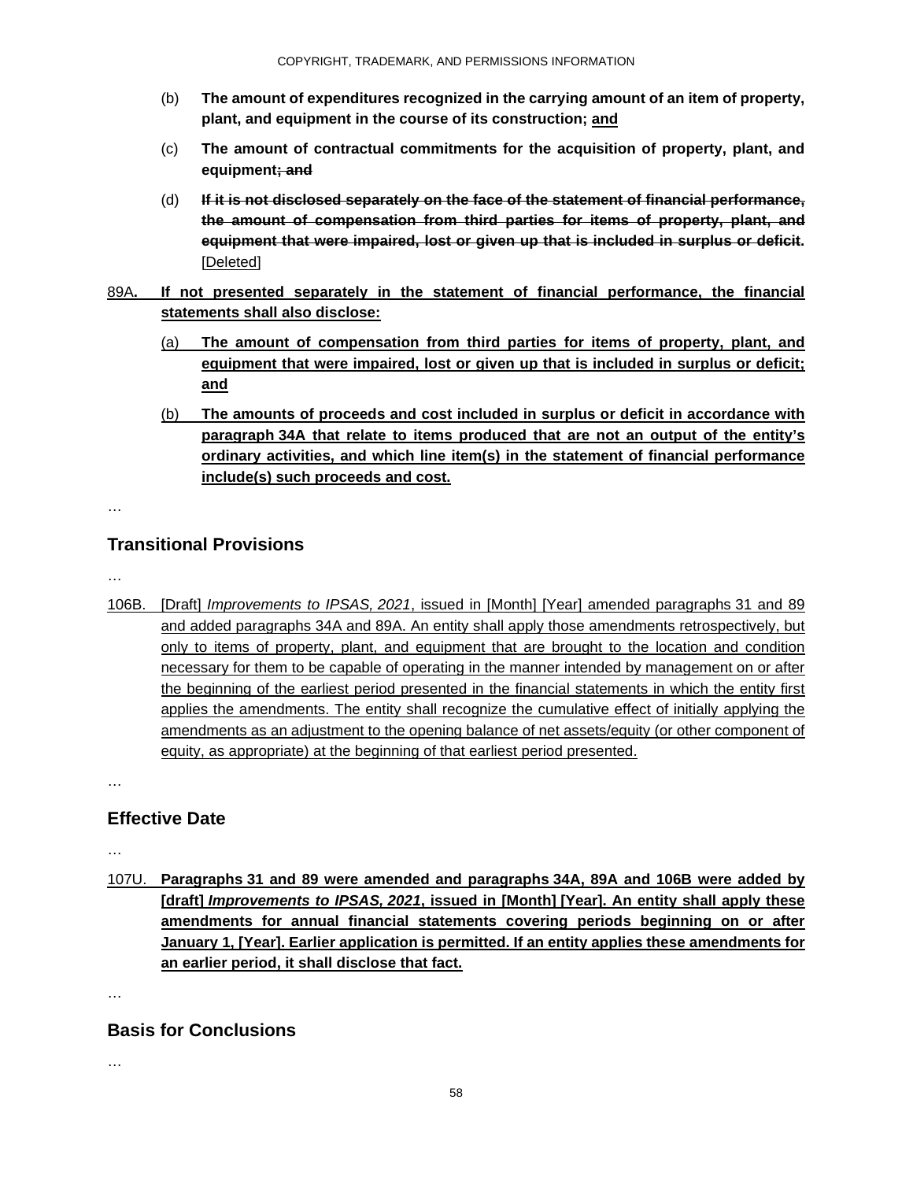(b) **The amount of expenditures recognized in the carrying amount of an item of property, plant, and equipment in the course of its construction; and**

(c) **The amount of contractual commitments for the acquisition of property, plant, and equipment~~; and~~**

(d) ~~**If it is not disclosed separately on the face of the statement of financial performance, the amount of compensation from third parties for items of property, plant, and equipment that were impaired, lost or given up that is included in surplus or deficit.**~~ [Deleted]

89A. **If not presented separately in the statement of financial performance, the financial statements shall also disclose:**

(a) **The amount of compensation from third parties for items of property, plant, and equipment that were impaired, lost or given up that is included in surplus or deficit; and**

(b) **The amounts of proceeds and cost included in surplus or deficit in accordance with paragraph 34A that relate to items produced that are not an output of the entity's ordinary activities, and which line item(s) in the statement of financial performance include(s) such proceeds and cost.**

…

## Transitional Provisions

…

106B. [Draft] *Improvements to IPSAS, 2021*, issued in [Month] [Year] amended paragraphs 31 and 89 and added paragraphs 34A and 89A. An entity shall apply those amendments retrospectively, but only to items of property, plant, and equipment that are brought to the location and condition necessary for them to be capable of operating in the manner intended by management on or after the beginning of the earliest period presented in the financial statements in which the entity first applies the amendments. The entity shall recognize the cumulative effect of initially applying the amendments as an adjustment to the opening balance of net assets/equity (or other component of equity, as appropriate) at the beginning of that earliest period presented.

…

## Effective Date

…

107U. **Paragraphs 31 and 89 were amended and paragraphs 34A, 89A and 106B were added by [draft] *Improvements to IPSAS, 2021*, issued in [Month] [Year]. An entity shall apply these amendments for annual financial statements covering periods beginning on or after January 1, [Year]. Earlier application is permitted. If an entity applies these amendments for an earlier period, it shall disclose that fact.**

…

## Basis for Conclusions

…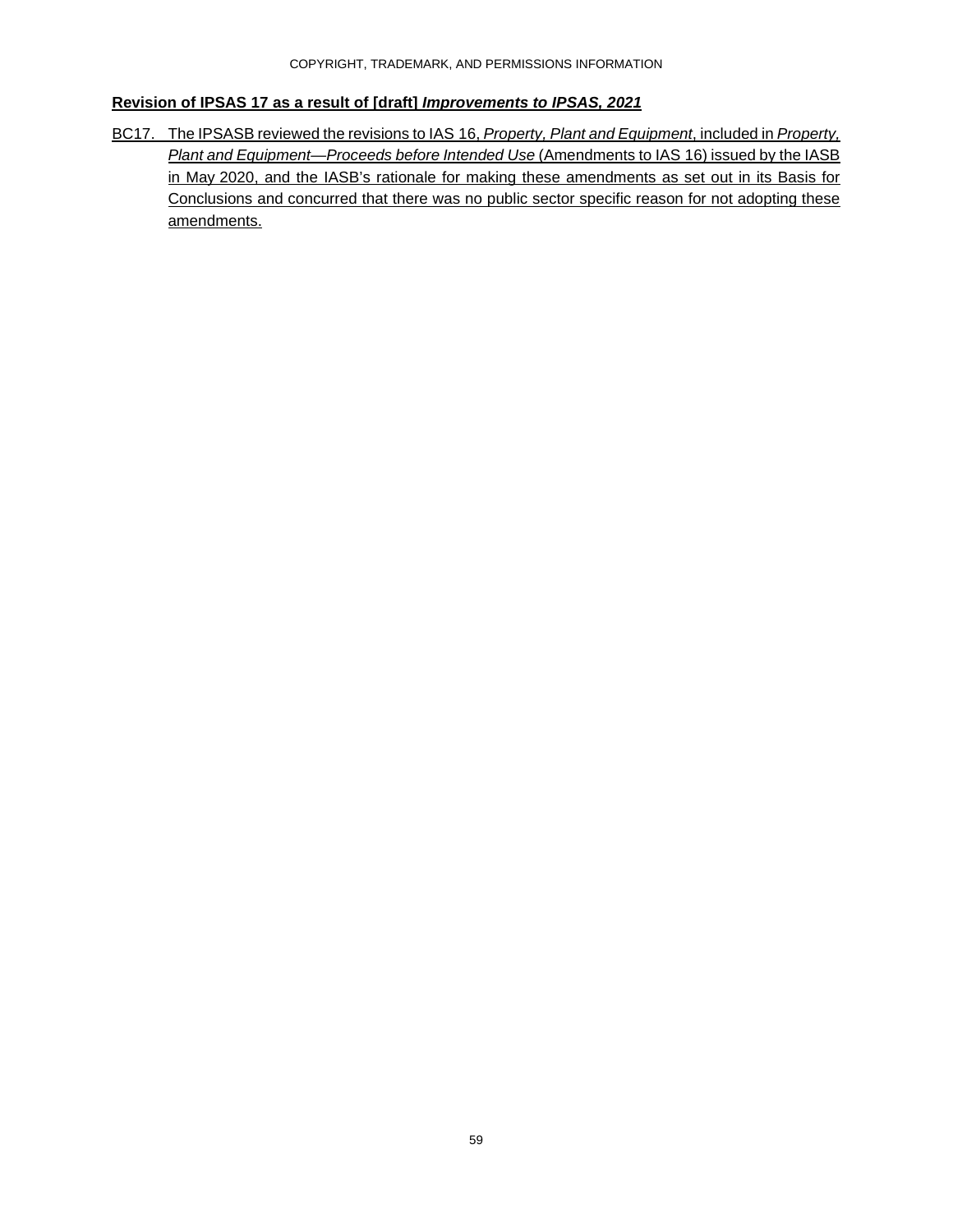**Revision of IPSAS 17 as a result of [draft] *Improvements to IPSAS, 2021***

BC17. The IPSASB reviewed the revisions to IAS 16, *Property, Plant and Equipment*, included in *Property, Plant and Equipment—Proceeds before Intended Use* (Amendments to IAS 16) issued by the IASB in May 2020, and the IASB's rationale for making these amendments as set out in its Basis for Conclusions and concurred that there was no public sector specific reason for not adopting these amendments.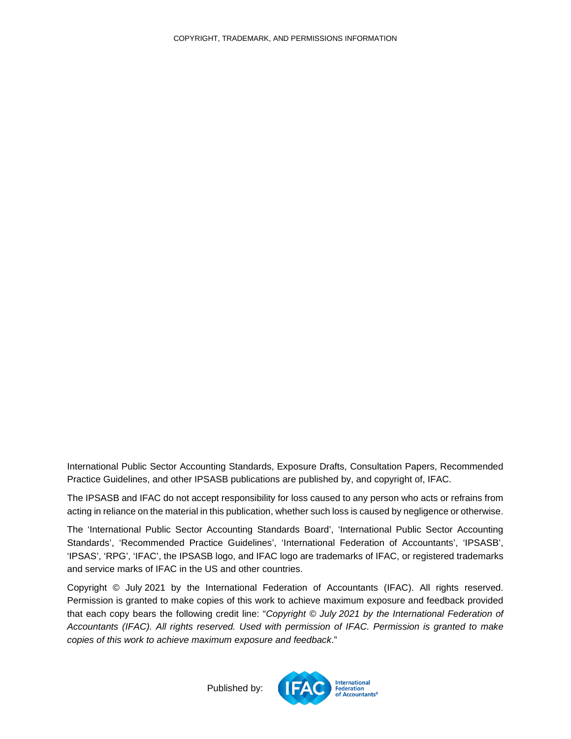COPYRIGHT, TRADEMARK, AND PERMISSIONS INFORMATION

International Public Sector Accounting Standards, Exposure Drafts, Consultation Papers, Recommended Practice Guidelines, and other IPSASB publications are published by, and copyright of, IFAC.

The IPSASB and IFAC do not accept responsibility for loss caused to any person who acts or refrains from acting in reliance on the material in this publication, whether such loss is caused by negligence or otherwise.

The 'International Public Sector Accounting Standards Board', 'International Public Sector Accounting Standards', 'Recommended Practice Guidelines', 'International Federation of Accountants', 'IPSASB', 'IPSAS', 'RPG', 'IFAC', the IPSASB logo, and IFAC logo are trademarks of IFAC, or registered trademarks and service marks of IFAC in the US and other countries.

Copyright © July 2021 by the International Federation of Accountants (IFAC). All rights reserved. Permission is granted to make copies of this work to achieve maximum exposure and feedback provided that each copy bears the following credit line: "*Copyright © July 2021 by the International Federation of Accountants (IFAC). All rights reserved. Used with permission of IFAC. Permission is granted to make copies of this work to achieve maximum exposure and feedback*."

Published by: IFAC International Federation of Accountants®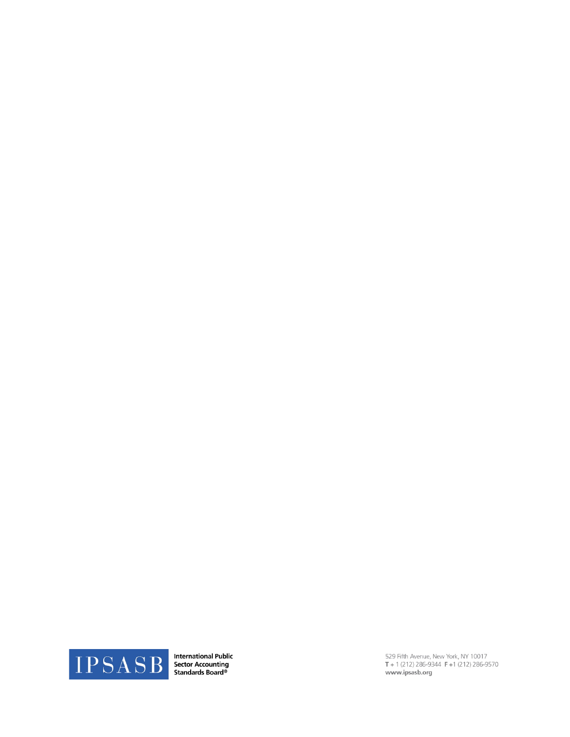IPSASB International Public Sector Accounting Standards Board®

529 Fifth Avenue, New York, NY 10017
T + 1 (212) 286-9344 F +1 (212) 286-9570
www.ipsasb.org